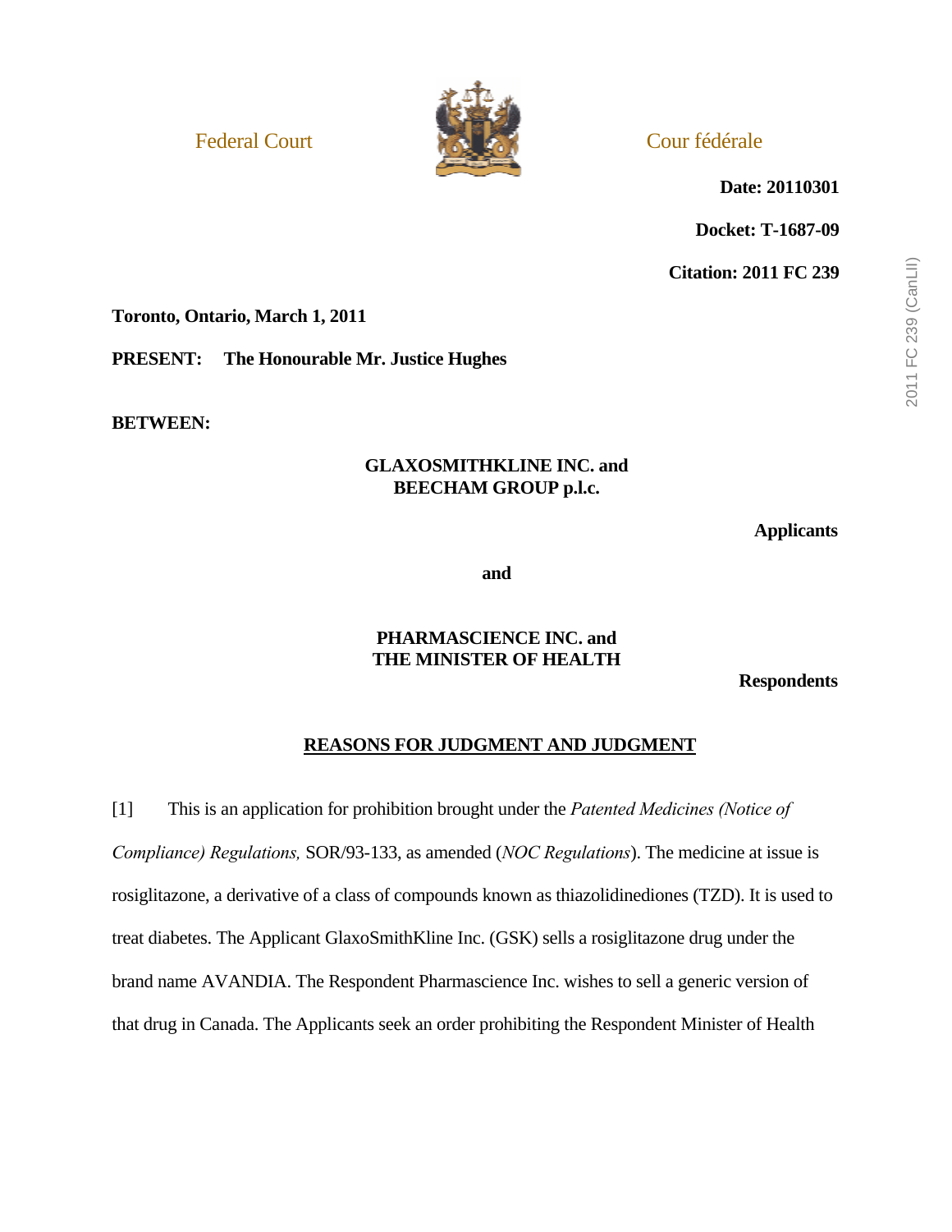Federal Court — Cour fédérale

**Date: 20110301**

**Docket: T-1687-09**

**Citation: 2011 FC 239**

**Toronto, Ontario, March 1, 2011**

**PRESENT: The Honourable Mr. Justice Hughes**

**BETWEEN:**

**GLAXOSMITHKLINE INC. and BEECHAM GROUP p.l.c.**

**Applicants**

**and**

**PHARMASCIENCE INC. and THE MINISTER OF HEALTH**

**Respondents**

## REASONS FOR JUDGMENT AND JUDGMENT

[1] This is an application for prohibition brought under the *Patented Medicines (Notice of Compliance) Regulations,* SOR/93-133, as amended (*NOC Regulations*). The medicine at issue is rosiglitazone, a derivative of a class of compounds known as thiazolidinediones (TZD). It is used to treat diabetes. The Applicant GlaxoSmithKline Inc. (GSK) sells a rosiglitazone drug under the brand name AVANDIA. The Respondent Pharmascience Inc. wishes to sell a generic version of that drug in Canada. The Applicants seek an order prohibiting the Respondent Minister of Health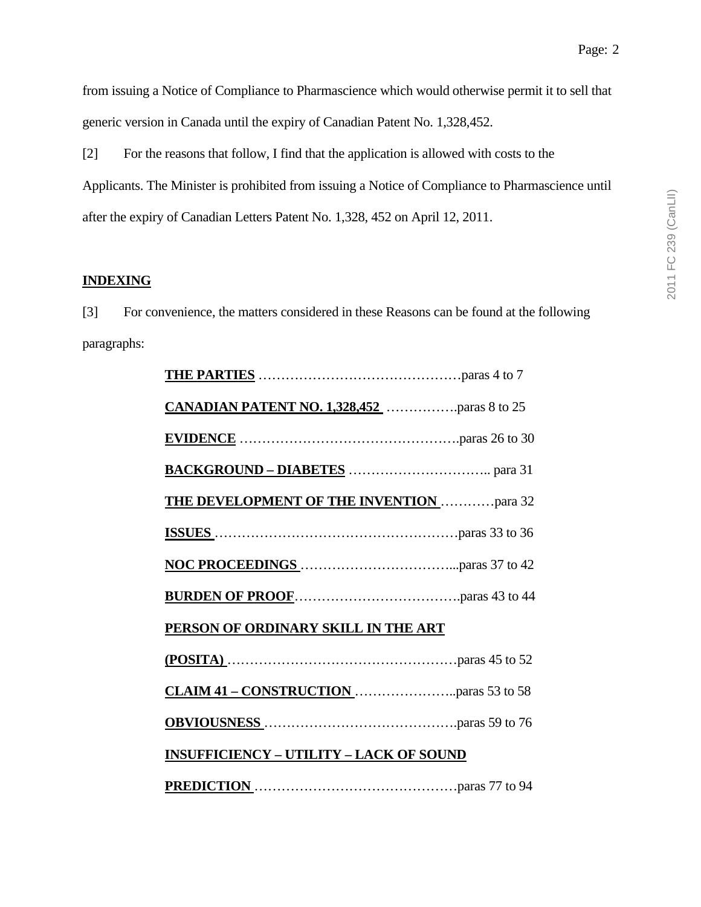from issuing a Notice of Compliance to Pharmascience which would otherwise permit it to sell that generic version in Canada until the expiry of Canadian Patent No. 1,328,452.

[2] For the reasons that follow, I find that the application is allowed with costs to the Applicants. The Minister is prohibited from issuing a Notice of Compliance to Pharmascience until after the expiry of Canadian Letters Patent No. 1,328, 452 on April 12, 2011.

## INDEXING

[3] For convenience, the matters considered in these Reasons can be found at the following paragraphs:

**THE PARTIES** ……………………………………paras 4 to 7

**CANADIAN PATENT NO. 1,328,452** …………….paras 8 to 25

**EVIDENCE** ………………………………………….paras 26 to 30

**BACKGROUND – DIABETES** ………………………….. para 31

**THE DEVELOPMENT OF THE INVENTION** …….……para 32

**ISSUES** ………………………………………………paras 33 to 36

**NOC PROCEEDINGS** ……………………………...paras 37 to 42

**BURDEN OF PROOF**……………………………….paras 43 to 44

**PERSON OF ORDINARY SKILL IN THE ART (POSITA)** ……………………………………………paras 45 to 52

**CLAIM 41 – CONSTRUCTION** …………………..paras 53 to 58

**OBVIOUSNESS** …………………………………….paras 59 to 76

**INSUFFICIENCY – UTILITY – LACK OF SOUND PREDICTION** ………………………………………paras 77 to 94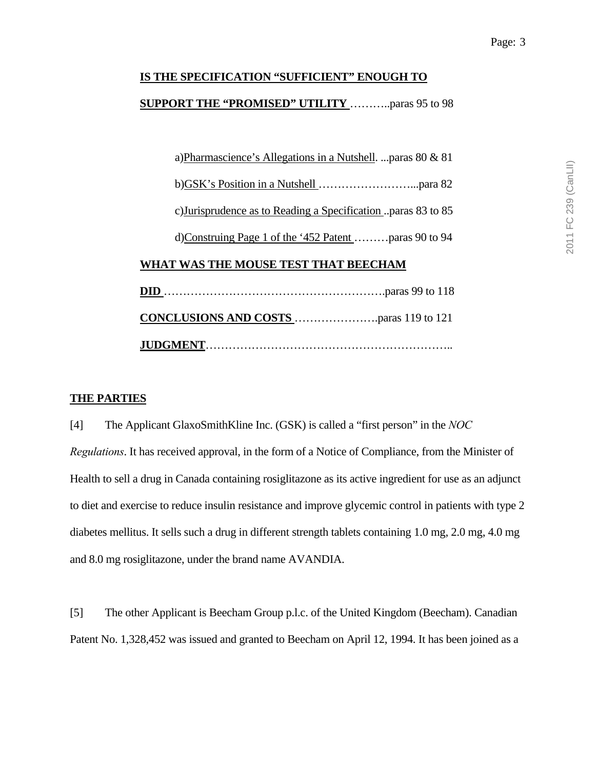**IS THE SPECIFICATION "SUFFICIENT" ENOUGH TO SUPPORT THE "PROMISED" UTILITY** ………..paras 95 to 98

a) Pharmascience's Allegations in a Nutshell. ...paras 80 & 81

b) GSK's Position in a Nutshell ……………………...para 82

c) Jurisprudence as to Reading a Specification ..paras 83 to 85

d) Construing Page 1 of the '452 Patent ………paras 90 to 94

**WHAT WAS THE MOUSE TEST THAT BEECHAM DID** ………………………………………………….paras 99 to 118

**CONCLUSIONS AND COSTS** ………………….paras 119 to 121

**JUDGMENT**………………………………………………………..

**THE PARTIES**

[4] The Applicant GlaxoSmithKline Inc. (GSK) is called a "first person" in the *NOC Regulations*. It has received approval, in the form of a Notice of Compliance, from the Minister of Health to sell a drug in Canada containing rosiglitazone as its active ingredient for use as an adjunct to diet and exercise to reduce insulin resistance and improve glycemic control in patients with type 2 diabetes mellitus. It sells such a drug in different strength tablets containing 1.0 mg, 2.0 mg, 4.0 mg and 8.0 mg rosiglitazone, under the brand name AVANDIA.

[5] The other Applicant is Beecham Group p.l.c. of the United Kingdom (Beecham). Canadian Patent No. 1,328,452 was issued and granted to Beecham on April 12, 1994. It has been joined as a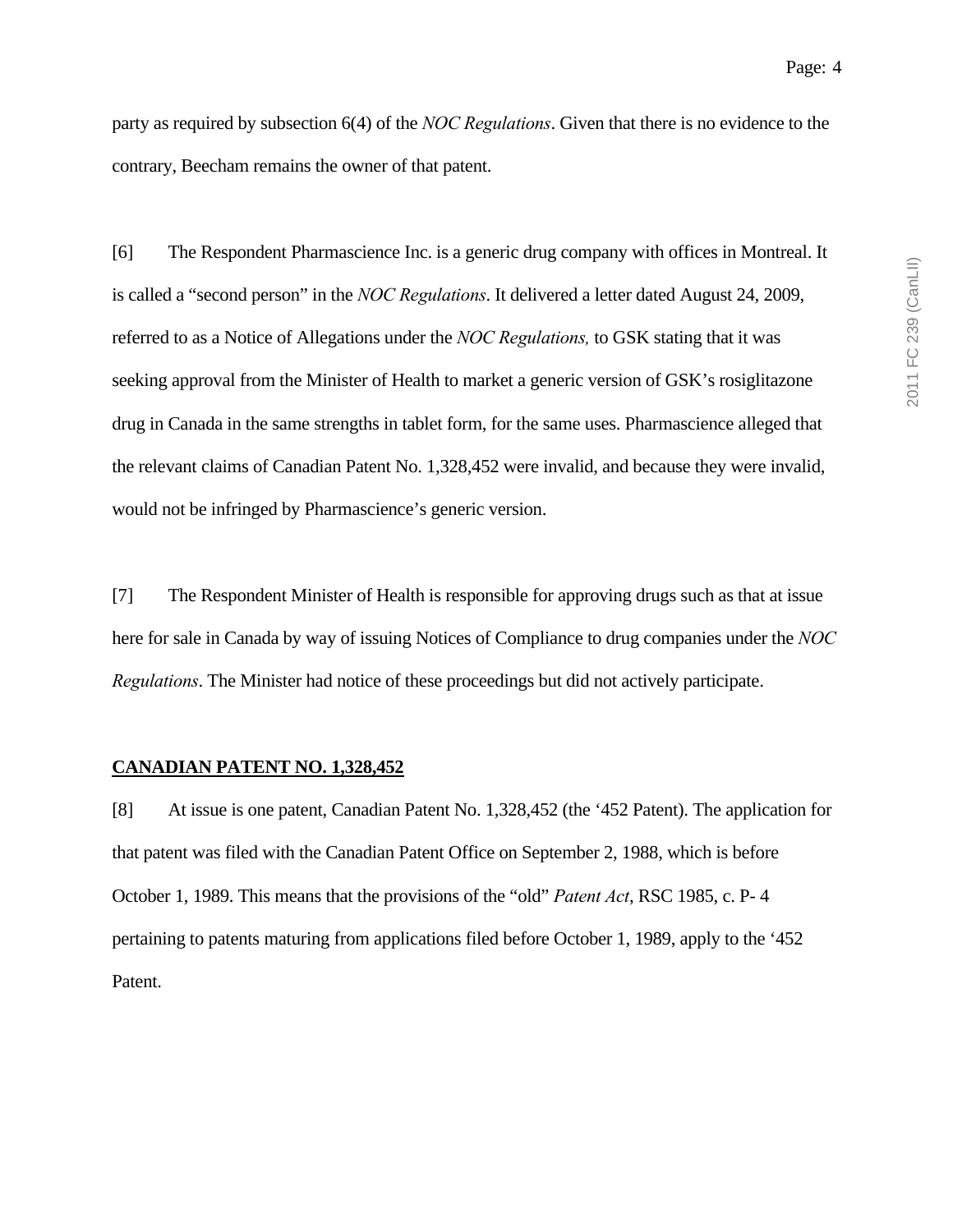party as required by subsection 6(4) of the *NOC Regulations*. Given that there is no evidence to the contrary, Beecham remains the owner of that patent.

[6] The Respondent Pharmascience Inc. is a generic drug company with offices in Montreal. It is called a "second person" in the *NOC Regulations*. It delivered a letter dated August 24, 2009, referred to as a Notice of Allegations under the *NOC Regulations,* to GSK stating that it was seeking approval from the Minister of Health to market a generic version of GSK's rosiglitazone drug in Canada in the same strengths in tablet form, for the same uses. Pharmascience alleged that the relevant claims of Canadian Patent No. 1,328,452 were invalid, and because they were invalid, would not be infringed by Pharmascience's generic version.

[7] The Respondent Minister of Health is responsible for approving drugs such as that at issue here for sale in Canada by way of issuing Notices of Compliance to drug companies under the *NOC Regulations*. The Minister had notice of these proceedings but did not actively participate.

**CANADIAN PATENT NO. 1,328,452**

[8] At issue is one patent, Canadian Patent No. 1,328,452 (the '452 Patent). The application for that patent was filed with the Canadian Patent Office on September 2, 1988, which is before October 1, 1989. This means that the provisions of the "old" *Patent Act*, RSC 1985, c. P- 4 pertaining to patents maturing from applications filed before October 1, 1989, apply to the '452 Patent.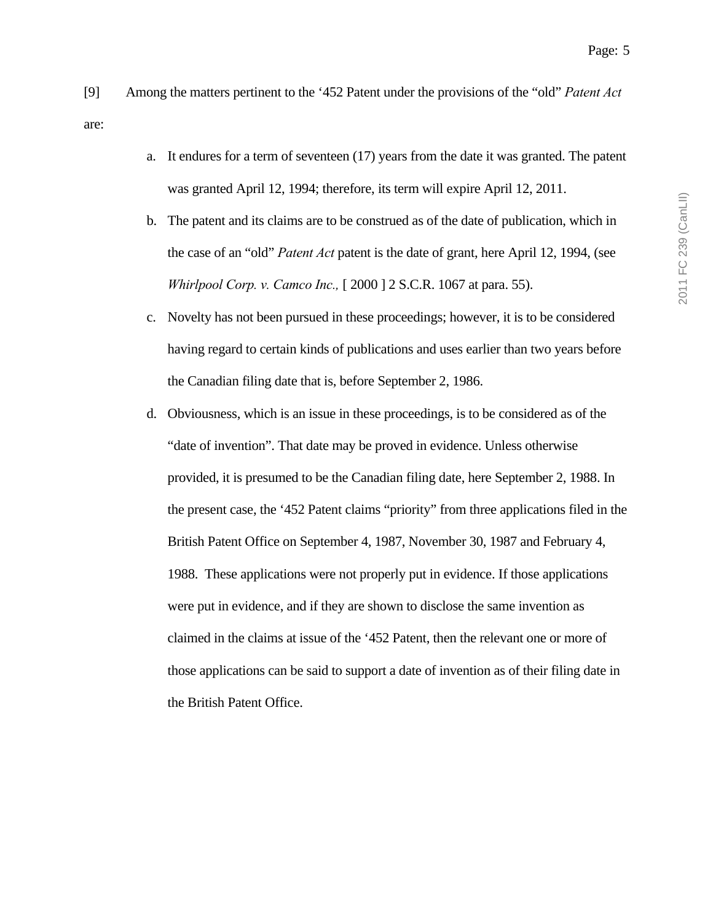[9] Among the matters pertinent to the ‘452 Patent under the provisions of the “old” *Patent Act* are:

a. It endures for a term of seventeen (17) years from the date it was granted. The patent was granted April 12, 1994; therefore, its term will expire April 12, 2011.

b. The patent and its claims are to be construed as of the date of publication, which in the case of an “old” *Patent Act* patent is the date of grant, here April 12, 1994, (see *Whirlpool Corp. v. Camco Inc.,* [ 2000 ] 2 S.C.R. 1067 at para. 55).

c. Novelty has not been pursued in these proceedings; however, it is to be considered having regard to certain kinds of publications and uses earlier than two years before the Canadian filing date that is, before September 2, 1986.

d. Obviousness, which is an issue in these proceedings, is to be considered as of the “date of invention”. That date may be proved in evidence. Unless otherwise provided, it is presumed to be the Canadian filing date, here September 2, 1988. In the present case, the ‘452 Patent claims “priority” from three applications filed in the British Patent Office on September 4, 1987, November 30, 1987 and February 4, 1988. These applications were not properly put in evidence. If those applications were put in evidence, and if they are shown to disclose the same invention as claimed in the claims at issue of the ‘452 Patent, then the relevant one or more of those applications can be said to support a date of invention as of their filing date in the British Patent Office.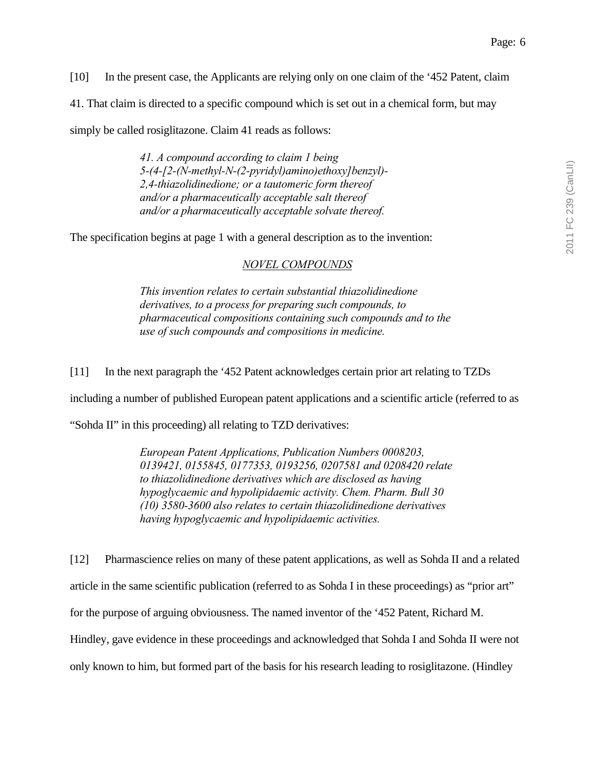[10] In the present case, the Applicants are relying only on one claim of the '452 Patent, claim 41. That claim is directed to a specific compound which is set out in a chemical form, but may simply be called rosiglitazone. Claim 41 reads as follows:

> *41. A compound according to claim 1 being 5-(4-[2-(N-methyl-N-(2-pyridyl)amino)ethoxy]benzyl)-2,4-thiazolidinedione; or a tautomeric form thereof and/or a pharmaceutically acceptable salt thereof and/or a pharmaceutically acceptable solvate thereof.*

The specification begins at page 1 with a general description as to the invention:

> *NOVEL COMPOUNDS*
>
> *This invention relates to certain substantial thiazolidinedione derivatives, to a process for preparing such compounds, to pharmaceutical compositions containing such compounds and to the use of such compounds and compositions in medicine.*

[11] In the next paragraph the '452 Patent acknowledges certain prior art relating to TZDs including a number of published European patent applications and a scientific article (referred to as "Sohda II" in this proceeding) all relating to TZD derivatives:

> *European Patent Applications, Publication Numbers 0008203, 0139421, 0155845, 0177353, 0193256, 0207581 and 0208420 relate to thiazolidinedione derivatives which are disclosed as having hypoglycaemic and hypolipidaemic activity. Chem. Pharm. Bull 30 (10) 3580-3600 also relates to certain thiazolidinedione derivatives having hypoglycaemic and hypolipidaemic activities.*

[12] Pharmascience relies on many of these patent applications, as well as Sohda II and a related article in the same scientific publication (referred to as Sohda I in these proceedings) as "prior art" for the purpose of arguing obviousness. The named inventor of the '452 Patent, Richard M. Hindley, gave evidence in these proceedings and acknowledged that Sohda I and Sohda II were not only known to him, but formed part of the basis for his research leading to rosiglitazone. (Hindley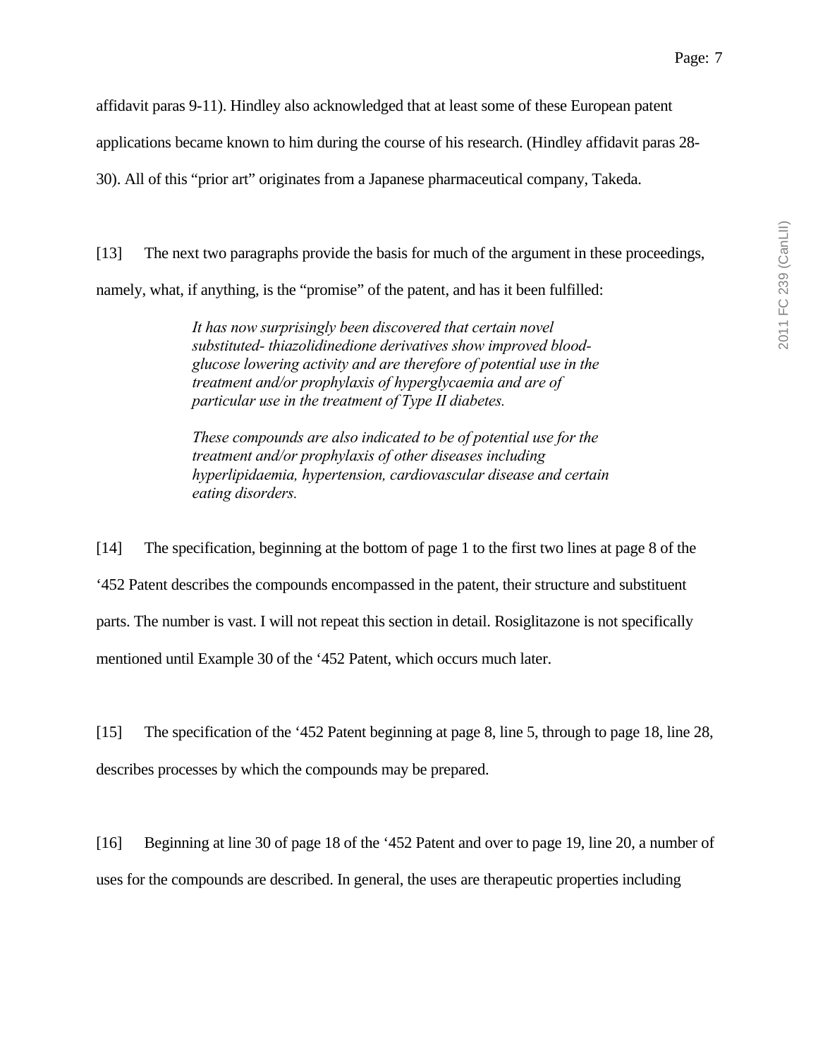affidavit paras 9-11). Hindley also acknowledged that at least some of these European patent applications became known to him during the course of his research. (Hindley affidavit paras 28-30). All of this "prior art" originates from a Japanese pharmaceutical company, Takeda.

[13] The next two paragraphs provide the basis for much of the argument in these proceedings, namely, what, if anything, is the "promise" of the patent, and has it been fulfilled:

> *It has now surprisingly been discovered that certain novel substituted- thiazolidinedione derivatives show improved blood-glucose lowering activity and are therefore of potential use in the treatment and/or prophylaxis of hyperglycaemia and are of particular use in the treatment of Type II diabetes.*
>
> *These compounds are also indicated to be of potential use for the treatment and/or prophylaxis of other diseases including hyperlipidaemia, hypertension, cardiovascular disease and certain eating disorders.*

[14] The specification, beginning at the bottom of page 1 to the first two lines at page 8 of the '452 Patent describes the compounds encompassed in the patent, their structure and substituent parts. The number is vast. I will not repeat this section in detail. Rosiglitazone is not specifically mentioned until Example 30 of the '452 Patent, which occurs much later.

[15] The specification of the '452 Patent beginning at page 8, line 5, through to page 18, line 28, describes processes by which the compounds may be prepared.

[16] Beginning at line 30 of page 18 of the '452 Patent and over to page 19, line 20, a number of uses for the compounds are described. In general, the uses are therapeutic properties including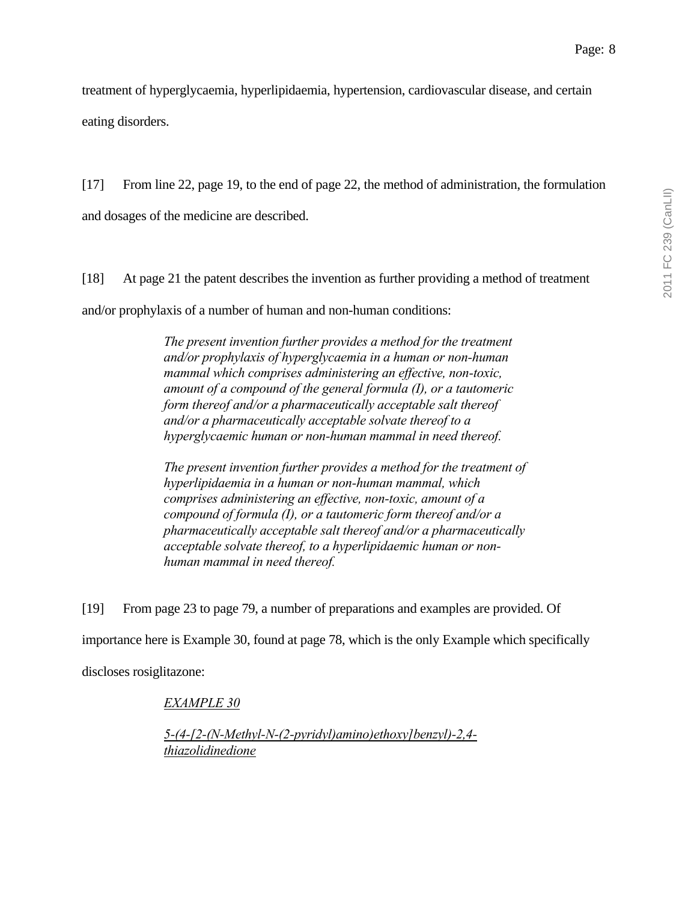treatment of hyperglycaemia, hyperlipidaemia, hypertension, cardiovascular disease, and certain eating disorders.

[17] From line 22, page 19, to the end of page 22, the method of administration, the formulation and dosages of the medicine are described.

[18] At page 21 the patent describes the invention as further providing a method of treatment and/or prophylaxis of a number of human and non-human conditions:

> *The present invention further provides a method for the treatment and/or prophylaxis of hyperglycaemia in a human or non-human mammal which comprises administering an effective, non-toxic, amount of a compound of the general formula (I), or a tautomeric form thereof and/or a pharmaceutically acceptable salt thereof and/or a pharmaceutically acceptable solvate thereof to a hyperglycaemic human or non-human mammal in need thereof.*
>
> *The present invention further provides a method for the treatment of hyperlipidaemia in a human or non-human mammal, which comprises administering an effective, non-toxic, amount of a compound of formula (I), or a tautomeric form thereof and/or a pharmaceutically acceptable salt thereof and/or a pharmaceutically acceptable solvate thereof, to a hyperlipidaemic human or non-human mammal in need thereof.*

[19] From page 23 to page 79, a number of preparations and examples are provided. Of importance here is Example 30, found at page 78, which is the only Example which specifically discloses rosiglitazone:

> <u>*EXAMPLE 30*</u>
>
> <u>*5-(4-[2-(N-Methyl-N-(2-pyridyl)amino)ethoxy]benzyl)-2,4-thiazolidinedione*</u>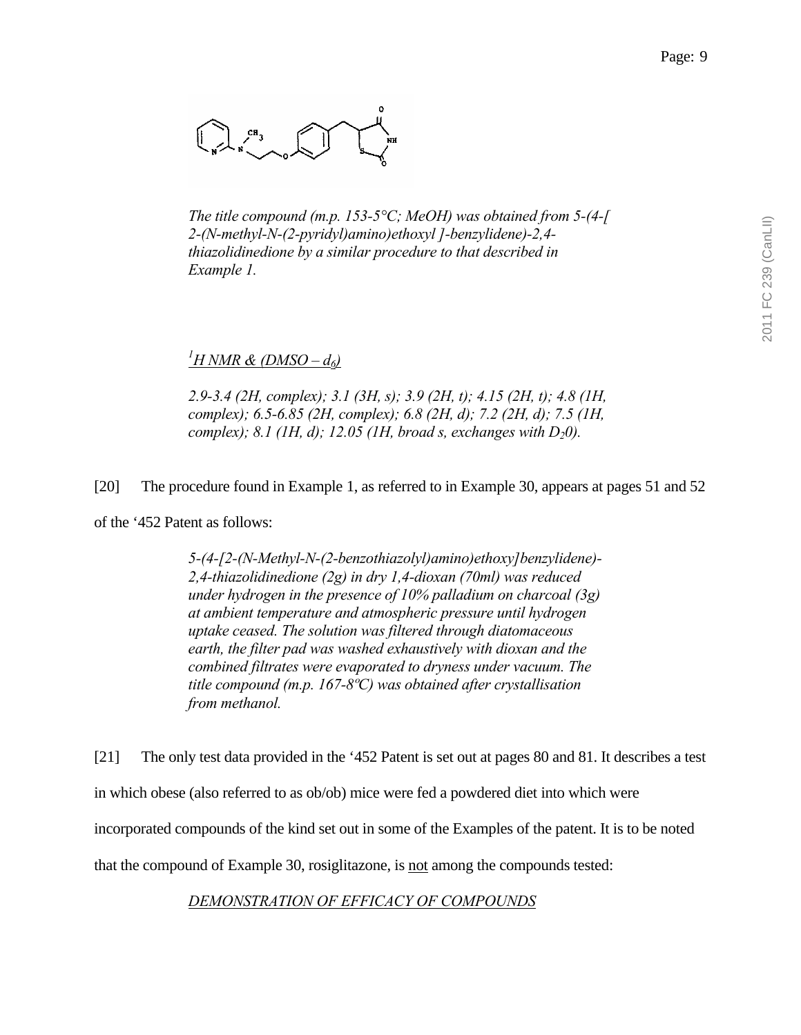*The title compound (m.p. 153-5°C; MeOH) was obtained from 5-(4-[ 2-(N-methyl-N-(2-pyridyl)amino)ethoxyl ]-benzylidene)-2,4-thiazolidinedione by a similar procedure to that described in Example 1.*

*$^{1}$H NMR & (DMSO – $d_6$)*

*2.9-3.4 (2H, complex); 3.1 (3H, s); 3.9 (2H, t); 4.15 (2H, t); 4.8 (1H, complex); 6.5-6.85 (2H, complex); 6.8 (2H, d); 7.2 (2H, d); 7.5 (1H, complex); 8.1 (1H, d); 12.05 (1H, broad s, exchanges with $D_2$0).*

[20] The procedure found in Example 1, as referred to in Example 30, appears at pages 51 and 52 of the '452 Patent as follows:

> *5-(4-[2-(N-Methyl-N-(2-benzothiazolyl)amino)ethoxy]benzylidene)-2,4-thiazolidinedione (2g) in dry 1,4-dioxan (70ml) was reduced under hydrogen in the presence of 10% palladium on charcoal (3g) at ambient temperature and atmospheric pressure until hydrogen uptake ceased. The solution was filtered through diatomaceous earth, the filter pad was washed exhaustively with dioxan and the combined filtrates were evaporated to dryness under vacuum. The title compound (m.p. 167-8ºC) was obtained after crystallisation from methanol.*

[21] The only test data provided in the '452 Patent is set out at pages 80 and 81. It describes a test in which obese (also referred to as ob/ob) mice were fed a powdered diet into which were incorporated compounds of the kind set out in some of the Examples of the patent. It is to be noted that the compound of Example 30, rosiglitazone, is not among the compounds tested:

*DEMONSTRATION OF EFFICACY OF COMPOUNDS*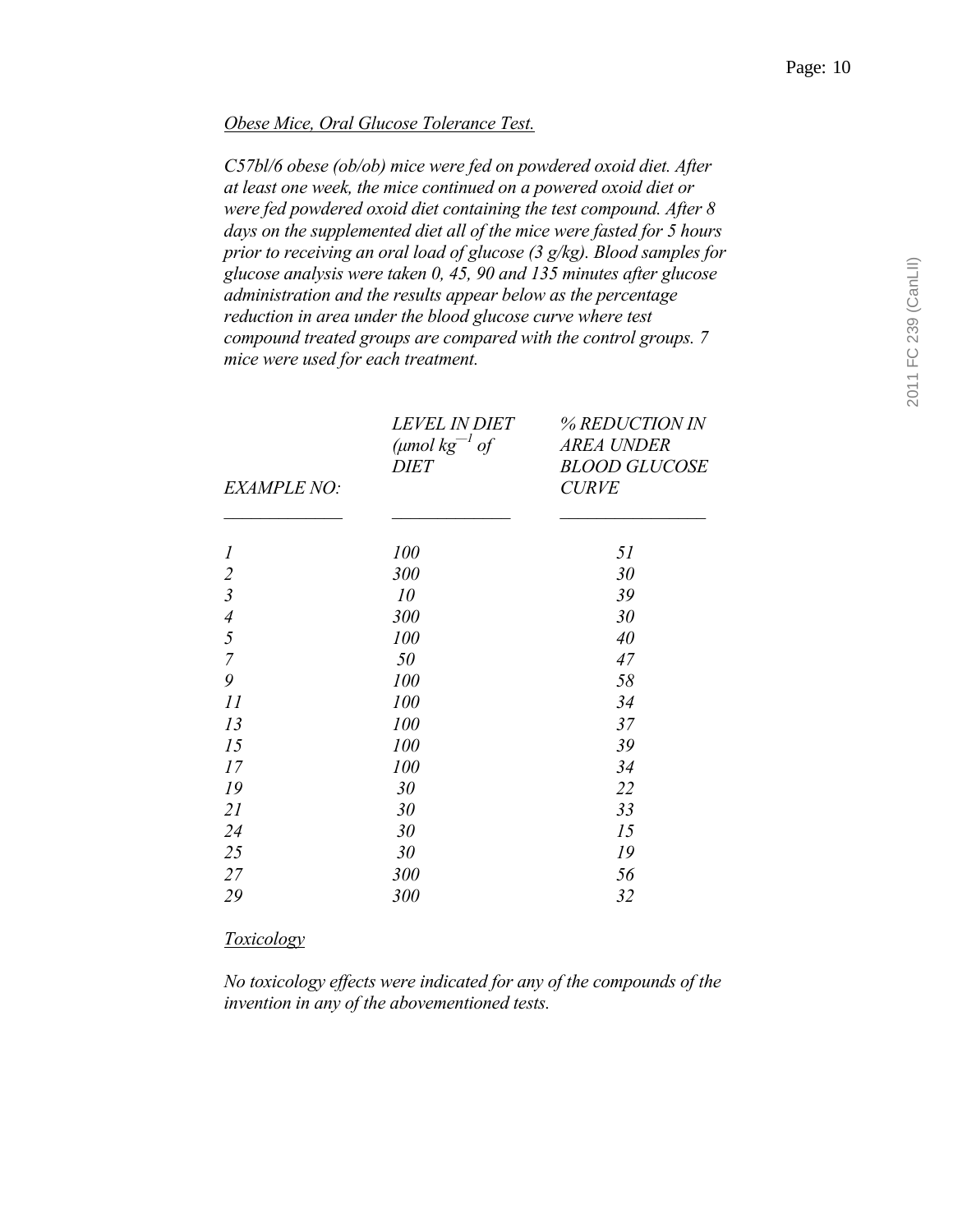*Obese Mice, Oral Glucose Tolerance Test.*

*C57bl/6 obese (ob/ob) mice were fed on powdered oxoid diet. After at least one week, the mice continued on a powered oxoid diet or were fed powdered oxoid diet containing the test compound. After 8 days on the supplemented diet all of the mice were fasted for 5 hours prior to receiving an oral load of glucose (3 g/kg). Blood samples for glucose analysis were taken 0, 45, 90 and 135 minutes after glucose administration and the results appear below as the percentage reduction in area under the blood glucose curve where test compound treated groups are compared with the control groups. 7 mice were used for each treatment.*

| *EXAMPLE NO:* | *LEVEL IN DIET (μmol $kg^{-1}$ of DIET* | *% REDUCTION IN AREA UNDER BLOOD GLUCOSE CURVE* |
|---|---|---|
| *1* | *100* | *51* |
| *2* | *300* | *30* |
| *3* | *10* | *39* |
| *4* | *300* | *30* |
| *5* | *100* | *40* |
| *7* | *50* | *47* |
| *9* | *100* | *58* |
| *11* | *100* | *34* |
| *13* | *100* | *37* |
| *15* | *100* | *39* |
| *17* | *100* | *34* |
| *19* | *30* | *22* |
| *21* | *30* | *33* |
| *24* | *30* | *15* |
| *25* | *30* | *19* |
| *27* | *300* | *56* |
| *29* | *300* | *32* |

*Toxicology*

*No toxicology effects were indicated for any of the compounds of the invention in any of the abovementioned tests.*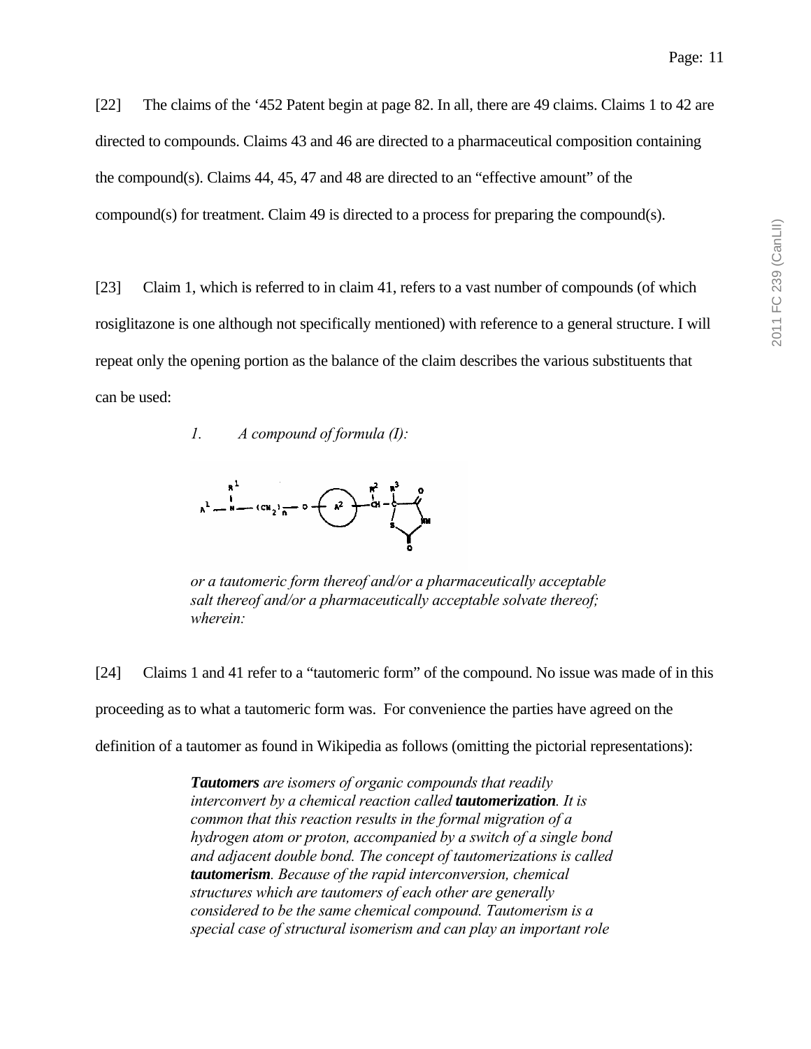[22] The claims of the '452 Patent begin at page 82. In all, there are 49 claims. Claims 1 to 42 are directed to compounds. Claims 43 and 46 are directed to a pharmaceutical composition containing the compound(s). Claims 44, 45, 47 and 48 are directed to an "effective amount" of the compound(s) for treatment. Claim 49 is directed to a process for preparing the compound(s).

[23] Claim 1, which is referred to in claim 41, refers to a vast number of compounds (of which rosiglitazone is one although not specifically mentioned) with reference to a general structure. I will repeat only the opening portion as the balance of the claim describes the various substituents that can be used:

> *1. A compound of formula (I):*
>
> *or a tautomeric form thereof and/or a pharmaceutically acceptable salt thereof and/or a pharmaceutically acceptable solvate thereof; wherein:*

[24] Claims 1 and 41 refer to a "tautomeric form" of the compound. No issue was made of in this proceeding as to what a tautomeric form was. For convenience the parties have agreed on the definition of a tautomer as found in Wikipedia as follows (omitting the pictorial representations):

> ***Tautomers** are isomers of organic compounds that readily interconvert by a chemical reaction called **tautomerization**. It is common that this reaction results in the formal migration of a hydrogen atom or proton, accompanied by a switch of a single bond and adjacent double bond. The concept of tautomerizations is called **tautomerism**. Because of the rapid interconversion, chemical structures which are tautomers of each other are generally considered to be the same chemical compound. Tautomerism is a special case of structural isomerism and can play an important role*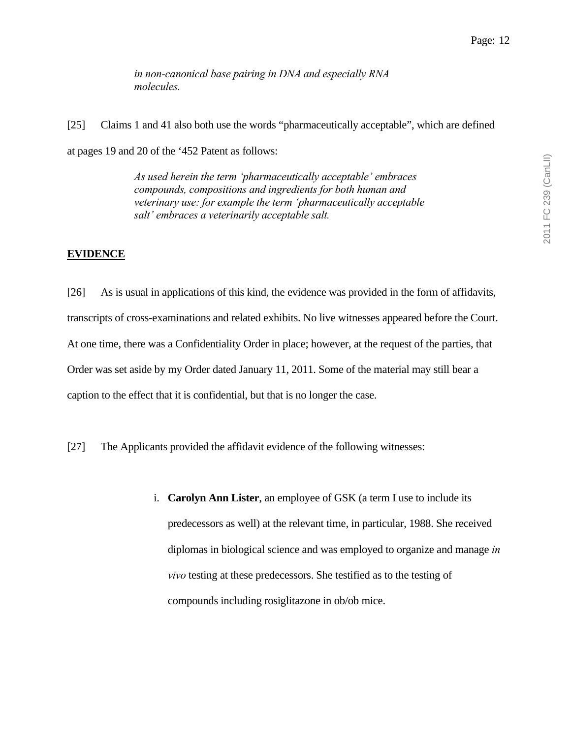*in non-canonical base pairing in DNA and especially RNA molecules.*

[25] Claims 1 and 41 also both use the words “pharmaceutically acceptable”, which are defined at pages 19 and 20 of the ‘452 Patent as follows:

> *As used herein the term ‘pharmaceutically acceptable’ embraces compounds, compositions and ingredients for both human and veterinary use: for example the term ‘pharmaceutically acceptable salt’ embraces a veterinarily acceptable salt.*

**EVIDENCE**

[26] As is usual in applications of this kind, the evidence was provided in the form of affidavits, transcripts of cross-examinations and related exhibits. No live witnesses appeared before the Court. At one time, there was a Confidentiality Order in place; however, at the request of the parties, that Order was set aside by my Order dated January 11, 2011. Some of the material may still bear a caption to the effect that it is confidential, but that is no longer the case.

[27] The Applicants provided the affidavit evidence of the following witnesses:

i. **Carolyn Ann Lister**, an employee of GSK (a term I use to include its predecessors as well) at the relevant time, in particular, 1988. She received diplomas in biological science and was employed to organize and manage *in vivo* testing at these predecessors. She testified as to the testing of compounds including rosiglitazone in ob/ob mice.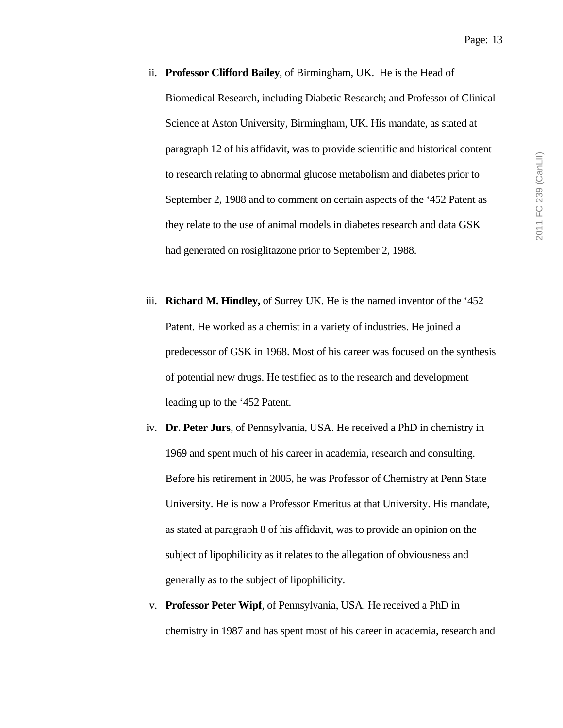ii. **Professor Clifford Bailey**, of Birmingham, UK. He is the Head of Biomedical Research, including Diabetic Research; and Professor of Clinical Science at Aston University, Birmingham, UK. His mandate, as stated at paragraph 12 of his affidavit, was to provide scientific and historical content to research relating to abnormal glucose metabolism and diabetes prior to September 2, 1988 and to comment on certain aspects of the '452 Patent as they relate to the use of animal models in diabetes research and data GSK had generated on rosiglitazone prior to September 2, 1988.

iii. **Richard M. Hindley,** of Surrey UK. He is the named inventor of the '452 Patent. He worked as a chemist in a variety of industries. He joined a predecessor of GSK in 1968. Most of his career was focused on the synthesis of potential new drugs. He testified as to the research and development leading up to the '452 Patent.

iv. **Dr. Peter Jurs**, of Pennsylvania, USA. He received a PhD in chemistry in 1969 and spent much of his career in academia, research and consulting. Before his retirement in 2005, he was Professor of Chemistry at Penn State University. He is now a Professor Emeritus at that University. His mandate, as stated at paragraph 8 of his affidavit, was to provide an opinion on the subject of lipophilicity as it relates to the allegation of obviousness and generally as to the subject of lipophilicity.

v. **Professor Peter Wipf**, of Pennsylvania, USA. He received a PhD in chemistry in 1987 and has spent most of his career in academia, research and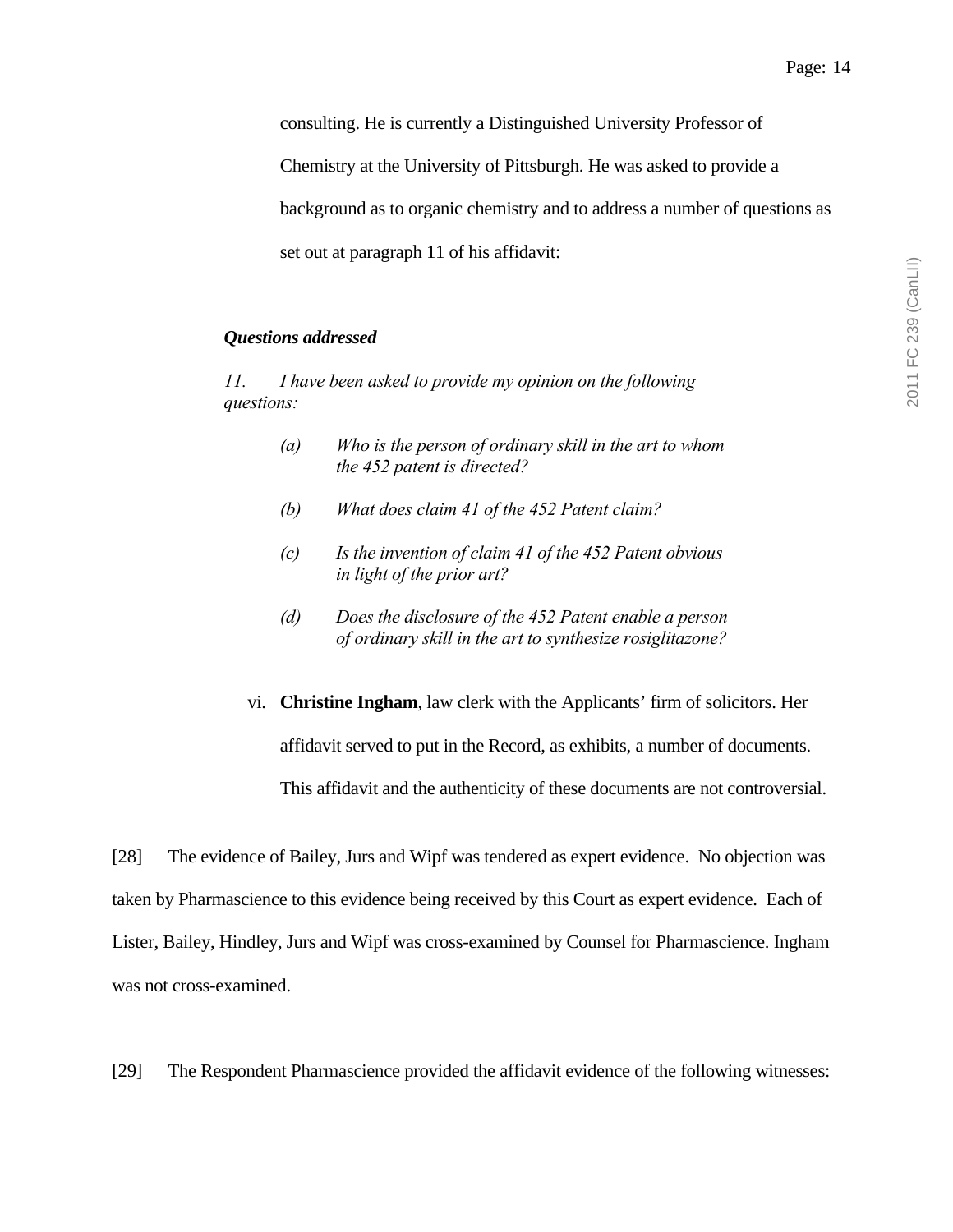consulting. He is currently a Distinguished University Professor of Chemistry at the University of Pittsburgh. He was asked to provide a background as to organic chemistry and to address a number of questions as set out at paragraph 11 of his affidavit:

> ***Questions addressed***
>
> *11. I have been asked to provide my opinion on the following questions:*
>
> > *(a) Who is the person of ordinary skill in the art to whom the 452 patent is directed?*
> >
> > *(b) What does claim 41 of the 452 Patent claim?*
> >
> > *(c) Is the invention of claim 41 of the 452 Patent obvious in light of the prior art?*
> >
> > *(d) Does the disclosure of the 452 Patent enable a person of ordinary skill in the art to synthesize rosiglitazone?*

vi. **Christine Ingham**, law clerk with the Applicants' firm of solicitors. Her affidavit served to put in the Record, as exhibits, a number of documents. This affidavit and the authenticity of these documents are not controversial.

[28] The evidence of Bailey, Jurs and Wipf was tendered as expert evidence. No objection was taken by Pharmascience to this evidence being received by this Court as expert evidence. Each of Lister, Bailey, Hindley, Jurs and Wipf was cross-examined by Counsel for Pharmascience. Ingham was not cross-examined.

[29] The Respondent Pharmascience provided the affidavit evidence of the following witnesses: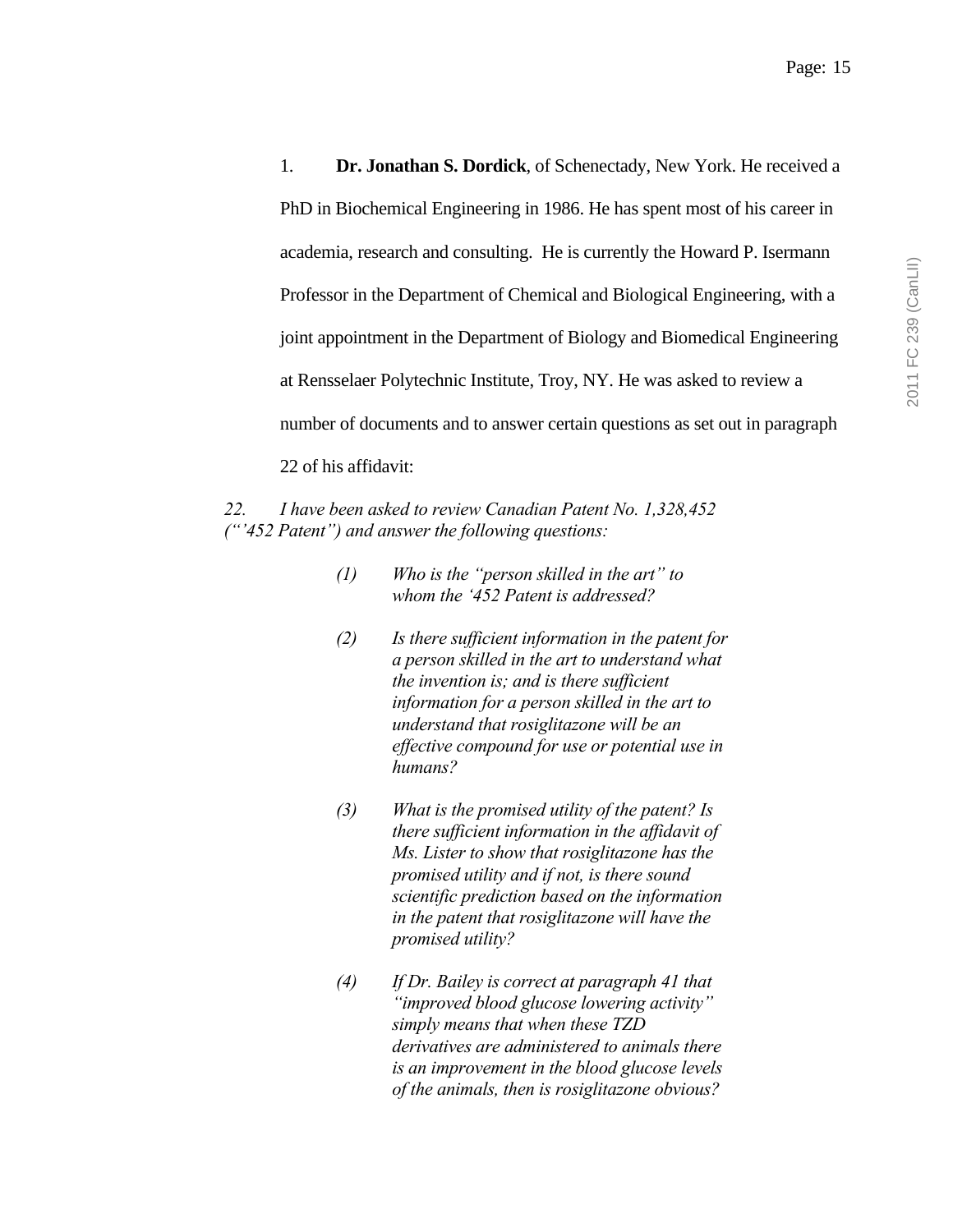1. **Dr. Jonathan S. Dordick**, of Schenectady, New York. He received a PhD in Biochemical Engineering in 1986. He has spent most of his career in academia, research and consulting. He is currently the Howard P. Isermann Professor in the Department of Chemical and Biological Engineering, with a joint appointment in the Department of Biology and Biomedical Engineering at Rensselaer Polytechnic Institute, Troy, NY. He was asked to review a number of documents and to answer certain questions as set out in paragraph 22 of his affidavit:

*22. I have been asked to review Canadian Patent No. 1,328,452 ("'452 Patent") and answer the following questions:*

> *(1) Who is the "person skilled in the art" to whom the '452 Patent is addressed?*
>
> *(2) Is there sufficient information in the patent for a person skilled in the art to understand what the invention is; and is there sufficient information for a person skilled in the art to understand that rosiglitazone will be an effective compound for use or potential use in humans?*
>
> *(3) What is the promised utility of the patent? Is there sufficient information in the affidavit of Ms. Lister to show that rosiglitazone has the promised utility and if not, is there sound scientific prediction based on the information in the patent that rosiglitazone will have the promised utility?*
>
> *(4) If Dr. Bailey is correct at paragraph 41 that "improved blood glucose lowering activity" simply means that when these TZD derivatives are administered to animals there is an improvement in the blood glucose levels of the animals, then is rosiglitazone obvious?*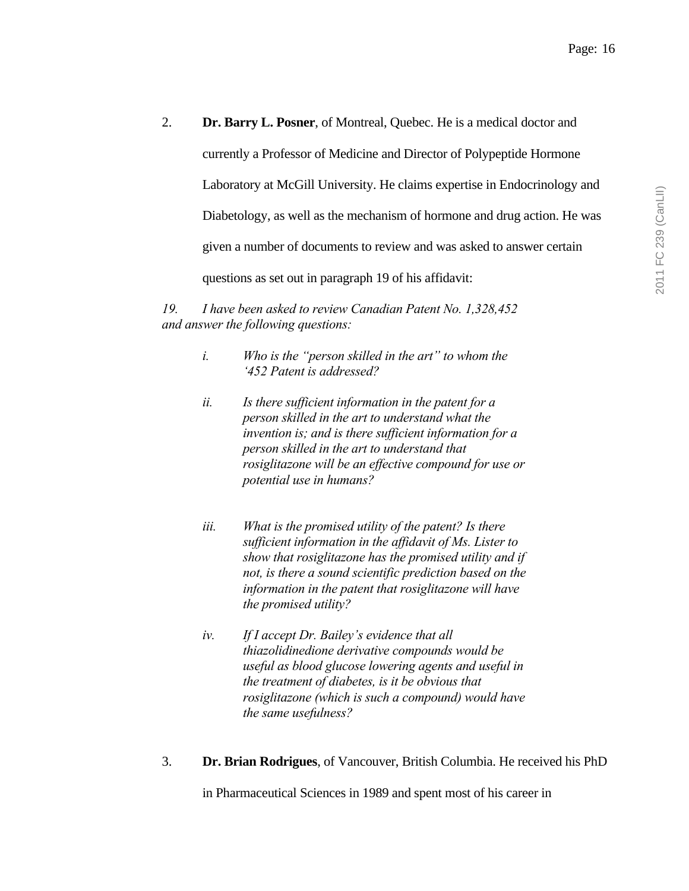2. **Dr. Barry L. Posner**, of Montreal, Quebec. He is a medical doctor and currently a Professor of Medicine and Director of Polypeptide Hormone Laboratory at McGill University. He claims expertise in Endocrinology and Diabetology, as well as the mechanism of hormone and drug action. He was given a number of documents to review and was asked to answer certain questions as set out in paragraph 19 of his affidavit:

*19. I have been asked to review Canadian Patent No. 1,328,452 and answer the following questions:*

> *i. Who is the "person skilled in the art" to whom the '452 Patent is addressed?*
>
> *ii. Is there sufficient information in the patent for a person skilled in the art to understand what the invention is; and is there sufficient information for a person skilled in the art to understand that rosiglitazone will be an effective compound for use or potential use in humans?*
>
> *iii. What is the promised utility of the patent? Is there sufficient information in the affidavit of Ms. Lister to show that rosiglitazone has the promised utility and if not, is there a sound scientific prediction based on the information in the patent that rosiglitazone will have the promised utility?*
>
> *iv. If I accept Dr. Bailey's evidence that all thiazolidinedione derivative compounds would be useful as blood glucose lowering agents and useful in the treatment of diabetes, is it be obvious that rosiglitazone (which is such a compound) would have the same usefulness?*

3. **Dr. Brian Rodrigues**, of Vancouver, British Columbia. He received his PhD in Pharmaceutical Sciences in 1989 and spent most of his career in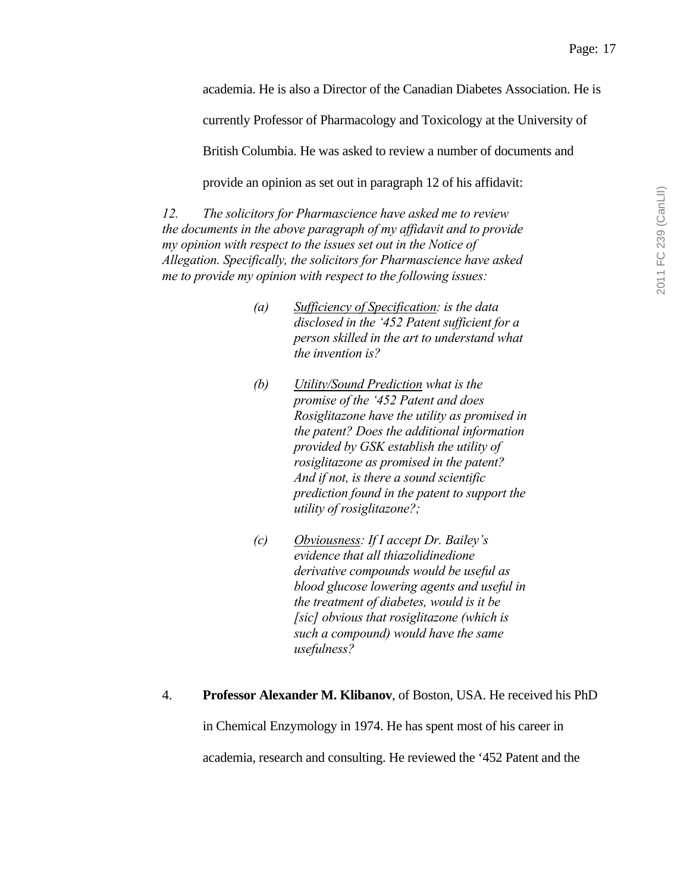academia. He is also a Director of the Canadian Diabetes Association. He is currently Professor of Pharmacology and Toxicology at the University of British Columbia. He was asked to review a number of documents and provide an opinion as set out in paragraph 12 of his affidavit:

> *12. The solicitors for Pharmascience have asked me to review the documents in the above paragraph of my affidavit and to provide my opinion with respect to the issues set out in the Notice of Allegation. Specifically, the solicitors for Pharmascience have asked me to provide my opinion with respect to the following issues:*
>
> *(a) <u>Sufficiency of Specification</u>: is the data disclosed in the '452 Patent sufficient for a person skilled in the art to understand what the invention is?*
>
> *(b) <u>Utility/Sound Prediction</u> what is the promise of the '452 Patent and does Rosiglitazone have the utility as promised in the patent? Does the additional information provided by GSK establish the utility of rosiglitazone as promised in the patent? And if not, is there a sound scientific prediction found in the patent to support the utility of rosiglitazone?;*
>
> *(c) <u>Obviousness</u>: If I accept Dr. Bailey's evidence that all thiazolidinedione derivative compounds would be useful as blood glucose lowering agents and useful in the treatment of diabetes, would is it be [sic] obvious that rosiglitazone (which is such a compound) would have the same usefulness?*

4. **Professor Alexander M. Klibanov**, of Boston, USA. He received his PhD in Chemical Enzymology in 1974. He has spent most of his career in academia, research and consulting. He reviewed the '452 Patent and the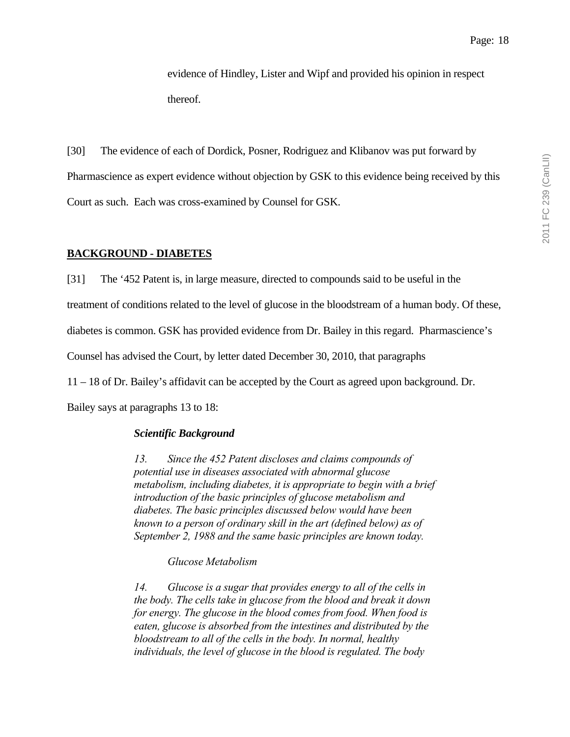> evidence of Hindley, Lister and Wipf and provided his opinion in respect thereof.

[30] The evidence of each of Dordick, Posner, Rodriguez and Klibanov was put forward by Pharmascience as expert evidence without objection by GSK to this evidence being received by this Court as such. Each was cross-examined by Counsel for GSK.

**BACKGROUND - DIABETES**

[31] The '452 Patent is, in large measure, directed to compounds said to be useful in the treatment of conditions related to the level of glucose in the bloodstream of a human body. Of these, diabetes is common. GSK has provided evidence from Dr. Bailey in this regard. Pharmascience's Counsel has advised the Court, by letter dated December 30, 2010, that paragraphs 11 – 18 of Dr. Bailey's affidavit can be accepted by the Court as agreed upon background. Dr. Bailey says at paragraphs 13 to 18:

> ***Scientific Background***
>
> *13. Since the 452 Patent discloses and claims compounds of potential use in diseases associated with abnormal glucose metabolism, including diabetes, it is appropriate to begin with a brief introduction of the basic principles of glucose metabolism and diabetes. The basic principles discussed below would have been known to a person of ordinary skill in the art (defined below) as of September 2, 1988 and the same basic principles are known today.*
>
> *Glucose Metabolism*
>
> *14. Glucose is a sugar that provides energy to all of the cells in the body. The cells take in glucose from the blood and break it down for energy. The glucose in the blood comes from food. When food is eaten, glucose is absorbed from the intestines and distributed by the bloodstream to all of the cells in the body. In normal, healthy individuals, the level of glucose in the blood is regulated. The body*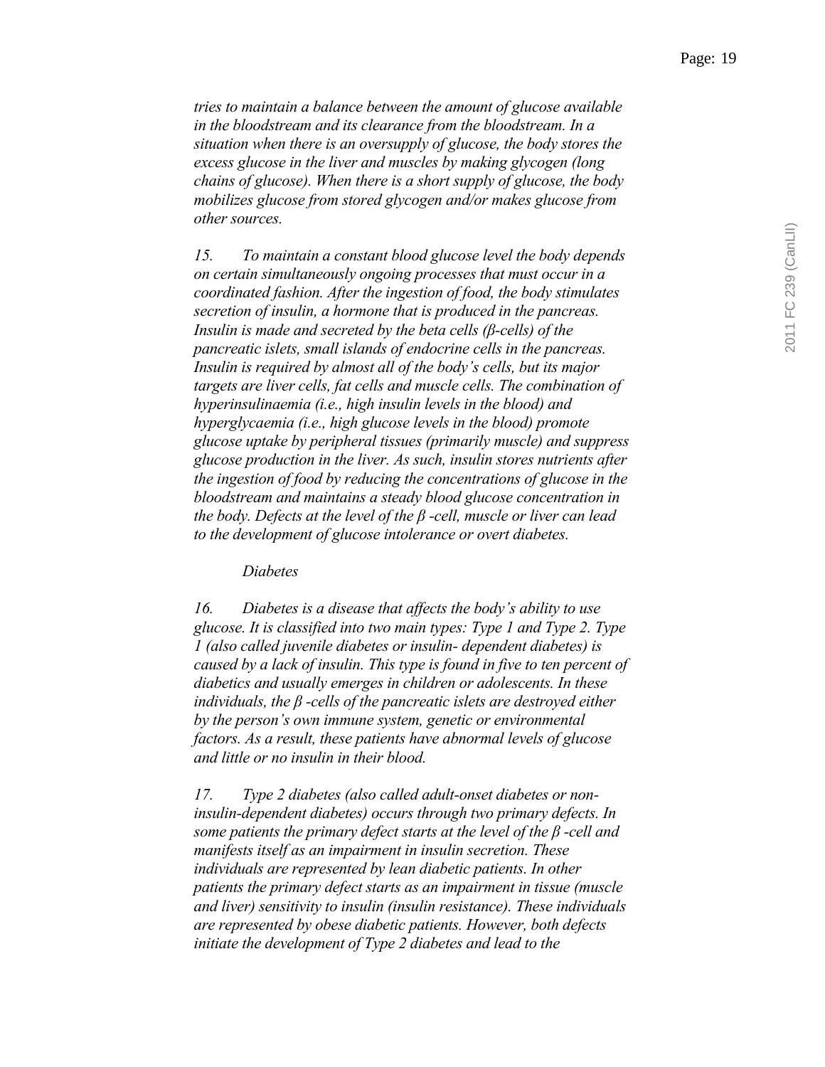*tries to maintain a balance between the amount of glucose available in the bloodstream and its clearance from the bloodstream. In a situation when there is an oversupply of glucose, the body stores the excess glucose in the liver and muscles by making glycogen (long chains of glucose). When there is a short supply of glucose, the body mobilizes glucose from stored glycogen and/or makes glucose from other sources.*

*15. To maintain a constant blood glucose level the body depends on certain simultaneously ongoing processes that must occur in a coordinated fashion. After the ingestion of food, the body stimulates secretion of insulin, a hormone that is produced in the pancreas. Insulin is made and secreted by the beta cells (β-cells) of the pancreatic islets, small islands of endocrine cells in the pancreas. Insulin is required by almost all of the body's cells, but its major targets are liver cells, fat cells and muscle cells. The combination of hyperinsulinaemia (i.e., high insulin levels in the blood) and hyperglycaemia (i.e., high glucose levels in the blood) promote glucose uptake by peripheral tissues (primarily muscle) and suppress glucose production in the liver. As such, insulin stores nutrients after the ingestion of food by reducing the concentrations of glucose in the bloodstream and maintains a steady blood glucose concentration in the body. Defects at the level of the β -cell, muscle or liver can lead to the development of glucose intolerance or overt diabetes.*

*Diabetes*

*16. Diabetes is a disease that affects the body's ability to use glucose. It is classified into two main types: Type 1 and Type 2. Type 1 (also called juvenile diabetes or insulin- dependent diabetes) is caused by a lack of insulin. This type is found in five to ten percent of diabetics and usually emerges in children or adolescents. In these individuals, the β -cells of the pancreatic islets are destroyed either by the person's own immune system, genetic or environmental factors. As a result, these patients have abnormal levels of glucose and little or no insulin in their blood.*

*17. Type 2 diabetes (also called adult-onset diabetes or non-insulin-dependent diabetes) occurs through two primary defects. In some patients the primary defect starts at the level of the β -cell and manifests itself as an impairment in insulin secretion. These individuals are represented by lean diabetic patients. In other patients the primary defect starts as an impairment in tissue (muscle and liver) sensitivity to insulin (insulin resistance). These individuals are represented by obese diabetic patients. However, both defects initiate the development of Type 2 diabetes and lead to the*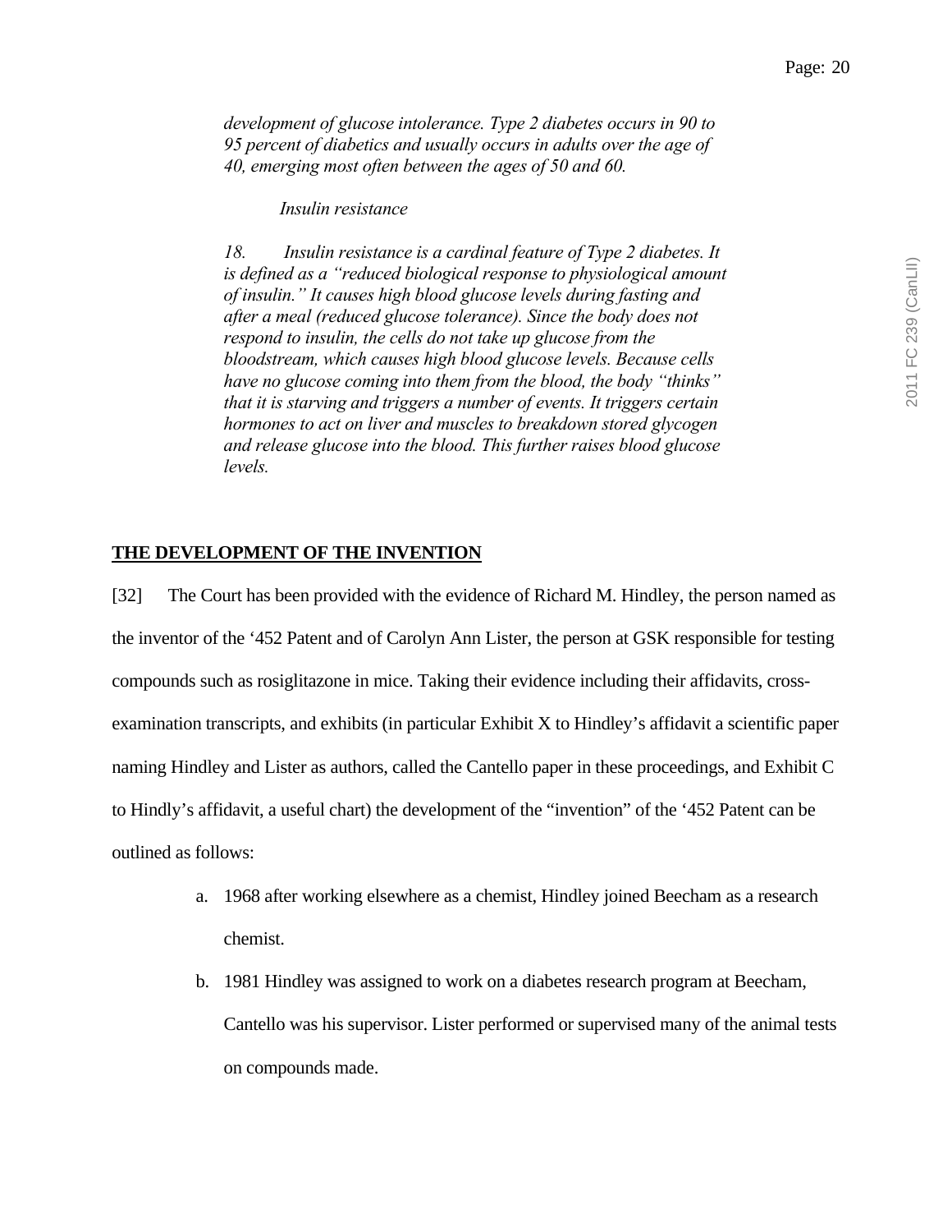*development of glucose intolerance. Type 2 diabetes occurs in 90 to 95 percent of diabetics and usually occurs in adults over the age of 40, emerging most often between the ages of 50 and 60.*

*Insulin resistance*

*18. Insulin resistance is a cardinal feature of Type 2 diabetes. It is defined as a "reduced biological response to physiological amount of insulin." It causes high blood glucose levels during fasting and after a meal (reduced glucose tolerance). Since the body does not respond to insulin, the cells do not take up glucose from the bloodstream, which causes high blood glucose levels. Because cells have no glucose coming into them from the blood, the body "thinks" that it is starving and triggers a number of events. It triggers certain hormones to act on liver and muscles to breakdown stored glycogen and release glucose into the blood. This further raises blood glucose levels.*

## **THE DEVELOPMENT OF THE INVENTION**

[32] The Court has been provided with the evidence of Richard M. Hindley, the person named as the inventor of the '452 Patent and of Carolyn Ann Lister, the person at GSK responsible for testing compounds such as rosiglitazone in mice. Taking their evidence including their affidavits, cross-examination transcripts, and exhibits (in particular Exhibit X to Hindley's affidavit a scientific paper naming Hindley and Lister as authors, called the Cantello paper in these proceedings, and Exhibit C to Hindly's affidavit, a useful chart) the development of the "invention" of the '452 Patent can be outlined as follows:

a. 1968 after working elsewhere as a chemist, Hindley joined Beecham as a research chemist.

b. 1981 Hindley was assigned to work on a diabetes research program at Beecham, Cantello was his supervisor. Lister performed or supervised many of the animal tests on compounds made.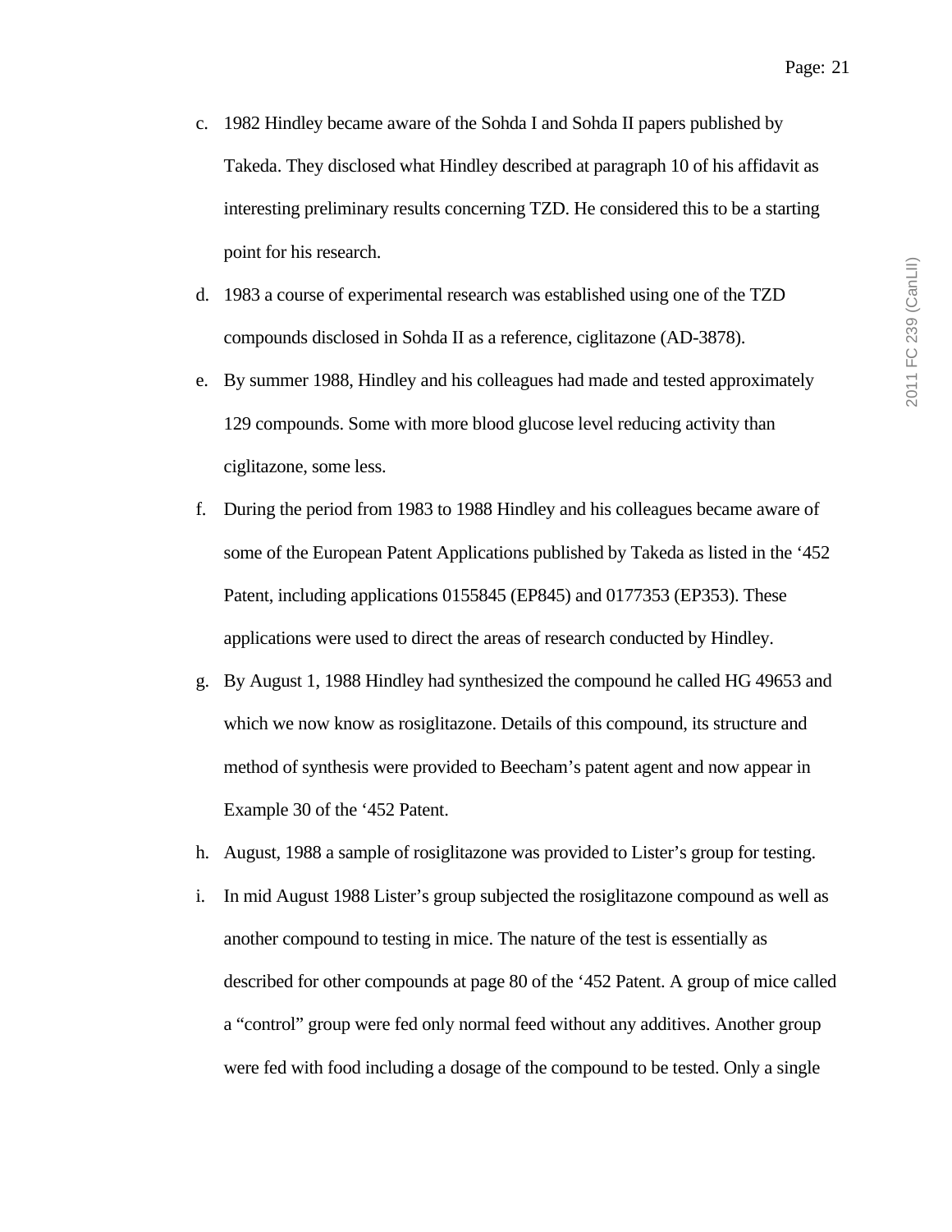c. 1982 Hindley became aware of the Sohda I and Sohda II papers published by Takeda. They disclosed what Hindley described at paragraph 10 of his affidavit as interesting preliminary results concerning TZD. He considered this to be a starting point for his research.

d. 1983 a course of experimental research was established using one of the TZD compounds disclosed in Sohda II as a reference, ciglitazone (AD-3878).

e. By summer 1988, Hindley and his colleagues had made and tested approximately 129 compounds. Some with more blood glucose level reducing activity than ciglitazone, some less.

f. During the period from 1983 to 1988 Hindley and his colleagues became aware of some of the European Patent Applications published by Takeda as listed in the '452 Patent, including applications 0155845 (EP845) and 0177353 (EP353). These applications were used to direct the areas of research conducted by Hindley.

g. By August 1, 1988 Hindley had synthesized the compound he called HG 49653 and which we now know as rosiglitazone. Details of this compound, its structure and method of synthesis were provided to Beecham's patent agent and now appear in Example 30 of the '452 Patent.

h. August, 1988 a sample of rosiglitazone was provided to Lister's group for testing.

i. In mid August 1988 Lister's group subjected the rosiglitazone compound as well as another compound to testing in mice. The nature of the test is essentially as described for other compounds at page 80 of the '452 Patent. A group of mice called a "control" group were fed only normal feed without any additives. Another group were fed with food including a dosage of the compound to be tested. Only a single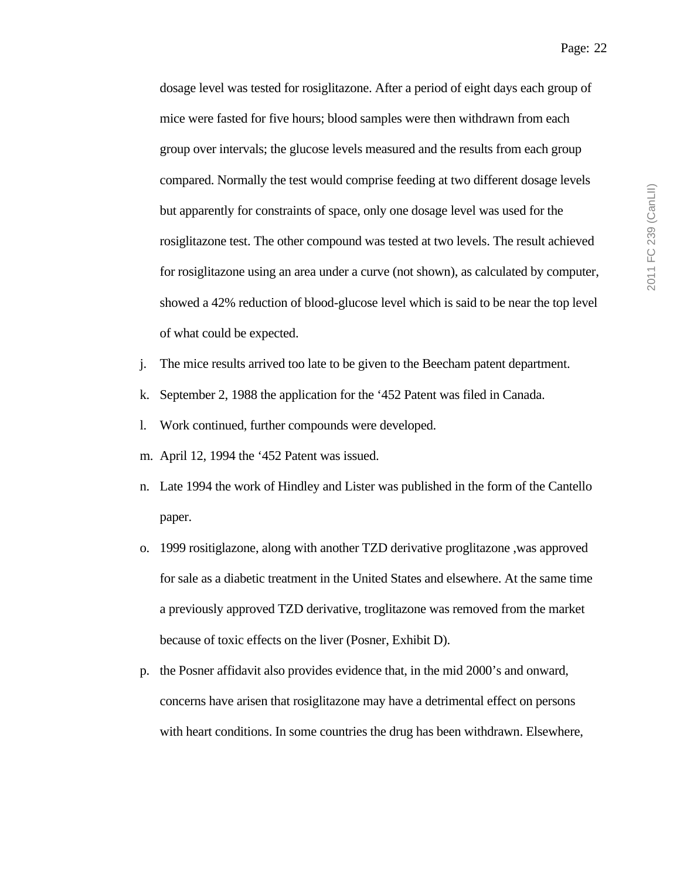dosage level was tested for rosiglitazone. After a period of eight days each group of mice were fasted for five hours; blood samples were then withdrawn from each group over intervals; the glucose levels measured and the results from each group compared. Normally the test would comprise feeding at two different dosage levels but apparently for constraints of space, only one dosage level was used for the rosiglitazone test. The other compound was tested at two levels. The result achieved for rosiglitazone using an area under a curve (not shown), as calculated by computer, showed a 42% reduction of blood-glucose level which is said to be near the top level of what could be expected.

j. The mice results arrived too late to be given to the Beecham patent department.

k. September 2, 1988 the application for the '452 Patent was filed in Canada.

l. Work continued, further compounds were developed.

m. April 12, 1994 the '452 Patent was issued.

n. Late 1994 the work of Hindley and Lister was published in the form of the Cantello paper.

o. 1999 rositiglazone, along with another TZD derivative proglitazone ,was approved for sale as a diabetic treatment in the United States and elsewhere. At the same time a previously approved TZD derivative, troglitazone was removed from the market because of toxic effects on the liver (Posner, Exhibit D).

p. the Posner affidavit also provides evidence that, in the mid 2000's and onward, concerns have arisen that rosiglitazone may have a detrimental effect on persons with heart conditions. In some countries the drug has been withdrawn. Elsewhere,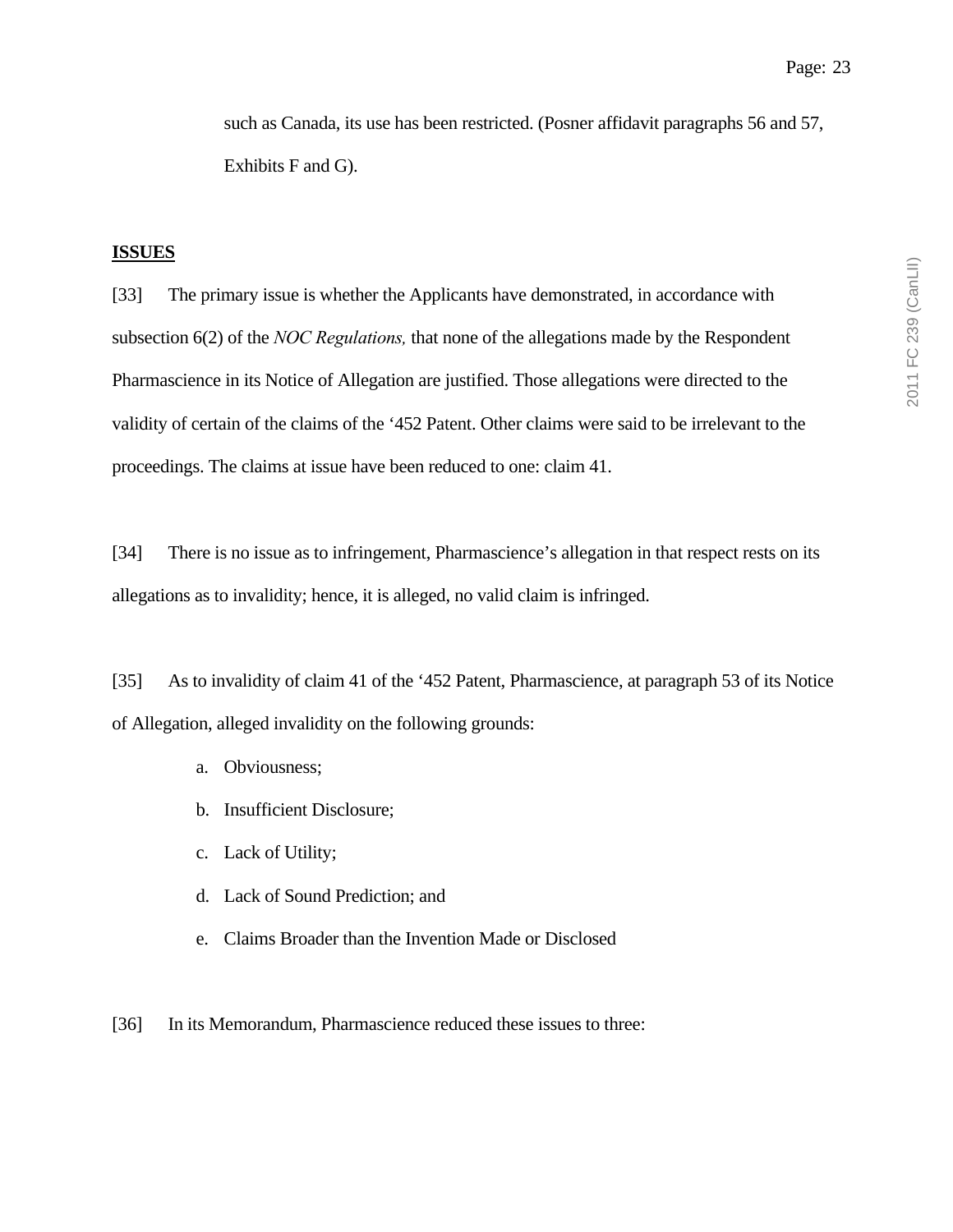such as Canada, its use has been restricted. (Posner affidavit paragraphs 56 and 57, Exhibits F and G).

**ISSUES**

[33] The primary issue is whether the Applicants have demonstrated, in accordance with subsection 6(2) of the *NOC Regulations,* that none of the allegations made by the Respondent Pharmascience in its Notice of Allegation are justified. Those allegations were directed to the validity of certain of the claims of the '452 Patent. Other claims were said to be irrelevant to the proceedings. The claims at issue have been reduced to one: claim 41.

[34] There is no issue as to infringement, Pharmascience's allegation in that respect rests on its allegations as to invalidity; hence, it is alleged, no valid claim is infringed.

[35] As to invalidity of claim 41 of the '452 Patent, Pharmascience, at paragraph 53 of its Notice of Allegation, alleged invalidity on the following grounds:

a. Obviousness;
b. Insufficient Disclosure;
c. Lack of Utility;
d. Lack of Sound Prediction; and
e. Claims Broader than the Invention Made or Disclosed

[36] In its Memorandum, Pharmascience reduced these issues to three: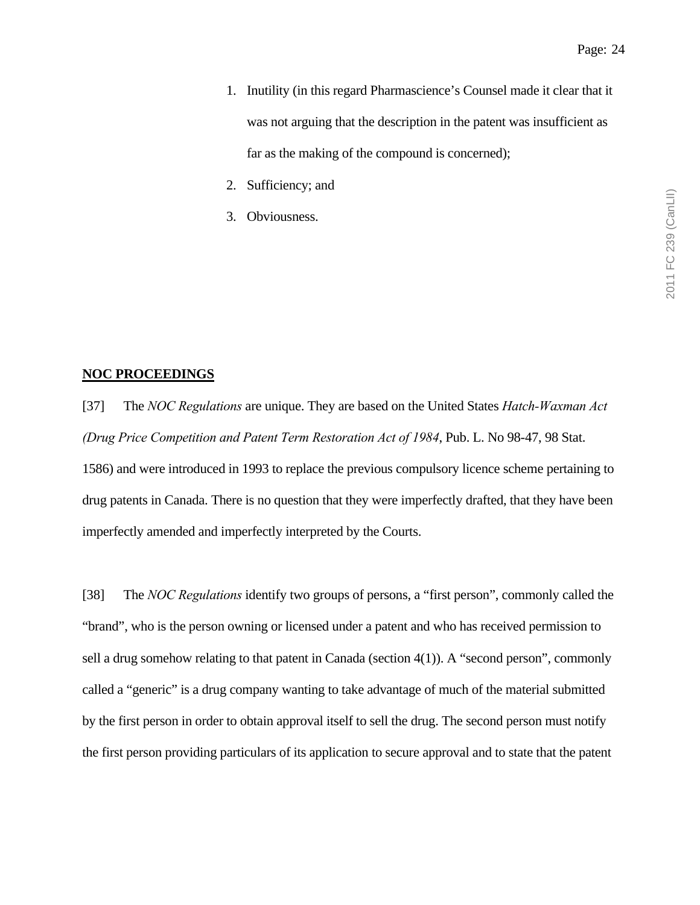1. Inutility (in this regard Pharmascience's Counsel made it clear that it was not arguing that the description in the patent was insufficient as far as the making of the compound is concerned);
2. Sufficiency; and
3. Obviousness.

**NOC PROCEEDINGS**

[37] The *NOC Regulations* are unique. They are based on the United States *Hatch-Waxman Act (Drug Price Competition and Patent Term Restoration Act of 1984*, Pub. L. No 98-47, 98 Stat. 1586) and were introduced in 1993 to replace the previous compulsory licence scheme pertaining to drug patents in Canada. There is no question that they were imperfectly drafted, that they have been imperfectly amended and imperfectly interpreted by the Courts.

[38] The *NOC Regulations* identify two groups of persons, a "first person", commonly called the "brand", who is the person owning or licensed under a patent and who has received permission to sell a drug somehow relating to that patent in Canada (section 4(1)). A "second person", commonly called a "generic" is a drug company wanting to take advantage of much of the material submitted by the first person in order to obtain approval itself to sell the drug. The second person must notify the first person providing particulars of its application to secure approval and to state that the patent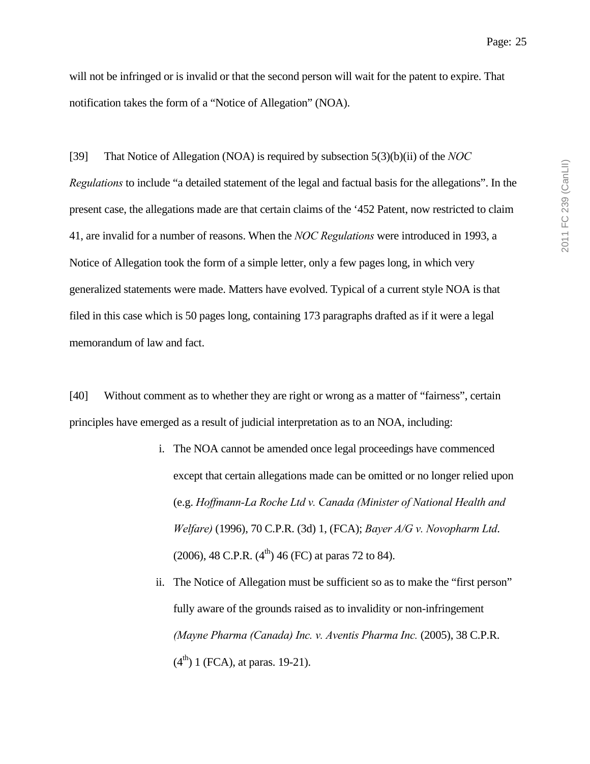will not be infringed or is invalid or that the second person will wait for the patent to expire. That notification takes the form of a "Notice of Allegation" (NOA).

[39] That Notice of Allegation (NOA) is required by subsection 5(3)(b)(ii) of the *NOC Regulations* to include "a detailed statement of the legal and factual basis for the allegations". In the present case, the allegations made are that certain claims of the '452 Patent, now restricted to claim 41, are invalid for a number of reasons. When the *NOC Regulations* were introduced in 1993, a Notice of Allegation took the form of a simple letter, only a few pages long, in which very generalized statements were made. Matters have evolved. Typical of a current style NOA is that filed in this case which is 50 pages long, containing 173 paragraphs drafted as if it were a legal memorandum of law and fact.

[40] Without comment as to whether they are right or wrong as a matter of "fairness", certain principles have emerged as a result of judicial interpretation as to an NOA, including:

i. The NOA cannot be amended once legal proceedings have commenced except that certain allegations made can be omitted or no longer relied upon (e.g. *Hoffmann-La Roche Ltd v. Canada (Minister of National Health and Welfare)* (1996), 70 C.P.R. (3d) 1, (FCA); *Bayer A/G v. Novopharm Ltd*. (2006), 48 C.P.R. (4th) 46 (FC) at paras 72 to 84).

ii. The Notice of Allegation must be sufficient so as to make the "first person" fully aware of the grounds raised as to invalidity or non-infringement *(Mayne Pharma (Canada) Inc. v. Aventis Pharma Inc.* (2005), 38 C.P.R. (4th) 1 (FCA), at paras. 19-21).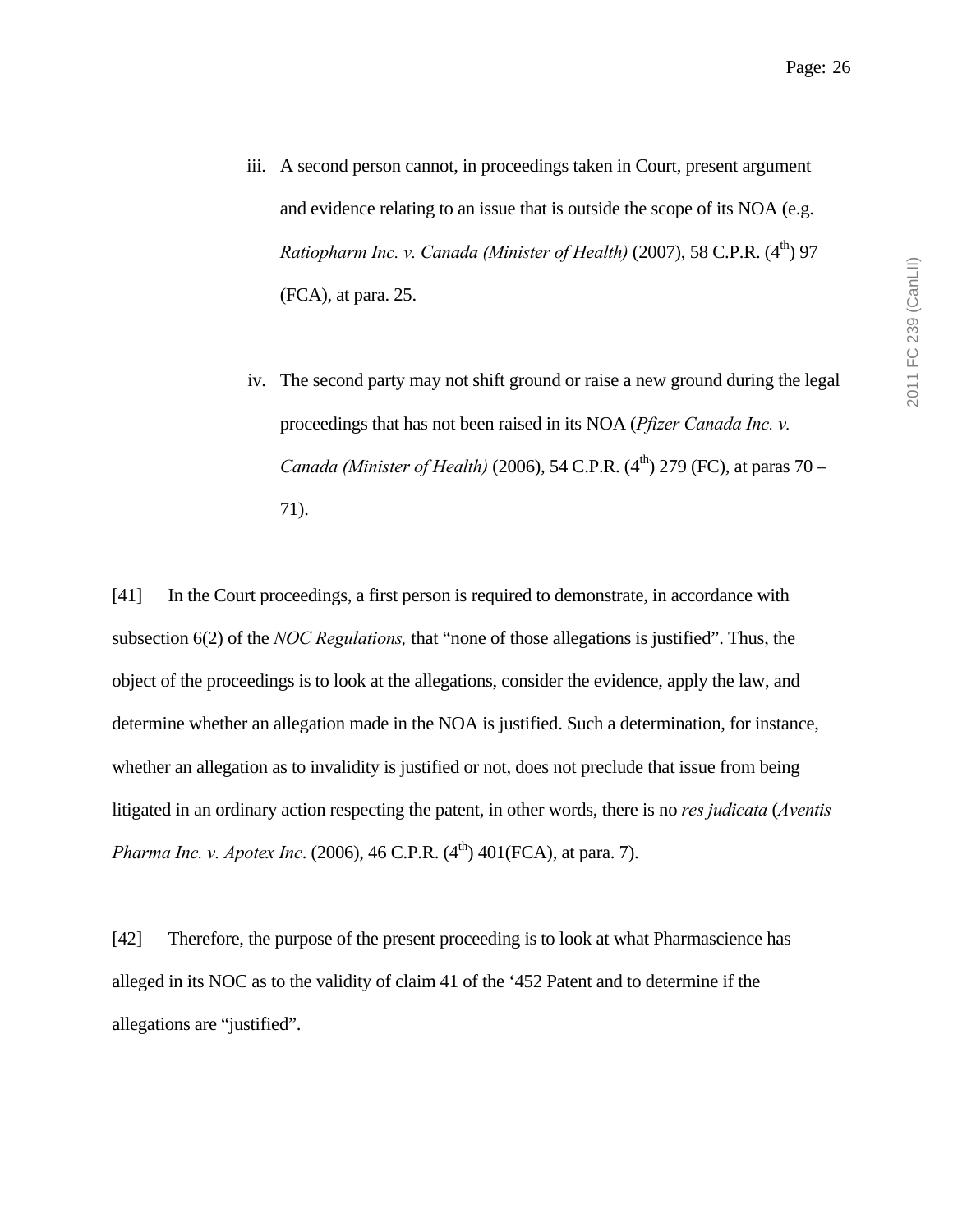iii. A second person cannot, in proceedings taken in Court, present argument and evidence relating to an issue that is outside the scope of its NOA (e.g. *Ratiopharm Inc. v. Canada (Minister of Health)* (2007), 58 C.P.R. (4th) 97 (FCA), at para. 25.

iv. The second party may not shift ground or raise a new ground during the legal proceedings that has not been raised in its NOA (*Pfizer Canada Inc. v. Canada (Minister of Health)* (2006), 54 C.P.R. (4th) 279 (FC), at paras 70 – 71).

[41] In the Court proceedings, a first person is required to demonstrate, in accordance with subsection 6(2) of the *NOC Regulations,* that "none of those allegations is justified". Thus, the object of the proceedings is to look at the allegations, consider the evidence, apply the law, and determine whether an allegation made in the NOA is justified. Such a determination, for instance, whether an allegation as to invalidity is justified or not, does not preclude that issue from being litigated in an ordinary action respecting the patent, in other words, there is no *res judicata* (*Aventis Pharma Inc. v. Apotex Inc*. (2006), 46 C.P.R. (4th) 401(FCA), at para. 7).

[42] Therefore, the purpose of the present proceeding is to look at what Pharmascience has alleged in its NOC as to the validity of claim 41 of the '452 Patent and to determine if the allegations are "justified".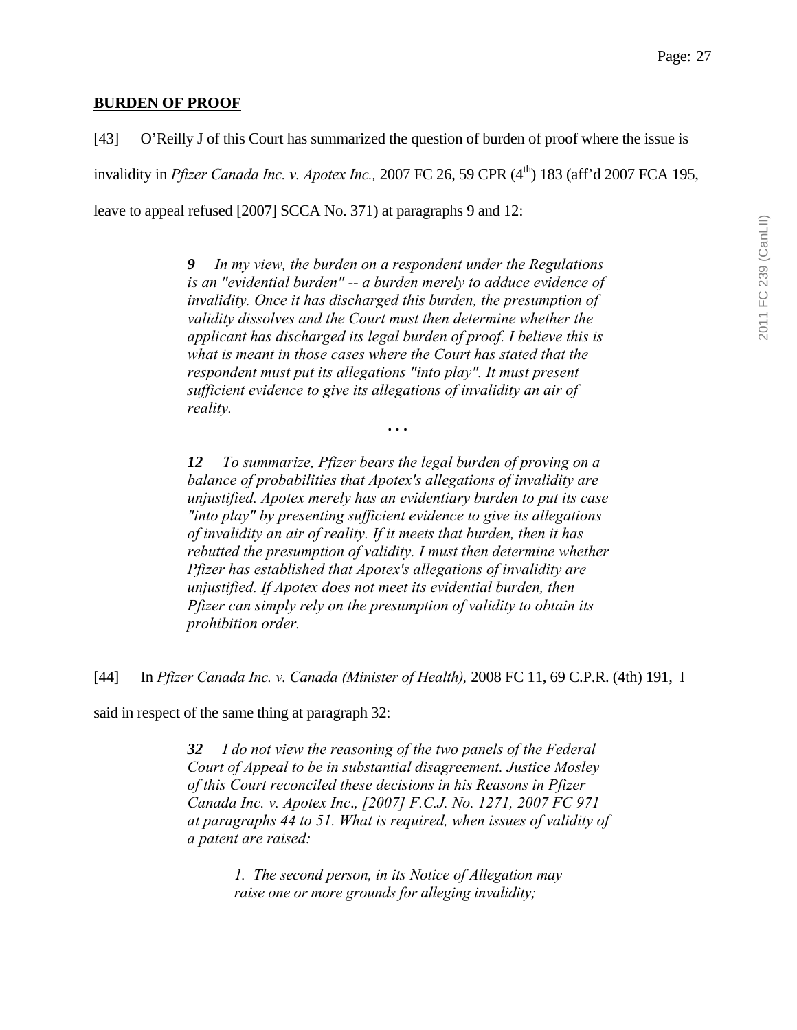**BURDEN OF PROOF**

[43] O'Reilly J of this Court has summarized the question of burden of proof where the issue is invalidity in *Pfizer Canada Inc. v. Apotex Inc.,* 2007 FC 26, 59 CPR (4th) 183 (aff'd 2007 FCA 195, leave to appeal refused [2007] SCCA No. 371) at paragraphs 9 and 12:

> ***9*** *In my view, the burden on a respondent under the Regulations is an "evidential burden" -- a burden merely to adduce evidence of invalidity. Once it has discharged this burden, the presumption of validity dissolves and the Court must then determine whether the applicant has discharged its legal burden of proof. I believe this is what is meant in those cases where the Court has stated that the respondent must put its allegations "into play". It must present sufficient evidence to give its allegations of invalidity an air of reality.*
>
> …
>
> ***12*** *To summarize, Pfizer bears the legal burden of proving on a balance of probabilities that Apotex's allegations of invalidity are unjustified. Apotex merely has an evidentiary burden to put its case "into play" by presenting sufficient evidence to give its allegations of invalidity an air of reality. If it meets that burden, then it has rebutted the presumption of validity. I must then determine whether Pfizer has established that Apotex's allegations of invalidity are unjustified. If Apotex does not meet its evidential burden, then Pfizer can simply rely on the presumption of validity to obtain its prohibition order.*

[44] In *Pfizer Canada Inc. v. Canada (Minister of Health),* 2008 FC 11, 69 C.P.R. (4th) 191, I said in respect of the same thing at paragraph 32:

> ***32*** *I do not view the reasoning of the two panels of the Federal Court of Appeal to be in substantial disagreement. Justice Mosley of this Court reconciled these decisions in his Reasons in Pfizer Canada Inc. v. Apotex Inc., [2007] F.C.J. No. 1271, 2007 FC 971 at paragraphs 44 to 51. What is required, when issues of validity of a patent are raised:*
>
> > *1. The second person, in its Notice of Allegation may raise one or more grounds for alleging invalidity;*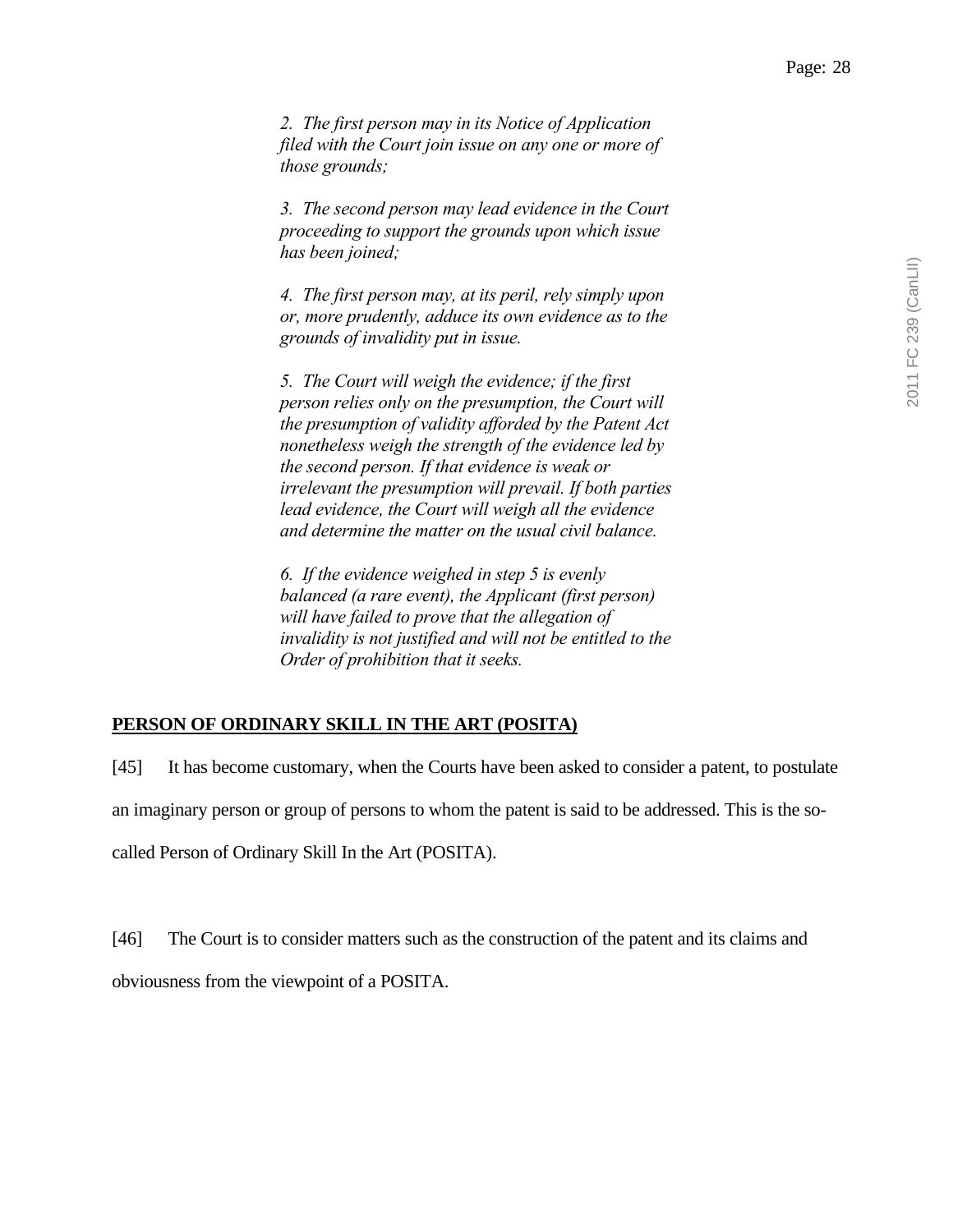> *2. The first person may in its Notice of Application filed with the Court join issue on any one or more of those grounds;*
>
> *3. The second person may lead evidence in the Court proceeding to support the grounds upon which issue has been joined;*
>
> *4. The first person may, at its peril, rely simply upon or, more prudently, adduce its own evidence as to the grounds of invalidity put in issue.*
>
> *5. The Court will weigh the evidence; if the first person relies only on the presumption, the Court will the presumption of validity afforded by the Patent Act nonetheless weigh the strength of the evidence led by the second person. If that evidence is weak or irrelevant the presumption will prevail. If both parties lead evidence, the Court will weigh all the evidence and determine the matter on the usual civil balance.*
>
> *6. If the evidence weighed in step 5 is evenly balanced (a rare event), the Applicant (first person) will have failed to prove that the allegation of invalidity is not justified and will not be entitled to the Order of prohibition that it seeks.*

**PERSON OF ORDINARY SKILL IN THE ART (POSITA)**

[45] It has become customary, when the Courts have been asked to consider a patent, to postulate an imaginary person or group of persons to whom the patent is said to be addressed. This is the so-called Person of Ordinary Skill In the Art (POSITA).

[46] The Court is to consider matters such as the construction of the patent and its claims and obviousness from the viewpoint of a POSITA.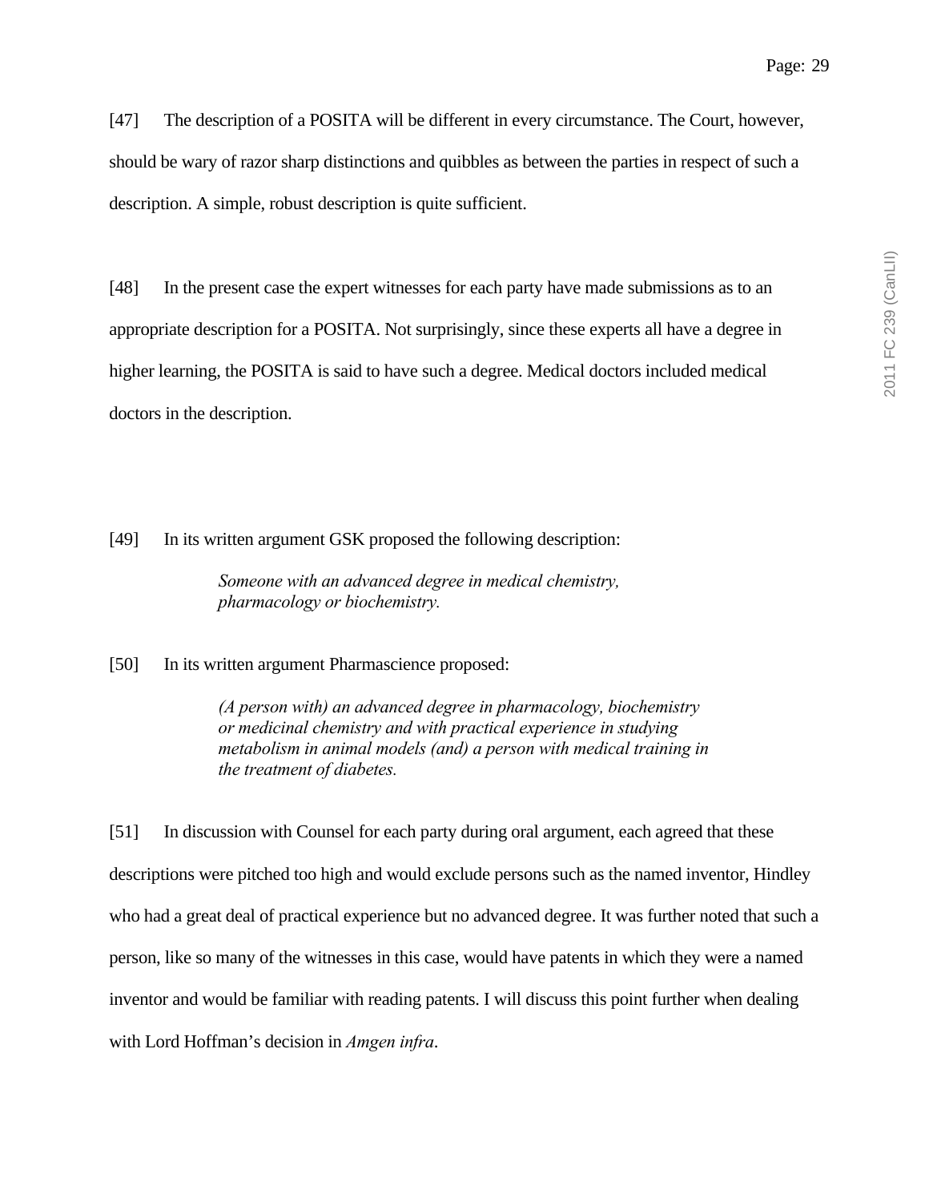[47] The description of a POSITA will be different in every circumstance. The Court, however, should be wary of razor sharp distinctions and quibbles as between the parties in respect of such a description. A simple, robust description is quite sufficient.

[48] In the present case the expert witnesses for each party have made submissions as to an appropriate description for a POSITA. Not surprisingly, since these experts all have a degree in higher learning, the POSITA is said to have such a degree. Medical doctors included medical doctors in the description.

[49] In its written argument GSK proposed the following description:

> *Someone with an advanced degree in medical chemistry, pharmacology or biochemistry.*

[50] In its written argument Pharmascience proposed:

> *(A person with) an advanced degree in pharmacology, biochemistry or medicinal chemistry and with practical experience in studying metabolism in animal models (and) a person with medical training in the treatment of diabetes.*

[51] In discussion with Counsel for each party during oral argument, each agreed that these descriptions were pitched too high and would exclude persons such as the named inventor, Hindley who had a great deal of practical experience but no advanced degree. It was further noted that such a person, like so many of the witnesses in this case, would have patents in which they were a named inventor and would be familiar with reading patents. I will discuss this point further when dealing with Lord Hoffman's decision in *Amgen infra*.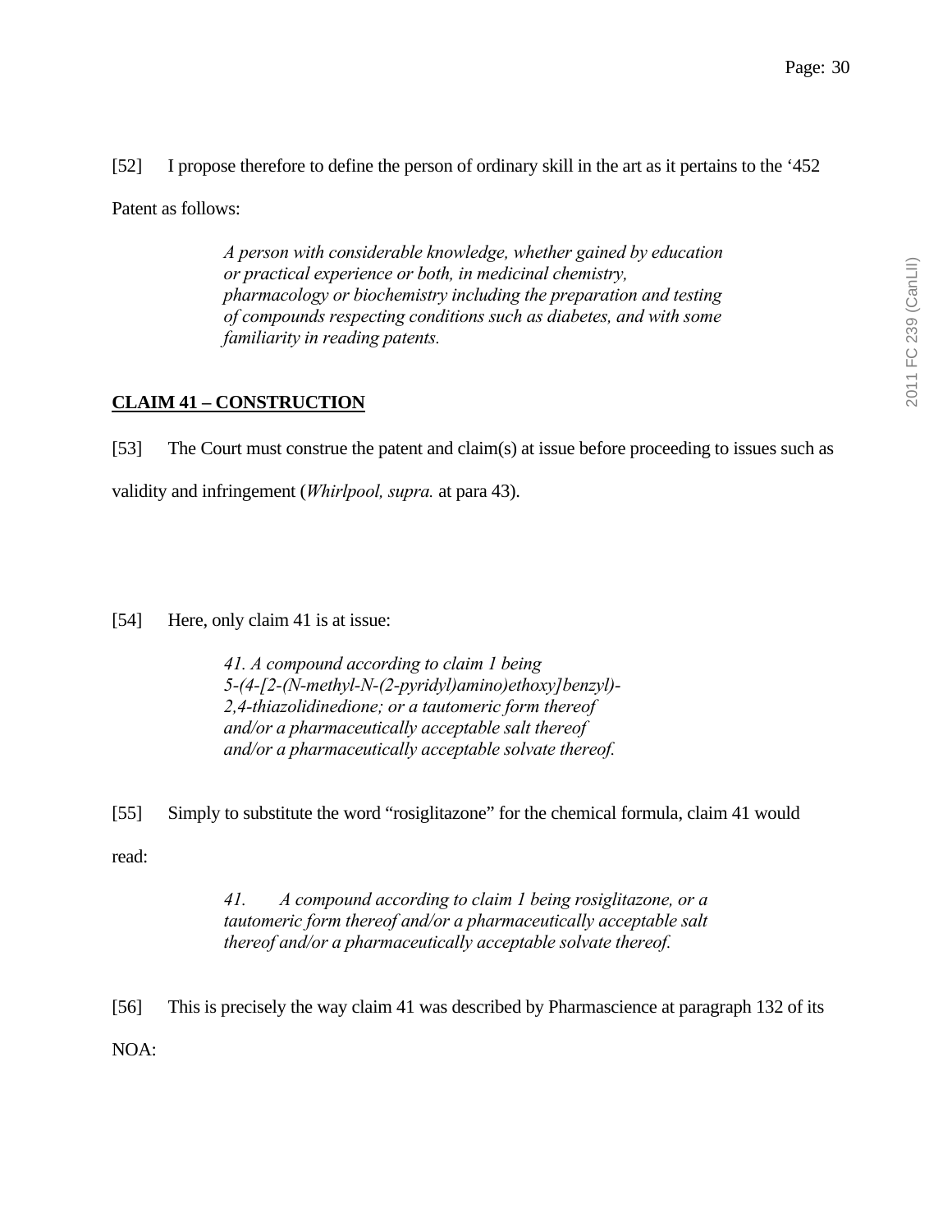[52] I propose therefore to define the person of ordinary skill in the art as it pertains to the '452 Patent as follows:

> *A person with considerable knowledge, whether gained by education or practical experience or both, in medicinal chemistry, pharmacology or biochemistry including the preparation and testing of compounds respecting conditions such as diabetes, and with some familiarity in reading patents.*

**CLAIM 41 – CONSTRUCTION**

[53] The Court must construe the patent and claim(s) at issue before proceeding to issues such as validity and infringement (*Whirlpool, supra.* at para 43).

[54] Here, only claim 41 is at issue:

> *41. A compound according to claim 1 being 5-(4-[2-(N-methyl-N-(2-pyridyl)amino)ethoxy]benzyl)-2,4-thiazolidinedione; or a tautomeric form thereof and/or a pharmaceutically acceptable salt thereof and/or a pharmaceutically acceptable solvate thereof.*

[55] Simply to substitute the word "rosiglitazone" for the chemical formula, claim 41 would read:

> *41. A compound according to claim 1 being rosiglitazone, or a tautomeric form thereof and/or a pharmaceutically acceptable salt thereof and/or a pharmaceutically acceptable solvate thereof.*

[56] This is precisely the way claim 41 was described by Pharmascience at paragraph 132 of its NOA: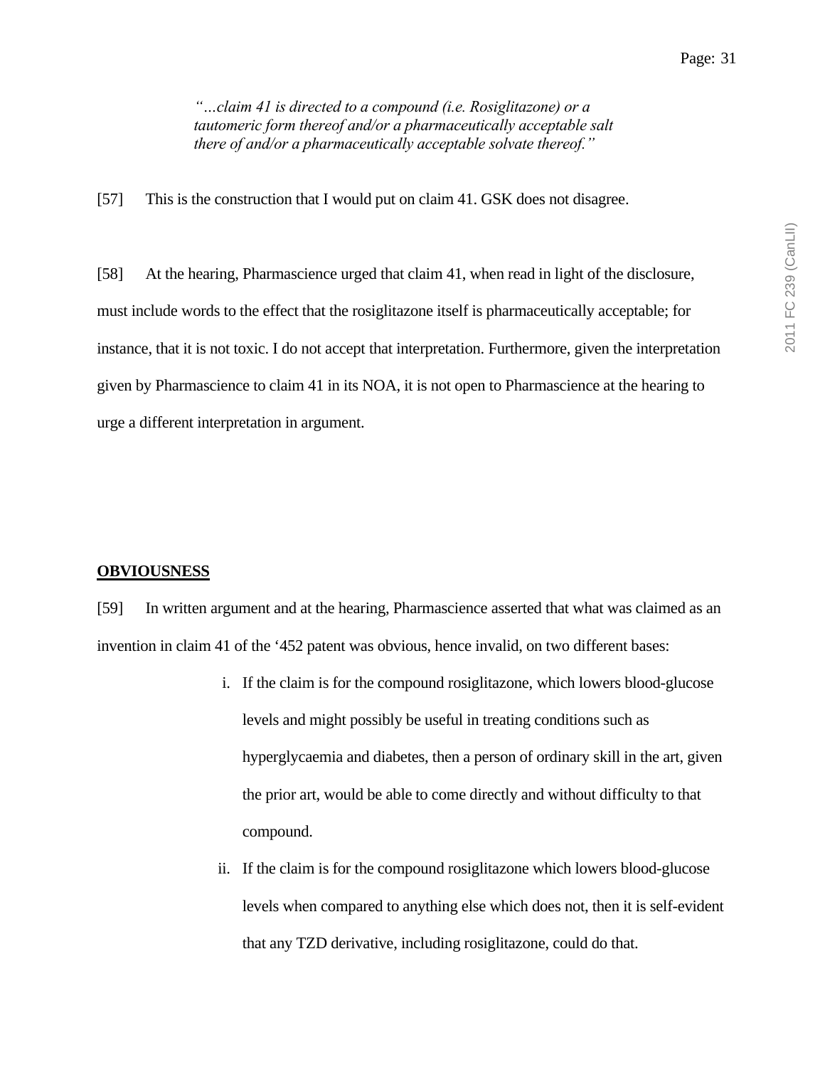> *"…claim 41 is directed to a compound (i.e. Rosiglitazone) or a tautomeric form thereof and/or a pharmaceutically acceptable salt there of and/or a pharmaceutically acceptable solvate thereof."*

[57] This is the construction that I would put on claim 41. GSK does not disagree.

[58] At the hearing, Pharmascience urged that claim 41, when read in light of the disclosure, must include words to the effect that the rosiglitazone itself is pharmaceutically acceptable; for instance, that it is not toxic. I do not accept that interpretation. Furthermore, given the interpretation given by Pharmascience to claim 41 in its NOA, it is not open to Pharmascience at the hearing to urge a different interpretation in argument.

**OBVIOUSNESS**

[59] In written argument and at the hearing, Pharmascience asserted that what was claimed as an invention in claim 41 of the '452 patent was obvious, hence invalid, on two different bases:

i. If the claim is for the compound rosiglitazone, which lowers blood-glucose levels and might possibly be useful in treating conditions such as hyperglycaemia and diabetes, then a person of ordinary skill in the art, given the prior art, would be able to come directly and without difficulty to that compound.

ii. If the claim is for the compound rosiglitazone which lowers blood-glucose levels when compared to anything else which does not, then it is self-evident that any TZD derivative, including rosiglitazone, could do that.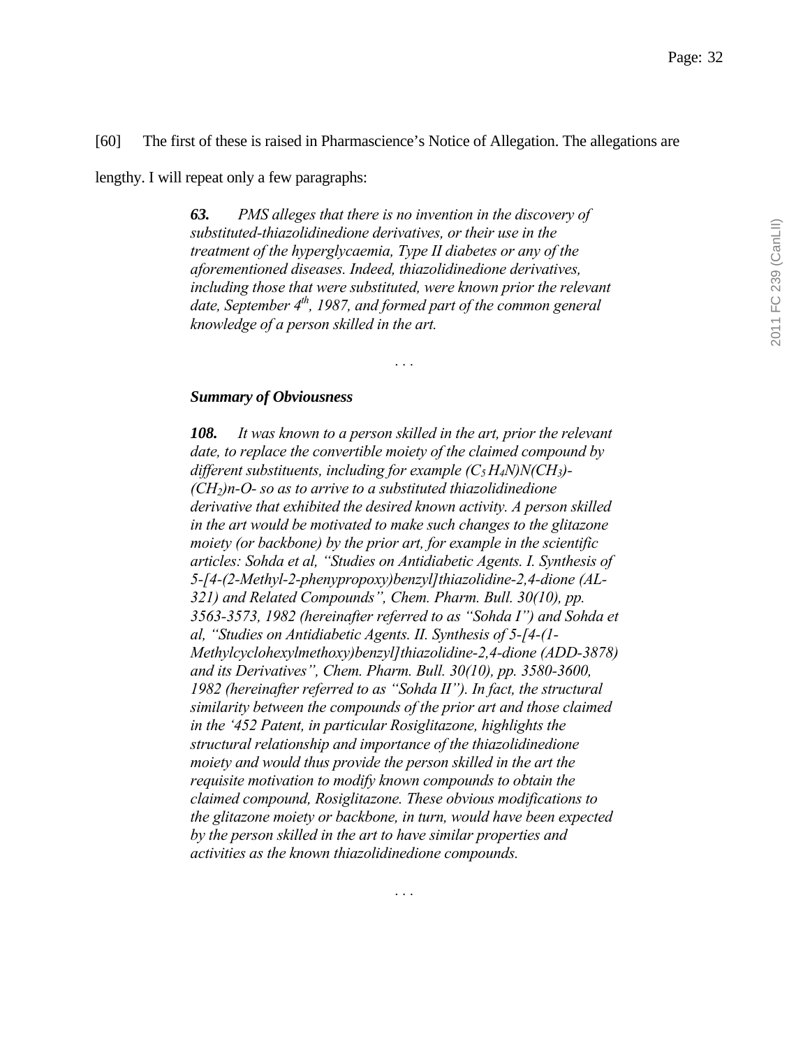[60] The first of these is raised in Pharmascience's Notice of Allegation. The allegations are lengthy. I will repeat only a few paragraphs:

> ***63.*** *PMS alleges that there is no invention in the discovery of substituted-thiazolidinedione derivatives, or their use in the treatment of the hyperglycaemia, Type II diabetes or any of the aforementioned diseases. Indeed, thiazolidinedione derivatives, including those that were substituted, were known prior the relevant date, September 4th, 1987, and formed part of the common general knowledge of a person skilled in the art.*
>
> . . .
>
> ***Summary of Obviousness***
>
> ***108.*** *It was known to a person skilled in the art, prior the relevant date, to replace the convertible moiety of the claimed compound by different substituents, including for example ($C_5H_4N$)N($CH_3$)-($CH_2$)n-O- so as to arrive to a substituted thiazolidinedione derivative that exhibited the desired known activity. A person skilled in the art would be motivated to make such changes to the glitazone moiety (or backbone) by the prior art, for example in the scientific articles: Sohda et al, "Studies on Antidiabetic Agents. I. Synthesis of 5-[4-(2-Methyl-2-phenypropoxy)benzyl]thiazolidine-2,4-dione (AL-321) and Related Compounds", Chem. Pharm. Bull. 30(10), pp. 3563-3573, 1982 (hereinafter referred to as "Sohda I") and Sohda et al, "Studies on Antidiabetic Agents. II. Synthesis of 5-[4-(1-Methylcyclohexylmethoxy)benzyl]thiazolidine-2,4-dione (ADD-3878) and its Derivatives", Chem. Pharm. Bull. 30(10), pp. 3580-3600, 1982 (hereinafter referred to as "Sohda II"). In fact, the structural similarity between the compounds of the prior art and those claimed in the '452 Patent, in particular Rosiglitazone, highlights the structural relationship and importance of the thiazolidinedione moiety and would thus provide the person skilled in the art the requisite motivation to modify known compounds to obtain the claimed compound, Rosiglitazone. These obvious modifications to the glitazone moiety or backbone, in turn, would have been expected by the person skilled in the art to have similar properties and activities as the known thiazolidinedione compounds.*
>
> . . .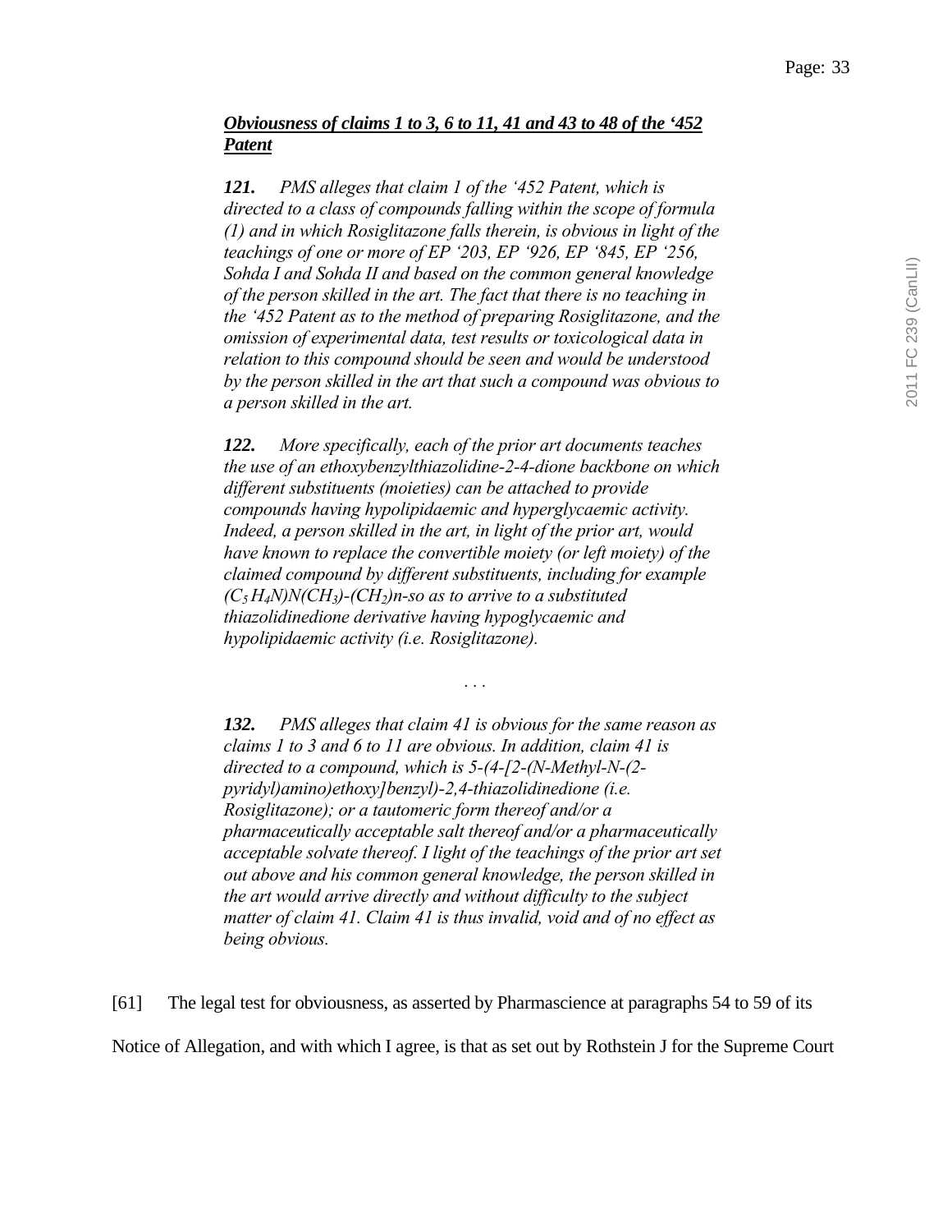***Obviousness of claims 1 to 3, 6 to 11, 41 and 43 to 48 of the '452 Patent***

***121.*** *PMS alleges that claim 1 of the '452 Patent, which is directed to a class of compounds falling within the scope of formula (1) and in which Rosiglitazone falls therein, is obvious in light of the teachings of one or more of EP '203, EP '926, EP '845, EP '256, Sohda I and Sohda II and based on the common general knowledge of the person skilled in the art. The fact that there is no teaching in the '452 Patent as to the method of preparing Rosiglitazone, and the omission of experimental data, test results or toxicological data in relation to this compound should be seen and would be understood by the person skilled in the art that such a compound was obvious to a person skilled in the art.*

***122.*** *More specifically, each of the prior art documents teaches the use of an ethoxybenzylthiazolidine-2-4-dione backbone on which different substituents (moieties) can be attached to provide compounds having hypolipidaemic and hyperglycaemic activity. Indeed, a person skilled in the art, in light of the prior art, would have known to replace the convertible moiety (or left moiety) of the claimed compound by different substituents, including for example $(C_5H_4N)N(CH_3)$-$(CH_2)n$-so as to arrive to a substituted thiazolidinedione derivative having hypoglycaemic and hypolipidaemic activity (i.e. Rosiglitazone).*

. . .

***132.*** *PMS alleges that claim 41 is obvious for the same reason as claims 1 to 3 and 6 to 11 are obvious. In addition, claim 41 is directed to a compound, which is 5-(4-[2-(N-Methyl-N-(2-pyridyl)amino)ethoxy]benzyl)-2,4-thiazolidinedione (i.e. Rosiglitazone); or a tautomeric form thereof and/or a pharmaceutically acceptable salt thereof and/or a pharmaceutically acceptable solvate thereof. I light of the teachings of the prior art set out above and his common general knowledge, the person skilled in the art would arrive directly and without difficulty to the subject matter of claim 41. Claim 41 is thus invalid, void and of no effect as being obvious.*

[61] The legal test for obviousness, as asserted by Pharmascience at paragraphs 54 to 59 of its Notice of Allegation, and with which I agree, is that as set out by Rothstein J for the Supreme Court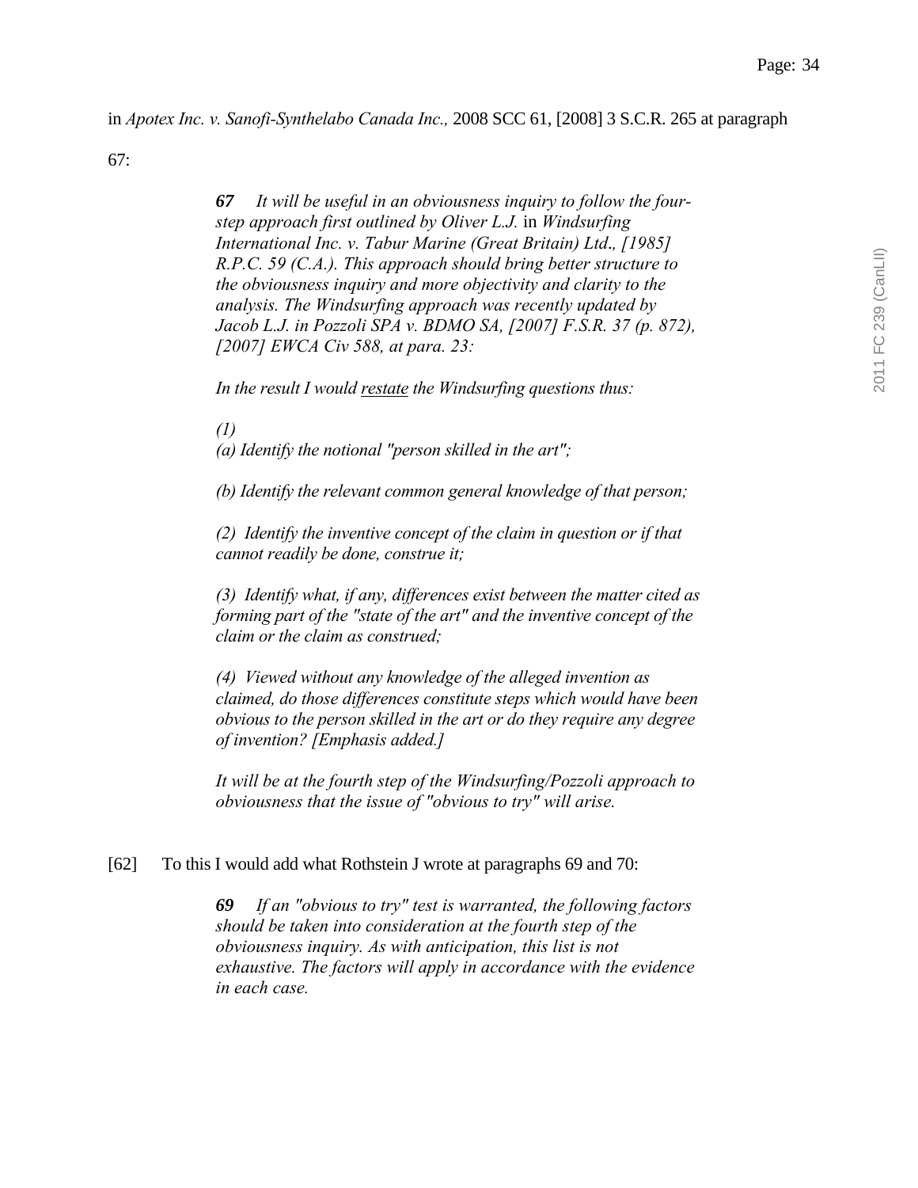in *Apotex Inc. v. Sanofi-Synthelabo Canada Inc.,* 2008 SCC 61, [2008] 3 S.C.R. 265 at paragraph 67:

> ***67*** *It will be useful in an obviousness inquiry to follow the four-step approach first outlined by Oliver L.J.* in *Windsurfing International Inc. v. Tabur Marine (Great Britain) Ltd., [1985] R.P.C. 59 (C.A.). This approach should bring better structure to the obviousness inquiry and more objectivity and clarity to the analysis. The Windsurfing approach was recently updated by Jacob L.J. in Pozzoli SPA v. BDMO SA, [2007] F.S.R. 37 (p. 872), [2007] EWCA Civ 588, at para. 23:*
>
> *In the result I would <u>restate</u> the Windsurfing questions thus:*
>
> *(1)*
> *(a) Identify the notional "person skilled in the art";*
>
> *(b) Identify the relevant common general knowledge of that person;*
>
> *(2) Identify the inventive concept of the claim in question or if that cannot readily be done, construe it;*
>
> *(3) Identify what, if any, differences exist between the matter cited as forming part of the "state of the art" and the inventive concept of the claim or the claim as construed;*
>
> *(4) Viewed without any knowledge of the alleged invention as claimed, do those differences constitute steps which would have been obvious to the person skilled in the art or do they require any degree of invention? [Emphasis added.]*
>
> *It will be at the fourth step of the Windsurfing/Pozzoli approach to obviousness that the issue of "obvious to try" will arise.*

[62] To this I would add what Rothstein J wrote at paragraphs 69 and 70:

> ***69*** *If an "obvious to try" test is warranted, the following factors should be taken into consideration at the fourth step of the obviousness inquiry. As with anticipation, this list is not exhaustive. The factors will apply in accordance with the evidence in each case.*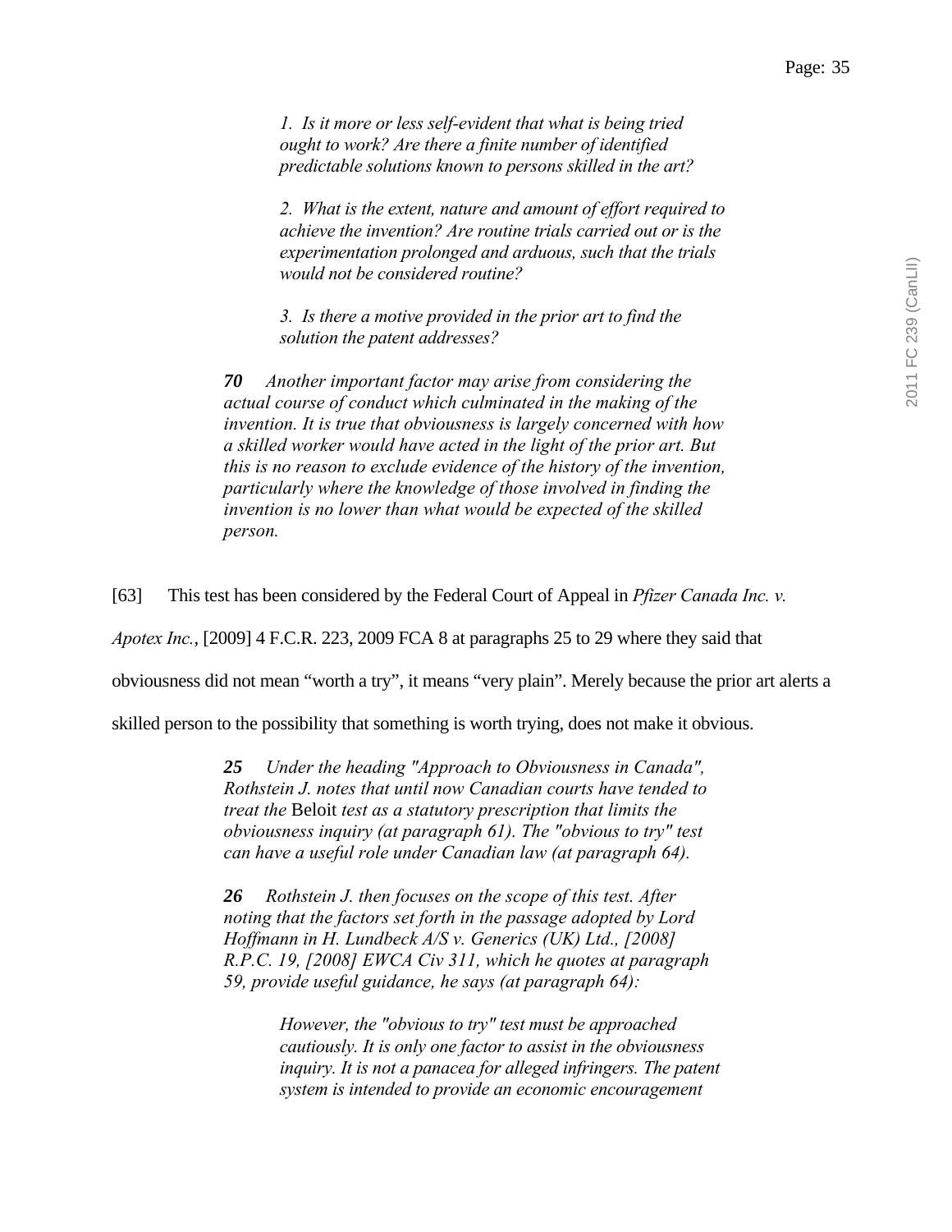> *1. Is it more or less self-evident that what is being tried ought to work? Are there a finite number of identified predictable solutions known to persons skilled in the art?*
>
> *2. What is the extent, nature and amount of effort required to achieve the invention? Are routine trials carried out or is the experimentation prolonged and arduous, such that the trials would not be considered routine?*
>
> *3. Is there a motive provided in the prior art to find the solution the patent addresses?*

> ***70*** *Another important factor may arise from considering the actual course of conduct which culminated in the making of the invention. It is true that obviousness is largely concerned with how a skilled worker would have acted in the light of the prior art. But this is no reason to exclude evidence of the history of the invention, particularly where the knowledge of those involved in finding the invention is no lower than what would be expected of the skilled person.*

[63] This test has been considered by the Federal Court of Appeal in *Pfizer Canada Inc. v. Apotex Inc.*, [2009] 4 F.C.R. 223, 2009 FCA 8 at paragraphs 25 to 29 where they said that obviousness did not mean "worth a try", it means "very plain". Merely because the prior art alerts a skilled person to the possibility that something is worth trying, does not make it obvious.

> ***25*** *Under the heading "Approach to Obviousness in Canada", Rothstein J. notes that until now Canadian courts have tended to treat the* Beloit *test as a statutory prescription that limits the obviousness inquiry (at paragraph 61). The "obvious to try" test can have a useful role under Canadian law (at paragraph 64).*
>
> ***26*** *Rothstein J. then focuses on the scope of this test. After noting that the factors set forth in the passage adopted by Lord Hoffmann in H. Lundbeck A/S v. Generics (UK) Ltd., [2008] R.P.C. 19, [2008] EWCA Civ 311, which he quotes at paragraph 59, provide useful guidance, he says (at paragraph 64):*
>
> > *However, the "obvious to try" test must be approached cautiously. It is only one factor to assist in the obviousness inquiry. It is not a panacea for alleged infringers. The patent system is intended to provide an economic encouragement*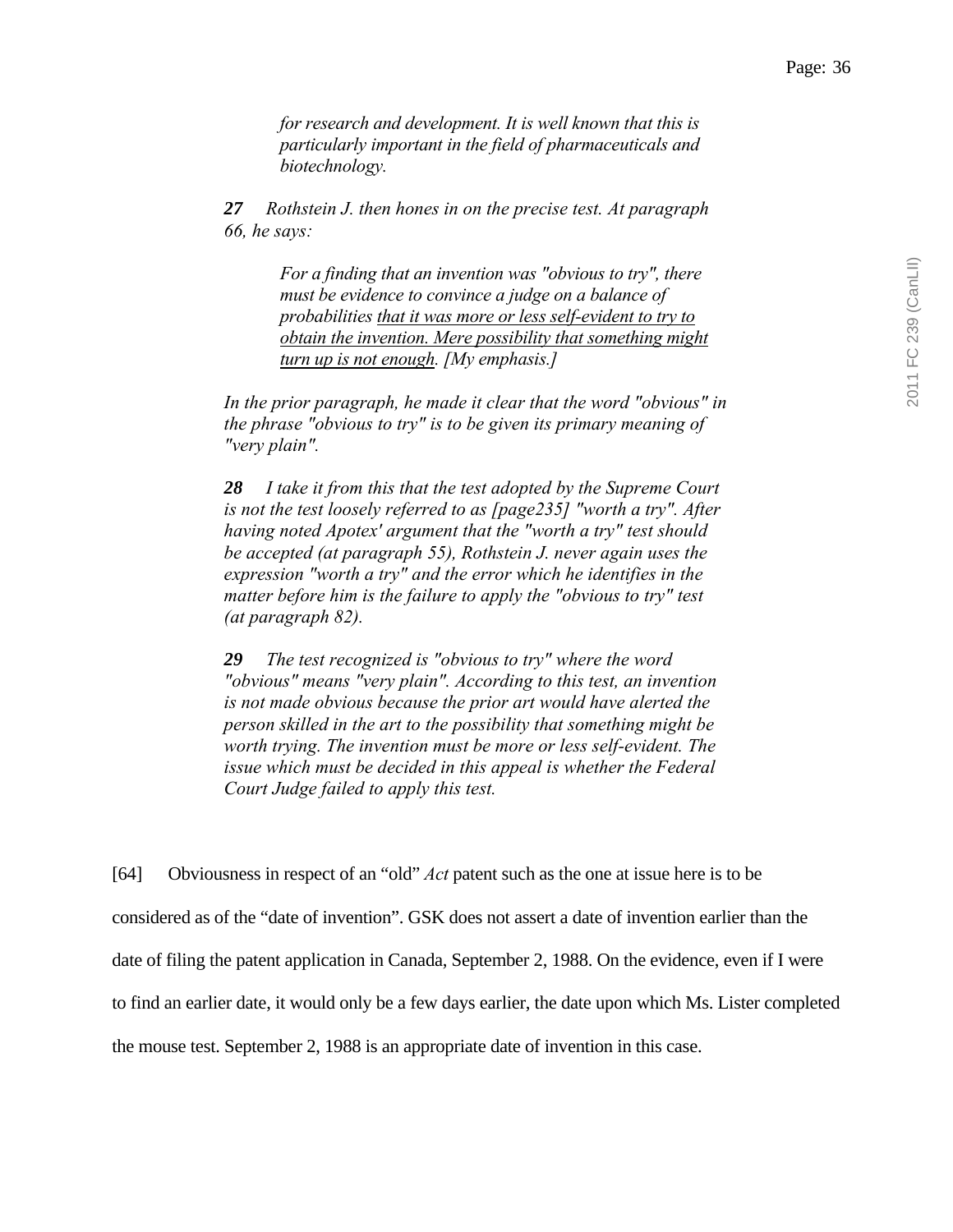> *for research and development. It is well known that this is particularly important in the field of pharmaceuticals and biotechnology.*

> ***27*** *Rothstein J. then hones in on the precise test. At paragraph 66, he says:*
>
> > *For a finding that an invention was "obvious to try", there must be evidence to convince a judge on a balance of probabilities <u>that it was more or less self-evident to try to obtain the invention. Mere possibility that something might turn up is not enough</u>. [My emphasis.]*
>
> *In the prior paragraph, he made it clear that the word "obvious" in the phrase "obvious to try" is to be given its primary meaning of "very plain".*
>
> ***28*** *I take it from this that the test adopted by the Supreme Court is not the test loosely referred to as [page235] "worth a try". After having noted Apotex' argument that the "worth a try" test should be accepted (at paragraph 55), Rothstein J. never again uses the expression "worth a try" and the error which he identifies in the matter before him is the failure to apply the "obvious to try" test (at paragraph 82).*
>
> ***29*** *The test recognized is "obvious to try" where the word "obvious" means "very plain". According to this test, an invention is not made obvious because the prior art would have alerted the person skilled in the art to the possibility that something might be worth trying. The invention must be more or less self-evident. The issue which must be decided in this appeal is whether the Federal Court Judge failed to apply this test.*

[64] Obviousness in respect of an "old" *Act* patent such as the one at issue here is to be considered as of the "date of invention". GSK does not assert a date of invention earlier than the date of filing the patent application in Canada, September 2, 1988. On the evidence, even if I were to find an earlier date, it would only be a few days earlier, the date upon which Ms. Lister completed the mouse test. September 2, 1988 is an appropriate date of invention in this case.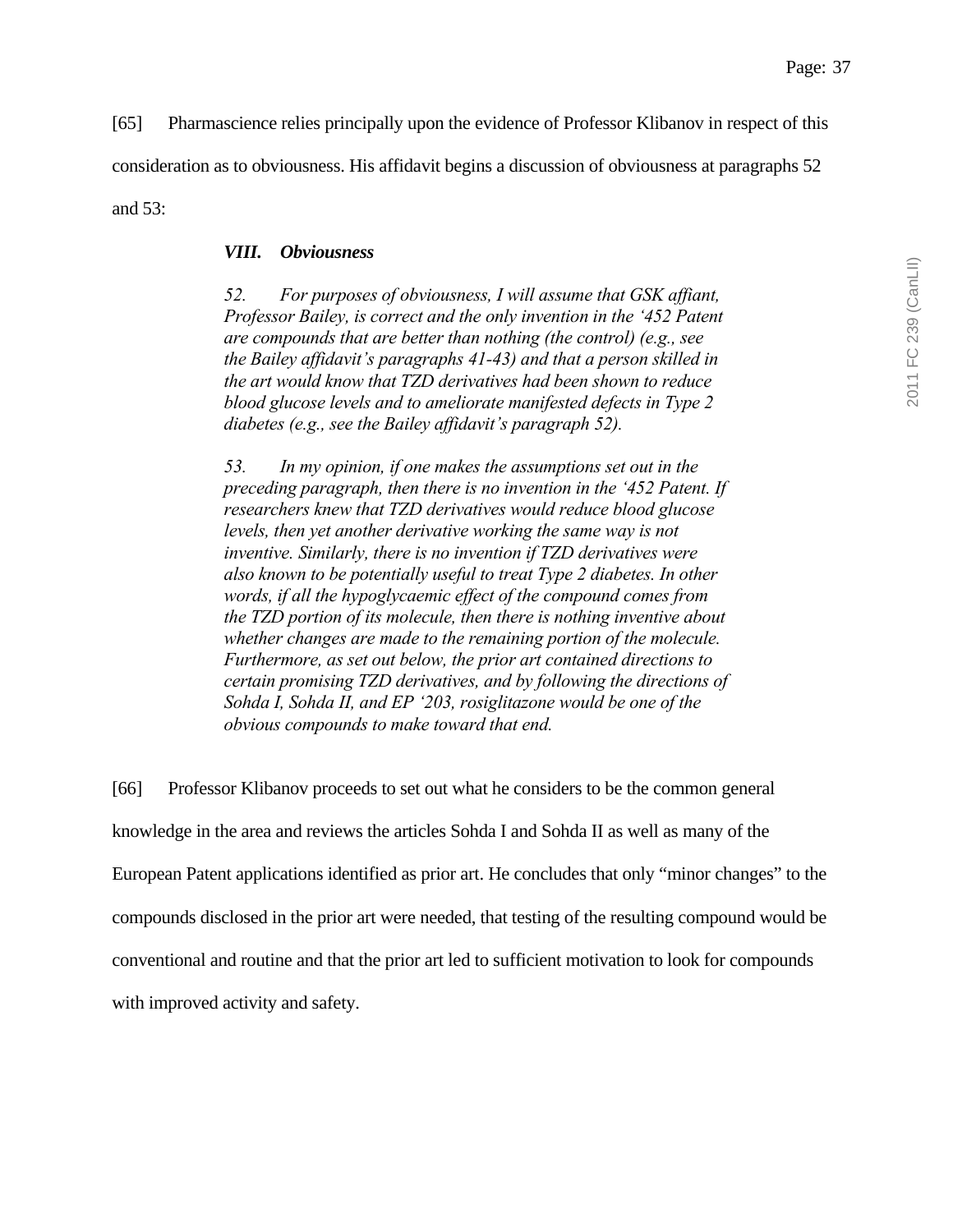[65] Pharmascience relies principally upon the evidence of Professor Klibanov in respect of this consideration as to obviousness. His affidavit begins a discussion of obviousness at paragraphs 52 and 53:

> ***VIII. Obviousness***
>
> *52. For purposes of obviousness, I will assume that GSK affiant, Professor Bailey, is correct and the only invention in the '452 Patent are compounds that are better than nothing (the control) (e.g., see the Bailey affidavit's paragraphs 41-43) and that a person skilled in the art would know that TZD derivatives had been shown to reduce blood glucose levels and to ameliorate manifested defects in Type 2 diabetes (e.g., see the Bailey affidavit's paragraph 52).*
>
> *53. In my opinion, if one makes the assumptions set out in the preceding paragraph, then there is no invention in the '452 Patent. If researchers knew that TZD derivatives would reduce blood glucose levels, then yet another derivative working the same way is not inventive. Similarly, there is no invention if TZD derivatives were also known to be potentially useful to treat Type 2 diabetes. In other words, if all the hypoglycaemic effect of the compound comes from the TZD portion of its molecule, then there is nothing inventive about whether changes are made to the remaining portion of the molecule. Furthermore, as set out below, the prior art contained directions to certain promising TZD derivatives, and by following the directions of Sohda I, Sohda II, and EP '203, rosiglitazone would be one of the obvious compounds to make toward that end.*

[66] Professor Klibanov proceeds to set out what he considers to be the common general knowledge in the area and reviews the articles Sohda I and Sohda II as well as many of the European Patent applications identified as prior art. He concludes that only "minor changes" to the compounds disclosed in the prior art were needed, that testing of the resulting compound would be conventional and routine and that the prior art led to sufficient motivation to look for compounds with improved activity and safety.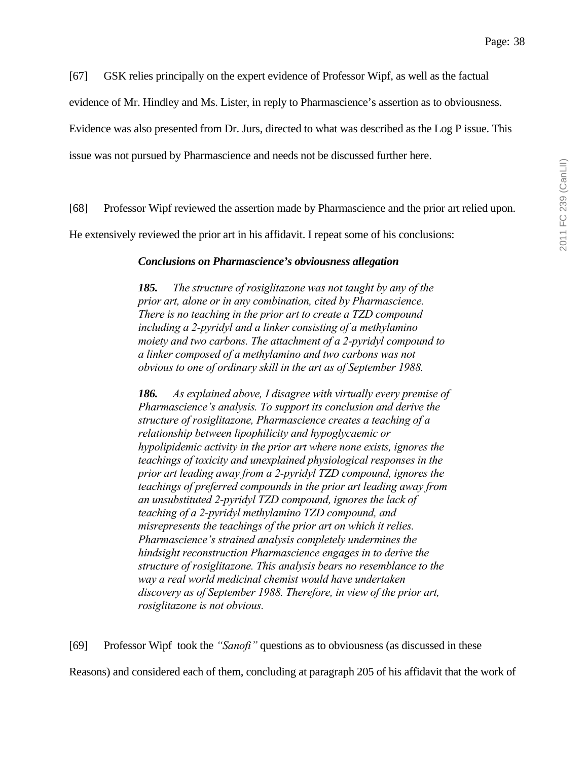[67] GSK relies principally on the expert evidence of Professor Wipf, as well as the factual evidence of Mr. Hindley and Ms. Lister, in reply to Pharmascience's assertion as to obviousness. Evidence was also presented from Dr. Jurs, directed to what was described as the Log P issue. This issue was not pursued by Pharmascience and needs not be discussed further here.

[68] Professor Wipf reviewed the assertion made by Pharmascience and the prior art relied upon. He extensively reviewed the prior art in his affidavit. I repeat some of his conclusions:

> ***Conclusions on Pharmascience's obviousness allegation***
>
> ***185.*** *The structure of rosiglitazone was not taught by any of the prior art, alone or in any combination, cited by Pharmascience. There is no teaching in the prior art to create a TZD compound including a 2-pyridyl and a linker consisting of a methylamino moiety and two carbons. The attachment of a 2-pyridyl compound to a linker composed of a methylamino and two carbons was not obvious to one of ordinary skill in the art as of September 1988.*
>
> ***186.*** *As explained above, I disagree with virtually every premise of Pharmascience's analysis. To support its conclusion and derive the structure of rosiglitazone, Pharmascience creates a teaching of a relationship between lipophilicity and hypoglycaemic or hypolipidemic activity in the prior art where none exists, ignores the teachings of toxicity and unexplained physiological responses in the prior art leading away from a 2-pyridyl TZD compound, ignores the teachings of preferred compounds in the prior art leading away from an unsubstituted 2-pyridyl TZD compound, ignores the lack of teaching of a 2-pyridyl methylamino TZD compound, and misrepresents the teachings of the prior art on which it relies. Pharmascience's strained analysis completely undermines the hindsight reconstruction Pharmascience engages in to derive the structure of rosiglitazone. This analysis bears no resemblance to the way a real world medicinal chemist would have undertaken discovery as of September 1988. Therefore, in view of the prior art, rosiglitazone is not obvious.*

[69] Professor Wipf took the *"Sanofi"* questions as to obviousness (as discussed in these Reasons) and considered each of them, concluding at paragraph 205 of his affidavit that the work of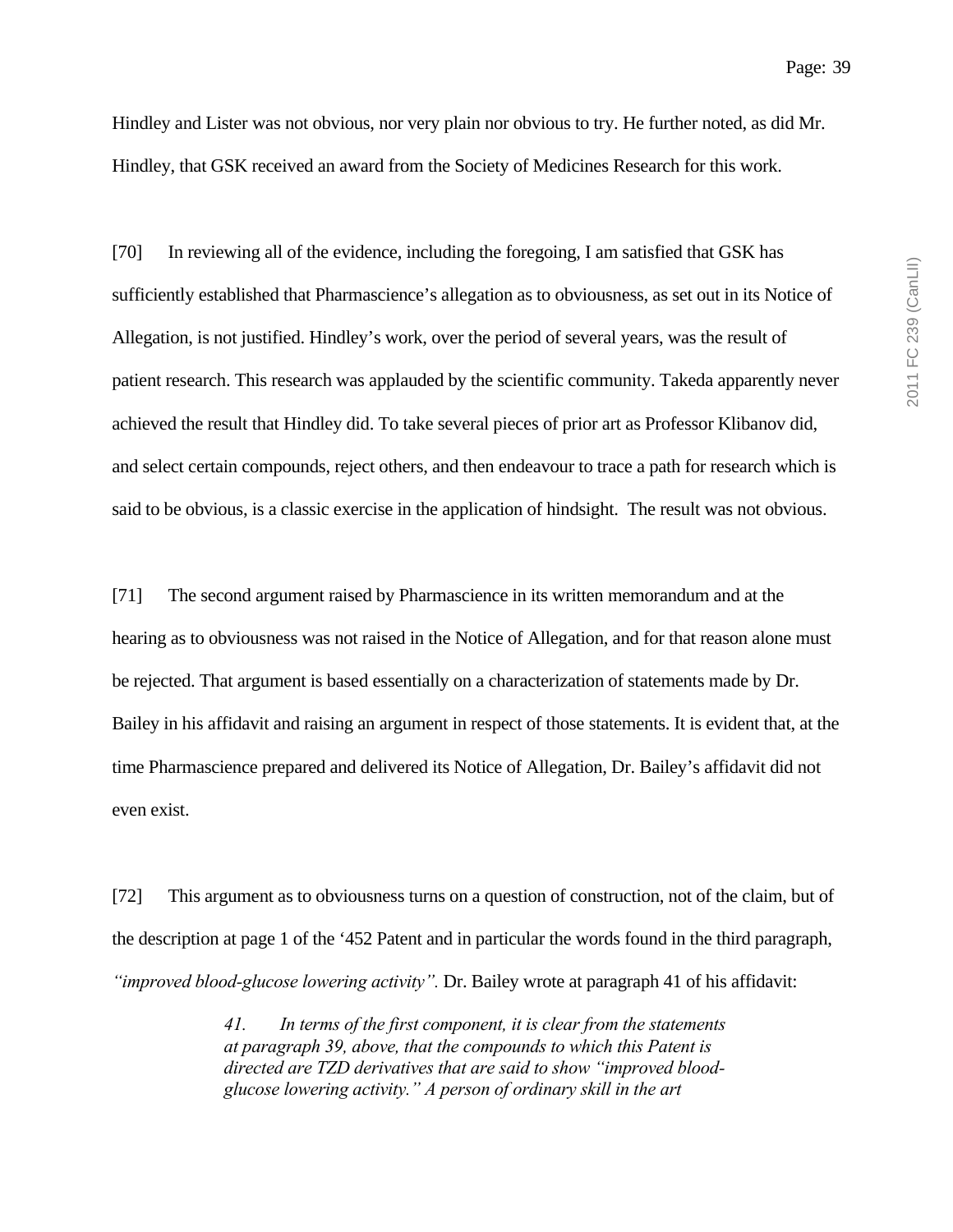Hindley and Lister was not obvious, nor very plain nor obvious to try. He further noted, as did Mr. Hindley, that GSK received an award from the Society of Medicines Research for this work.

[70] In reviewing all of the evidence, including the foregoing, I am satisfied that GSK has sufficiently established that Pharmascience's allegation as to obviousness, as set out in its Notice of Allegation, is not justified. Hindley's work, over the period of several years, was the result of patient research. This research was applauded by the scientific community. Takeda apparently never achieved the result that Hindley did. To take several pieces of prior art as Professor Klibanov did, and select certain compounds, reject others, and then endeavour to trace a path for research which is said to be obvious, is a classic exercise in the application of hindsight. The result was not obvious.

[71] The second argument raised by Pharmascience in its written memorandum and at the hearing as to obviousness was not raised in the Notice of Allegation, and for that reason alone must be rejected. That argument is based essentially on a characterization of statements made by Dr. Bailey in his affidavit and raising an argument in respect of those statements. It is evident that, at the time Pharmascience prepared and delivered its Notice of Allegation, Dr. Bailey's affidavit did not even exist.

[72] This argument as to obviousness turns on a question of construction, not of the claim, but of the description at page 1 of the '452 Patent and in particular the words found in the third paragraph, *"improved blood-glucose lowering activity".* Dr. Bailey wrote at paragraph 41 of his affidavit:

> *41. In terms of the first component, it is clear from the statements at paragraph 39, above, that the compounds to which this Patent is directed are TZD derivatives that are said to show "improved blood-glucose lowering activity." A person of ordinary skill in the art*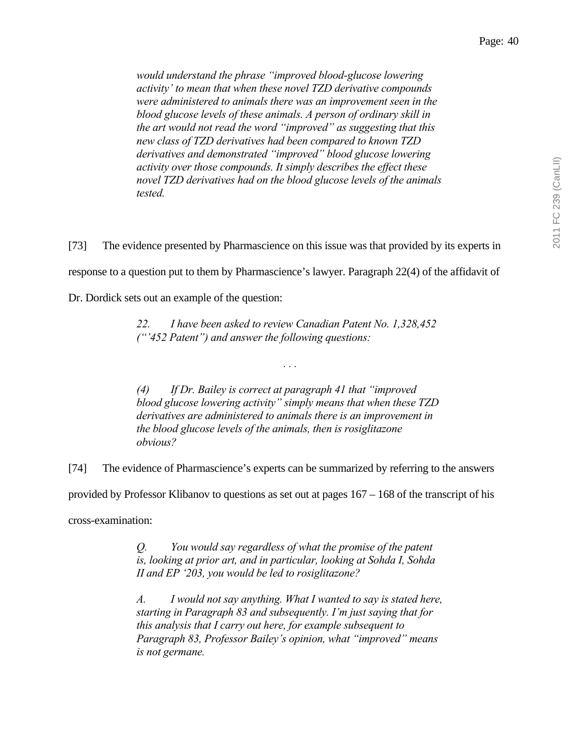*would understand the phrase "improved blood-glucose lowering activity' to mean that when these novel TZD derivative compounds were administered to animals there was an improvement seen in the blood glucose levels of these animals. A person of ordinary skill in the art would not read the word "improved" as suggesting that this new class of TZD derivatives had been compared to known TZD derivatives and demonstrated "improved" blood glucose lowering activity over those compounds. It simply describes the effect these novel TZD derivatives had on the blood glucose levels of the animals tested.*

[73] The evidence presented by Pharmascience on this issue was that provided by its experts in response to a question put to them by Pharmascience's lawyer. Paragraph 22(4) of the affidavit of Dr. Dordick sets out an example of the question:

> *22. I have been asked to review Canadian Patent No. 1,328,452 ("'452 Patent") and answer the following questions:*
>
> . . .
>
> *(4) If Dr. Bailey is correct at paragraph 41 that "improved blood glucose lowering activity" simply means that when these TZD derivatives are administered to animals there is an improvement in the blood glucose levels of the animals, then is rosiglitazone obvious?*

[74] The evidence of Pharmascience's experts can be summarized by referring to the answers provided by Professor Klibanov to questions as set out at pages 167 – 168 of the transcript of his cross-examination:

> *Q. You would say regardless of what the promise of the patent is, looking at prior art, and in particular, looking at Sohda I, Sohda II and EP '203, you would be led to rosiglitazone?*
>
> *A. I would not say anything. What I wanted to say is stated here, starting in Paragraph 83 and subsequently. I'm just saying that for this analysis that I carry out here, for example subsequent to Paragraph 83, Professor Bailey's opinion, what "improved" means is not germane.*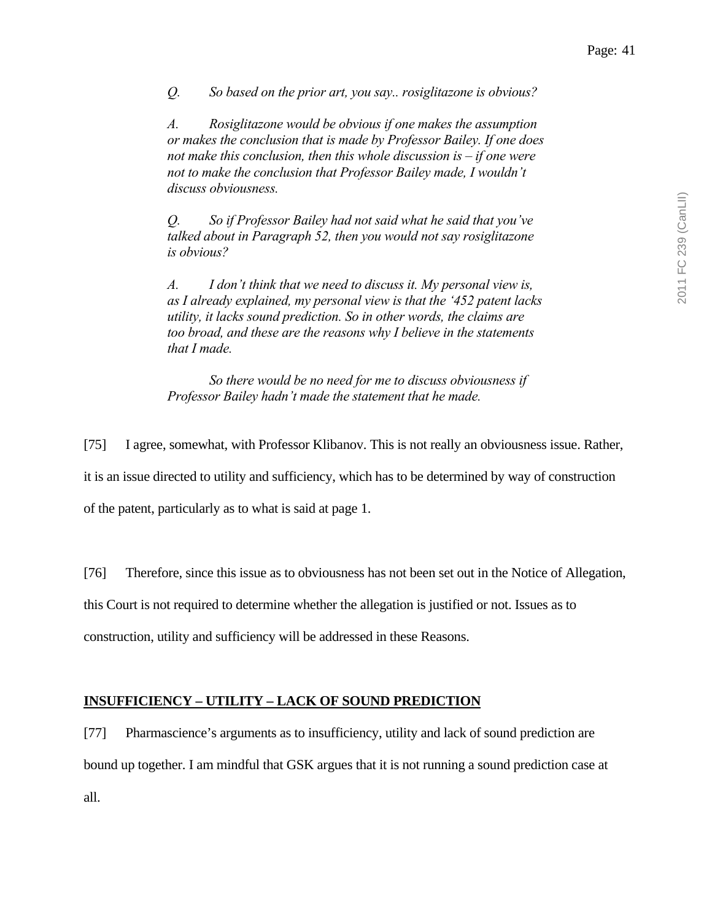*Q. So based on the prior art, you say.. rosiglitazone is obvious?*

*A. Rosiglitazone would be obvious if one makes the assumption or makes the conclusion that is made by Professor Bailey. If one does not make this conclusion, then this whole discussion is – if one were not to make the conclusion that Professor Bailey made, I wouldn't discuss obviousness.*

*Q. So if Professor Bailey had not said what he said that you've talked about in Paragraph 52, then you would not say rosiglitazone is obvious?*

*A. I don't think that we need to discuss it. My personal view is, as I already explained, my personal view is that the '452 patent lacks utility, it lacks sound prediction. So in other words, the claims are too broad, and these are the reasons why I believe in the statements that I made.*

*So there would be no need for me to discuss obviousness if Professor Bailey hadn't made the statement that he made.*

[75] I agree, somewhat, with Professor Klibanov. This is not really an obviousness issue. Rather, it is an issue directed to utility and sufficiency, which has to be determined by way of construction of the patent, particularly as to what is said at page 1.

[76] Therefore, since this issue as to obviousness has not been set out in the Notice of Allegation, this Court is not required to determine whether the allegation is justified or not. Issues as to construction, utility and sufficiency will be addressed in these Reasons.

**INSUFFICIENCY – UTILITY – LACK OF SOUND PREDICTION**

[77] Pharmascience's arguments as to insufficiency, utility and lack of sound prediction are bound up together. I am mindful that GSK argues that it is not running a sound prediction case at all.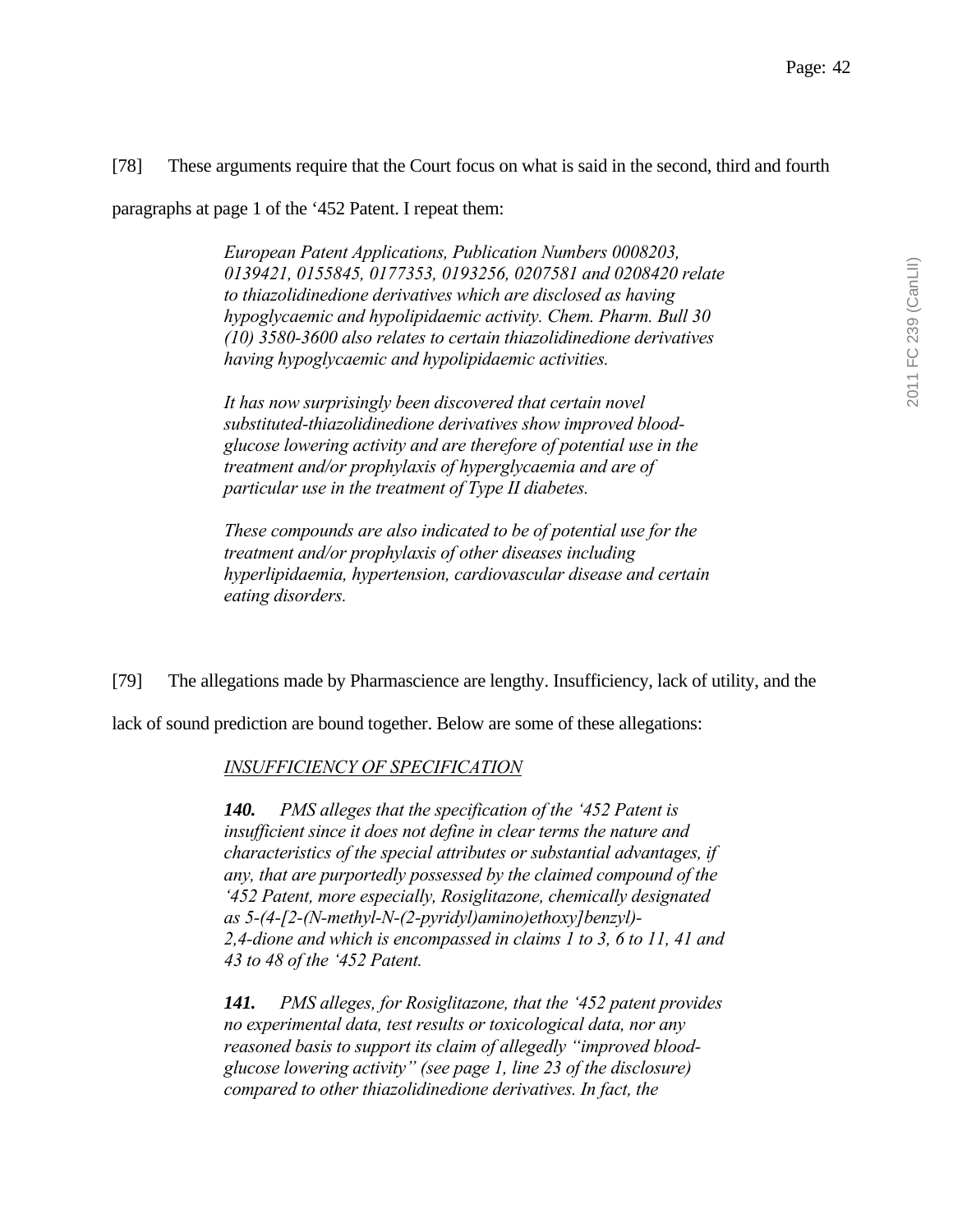[78] These arguments require that the Court focus on what is said in the second, third and fourth paragraphs at page 1 of the '452 Patent. I repeat them:

> *European Patent Applications, Publication Numbers 0008203, 0139421, 0155845, 0177353, 0193256, 0207581 and 0208420 relate to thiazolidinedione derivatives which are disclosed as having hypoglycaemic and hypolipidaemic activity. Chem. Pharm. Bull 30 (10) 3580-3600 also relates to certain thiazolidinedione derivatives having hypoglycaemic and hypolipidaemic activities.*
>
> *It has now surprisingly been discovered that certain novel substituted-thiazolidinedione derivatives show improved blood-glucose lowering activity and are therefore of potential use in the treatment and/or prophylaxis of hyperglycaemia and are of particular use in the treatment of Type II diabetes.*
>
> *These compounds are also indicated to be of potential use for the treatment and/or prophylaxis of other diseases including hyperlipidaemia, hypertension, cardiovascular disease and certain eating disorders.*

[79] The allegations made by Pharmascience are lengthy. Insufficiency, lack of utility, and the lack of sound prediction are bound together. Below are some of these allegations:

> *INSUFFICIENCY OF SPECIFICATION*
>
> ***140.*** *PMS alleges that the specification of the '452 Patent is insufficient since it does not define in clear terms the nature and characteristics of the special attributes or substantial advantages, if any, that are purportedly possessed by the claimed compound of the '452 Patent, more especially, Rosiglitazone, chemically designated as 5-(4-[2-(N-methyl-N-(2-pyridyl)amino)ethoxy]benzyl)-2,4-dione and which is encompassed in claims 1 to 3, 6 to 11, 41 and 43 to 48 of the '452 Patent.*
>
> ***141.*** *PMS alleges, for Rosiglitazone, that the '452 patent provides no experimental data, test results or toxicological data, nor any reasoned basis to support its claim of allegedly "improved blood-glucose lowering activity" (see page 1, line 23 of the disclosure) compared to other thiazolidinedione derivatives. In fact, the*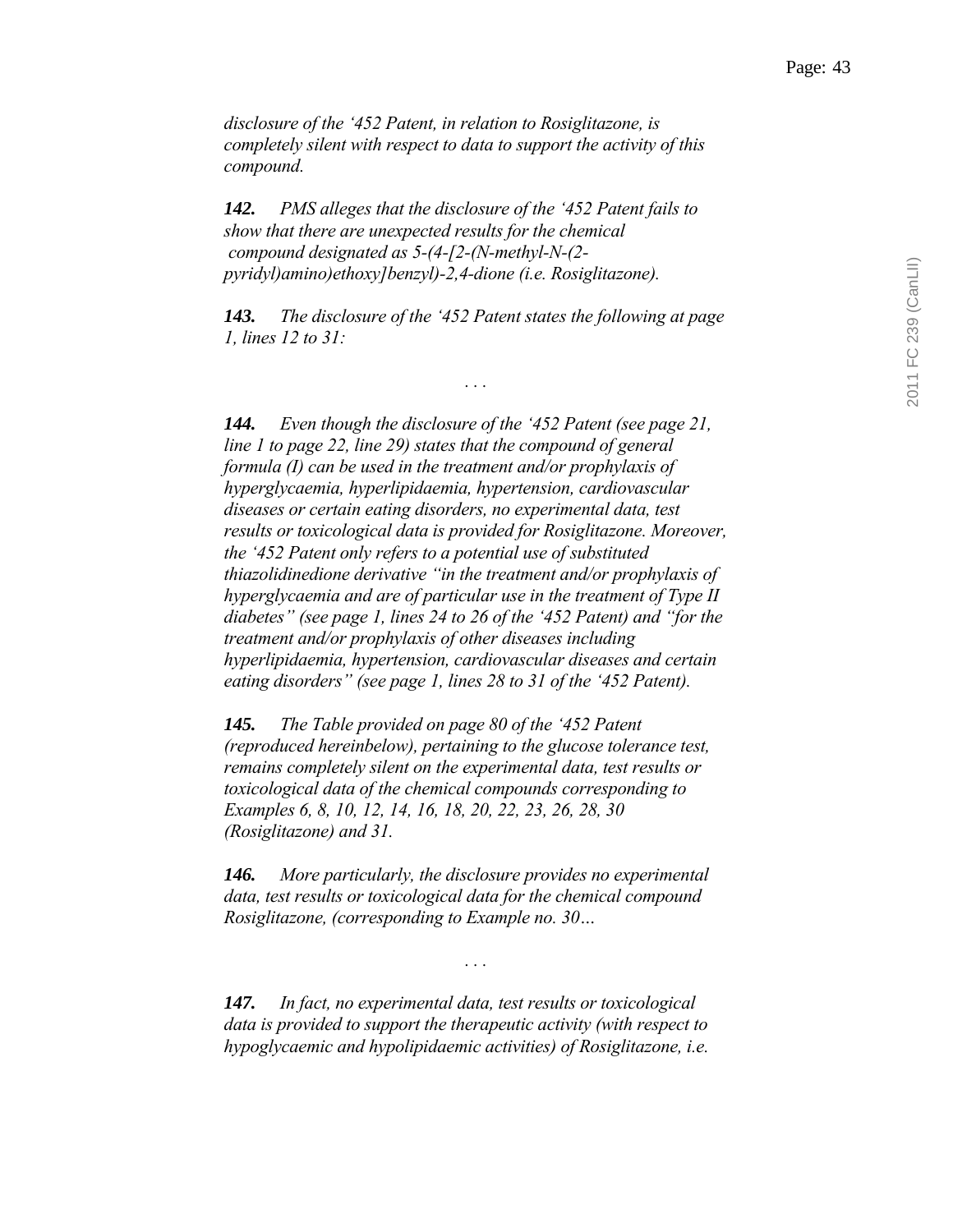*disclosure of the '452 Patent, in relation to Rosiglitazone, is completely silent with respect to data to support the activity of this compound.*

***142.*** *PMS alleges that the disclosure of the '452 Patent fails to show that there are unexpected results for the chemical compound designated as 5-(4-[2-(N-methyl-N-(2-pyridyl)amino)ethoxy]benzyl)-2,4-dione (i.e. Rosiglitazone).*

***143.*** *The disclosure of the '452 Patent states the following at page 1, lines 12 to 31:*

. . .

***144.*** *Even though the disclosure of the '452 Patent (see page 21, line 1 to page 22, line 29) states that the compound of general formula (I) can be used in the treatment and/or prophylaxis of hyperglycaemia, hyperlipidaemia, hypertension, cardiovascular diseases or certain eating disorders, no experimental data, test results or toxicological data is provided for Rosiglitazone. Moreover, the '452 Patent only refers to a potential use of substituted thiazolidinedione derivative "in the treatment and/or prophylaxis of hyperglycaemia and are of particular use in the treatment of Type II diabetes" (see page 1, lines 24 to 26 of the '452 Patent) and "for the treatment and/or prophylaxis of other diseases including hyperlipidaemia, hypertension, cardiovascular diseases and certain eating disorders" (see page 1, lines 28 to 31 of the '452 Patent).*

***145.*** *The Table provided on page 80 of the '452 Patent (reproduced hereinbelow), pertaining to the glucose tolerance test, remains completely silent on the experimental data, test results or toxicological data of the chemical compounds corresponding to Examples 6, 8, 10, 12, 14, 16, 18, 20, 22, 23, 26, 28, 30 (Rosiglitazone) and 31.*

***146.*** *More particularly, the disclosure provides no experimental data, test results or toxicological data for the chemical compound Rosiglitazone, (corresponding to Example no. 30…*

. . .

***147.*** *In fact, no experimental data, test results or toxicological data is provided to support the therapeutic activity (with respect to hypoglycaemic and hypolipidaemic activities) of Rosiglitazone, i.e.*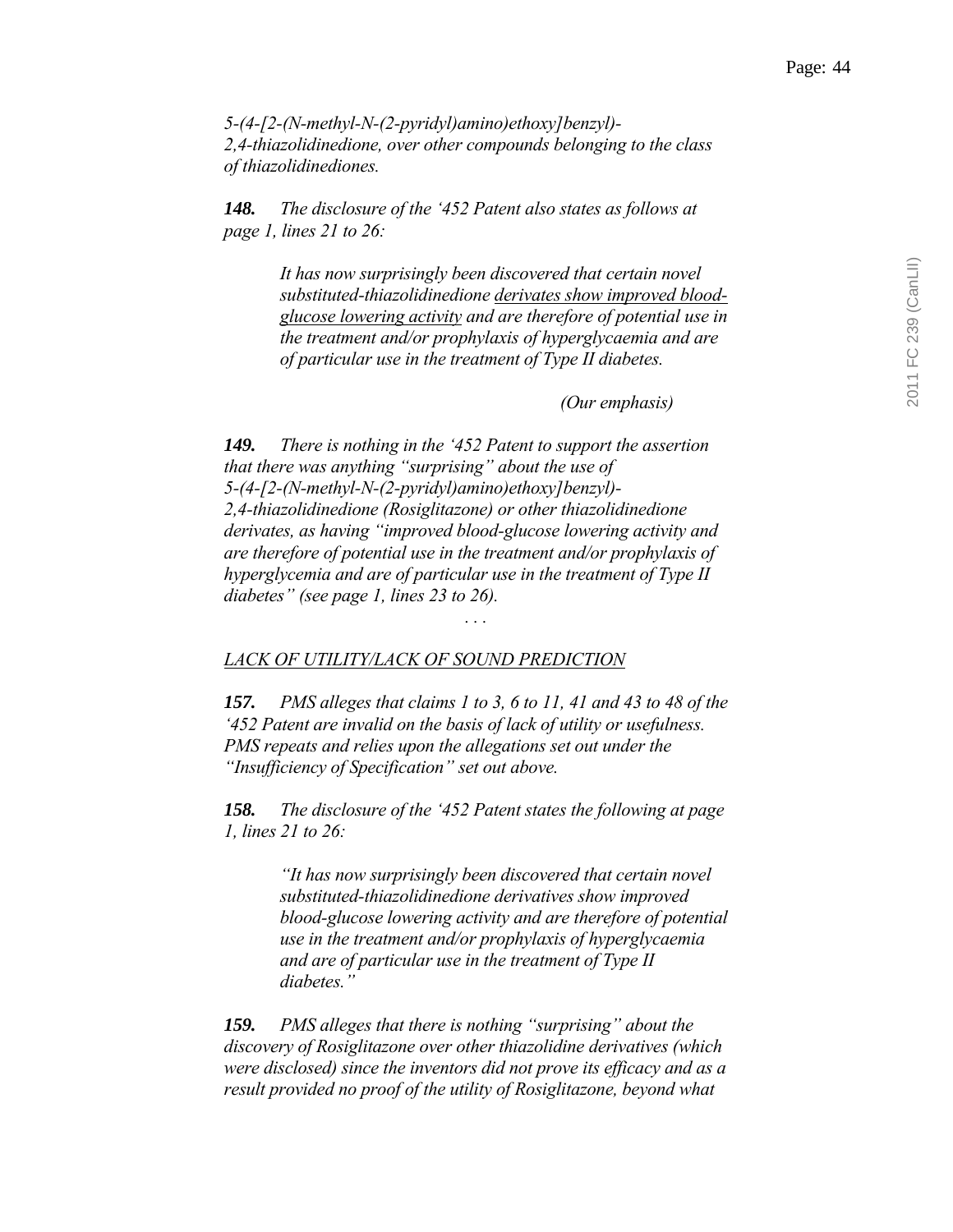*5-(4-[2-(N-methyl-N-(2-pyridyl)amino)ethoxy]benzyl)-2,4-thiazolidinedione, over other compounds belonging to the class of thiazolidinediones.*

***148.*** *The disclosure of the '452 Patent also states as follows at page 1, lines 21 to 26:*

> *It has now surprisingly been discovered that certain novel substituted-thiazolidinedione <u>derivates show improved blood-glucose lowering activity</u> and are therefore of potential use in the treatment and/or prophylaxis of hyperglycaemia and are of particular use in the treatment of Type II diabetes.*
>
> *(Our emphasis)*

***149.*** *There is nothing in the '452 Patent to support the assertion that there was anything "surprising" about the use of 5-(4-[2-(N-methyl-N-(2-pyridyl)amino)ethoxy]benzyl)-2,4-thiazolidinedione (Rosiglitazone) or other thiazolidinedione derivates, as having "improved blood-glucose lowering activity and are therefore of potential use in the treatment and/or prophylaxis of hyperglycemia and are of particular use in the treatment of Type II diabetes" (see page 1, lines 23 to 26).*

*. . .*

*<u>LACK OF UTILITY/LACK OF SOUND PREDICTION</u>*

***157.*** *PMS alleges that claims 1 to 3, 6 to 11, 41 and 43 to 48 of the '452 Patent are invalid on the basis of lack of utility or usefulness. PMS repeats and relies upon the allegations set out under the "Insufficiency of Specification" set out above.*

***158.*** *The disclosure of the '452 Patent states the following at page 1, lines 21 to 26:*

> *"It has now surprisingly been discovered that certain novel substituted-thiazolidinedione derivatives show improved blood-glucose lowering activity and are therefore of potential use in the treatment and/or prophylaxis of hyperglycaemia and are of particular use in the treatment of Type II diabetes."*

***159.*** *PMS alleges that there is nothing "surprising" about the discovery of Rosiglitazone over other thiazolidine derivatives (which were disclosed) since the inventors did not prove its efficacy and as a result provided no proof of the utility of Rosiglitazone, beyond what*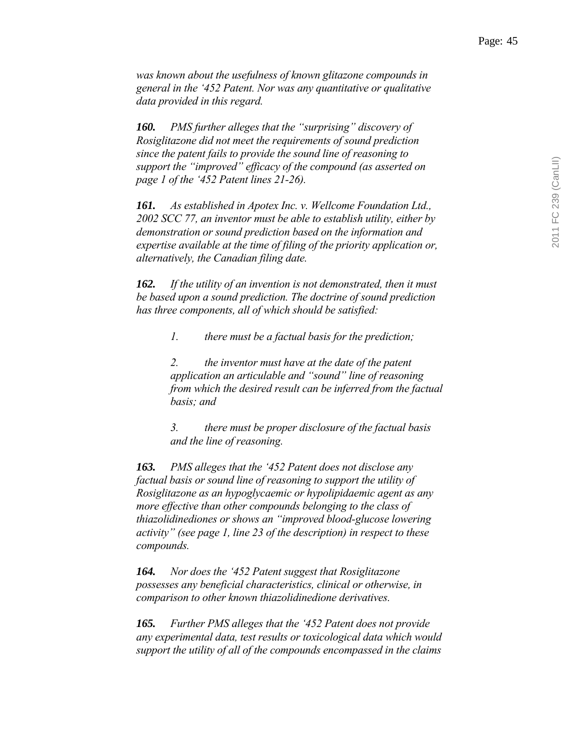*was known about the usefulness of known glitazone compounds in general in the '452 Patent. Nor was any quantitative or qualitative data provided in this regard.*

***160.*** *PMS further alleges that the "surprising" discovery of Rosiglitazone did not meet the requirements of sound prediction since the patent fails to provide the sound line of reasoning to support the "improved" efficacy of the compound (as asserted on page 1 of the '452 Patent lines 21-26).*

***161.*** *As established in Apotex Inc. v. Wellcome Foundation Ltd., 2002 SCC 77, an inventor must be able to establish utility, either by demonstration or sound prediction based on the information and expertise available at the time of filing of the priority application or, alternatively, the Canadian filing date.*

***162.*** *If the utility of an invention is not demonstrated, then it must be based upon a sound prediction. The doctrine of sound prediction has three components, all of which should be satisfied:*

> *1. there must be a factual basis for the prediction;*
>
> *2. the inventor must have at the date of the patent application an articulable and "sound" line of reasoning from which the desired result can be inferred from the factual basis; and*
>
> *3. there must be proper disclosure of the factual basis and the line of reasoning.*

***163.*** *PMS alleges that the '452 Patent does not disclose any factual basis or sound line of reasoning to support the utility of Rosiglitazone as an hypoglycaemic or hypolipidaemic agent as any more effective than other compounds belonging to the class of thiazolidinediones or shows an "improved blood-glucose lowering activity" (see page 1, line 23 of the description) in respect to these compounds.*

***164.*** *Nor does the '452 Patent suggest that Rosiglitazone possesses any beneficial characteristics, clinical or otherwise, in comparison to other known thiazolidinedione derivatives.*

***165.*** *Further PMS alleges that the '452 Patent does not provide any experimental data, test results or toxicological data which would support the utility of all of the compounds encompassed in the claims*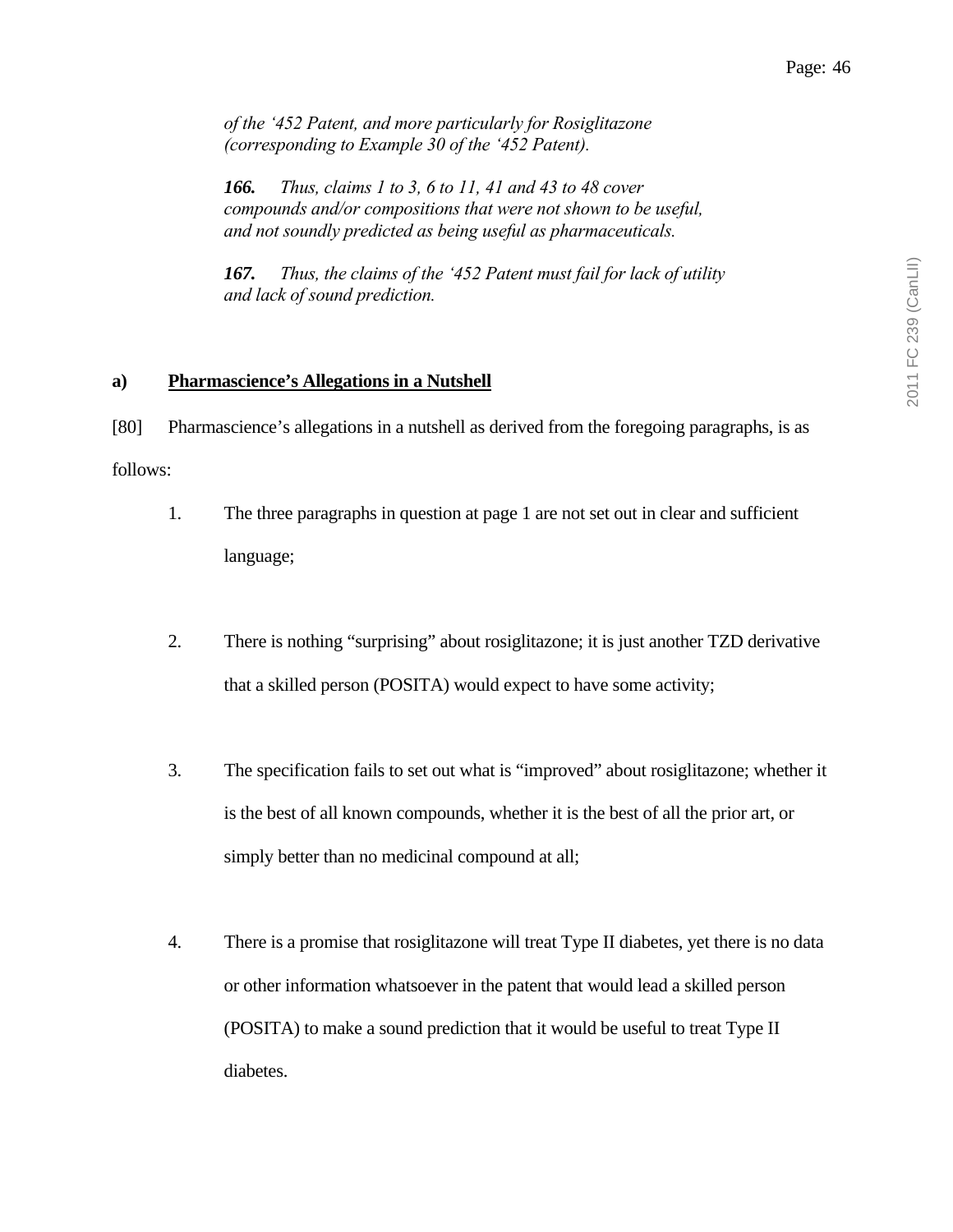*of the '452 Patent, and more particularly for Rosiglitazone (corresponding to Example 30 of the '452 Patent).*

***166.*** *Thus, claims 1 to 3, 6 to 11, 41 and 43 to 48 cover compounds and/or compositions that were not shown to be useful, and not soundly predicted as being useful as pharmaceuticals.*

***167.*** *Thus, the claims of the '452 Patent must fail for lack of utility and lack of sound prediction.*

### a) Pharmascience's Allegations in a Nutshell

[80] Pharmascience's allegations in a nutshell as derived from the foregoing paragraphs, is as follows:

1. The three paragraphs in question at page 1 are not set out in clear and sufficient language;

2. There is nothing "surprising" about rosiglitazone; it is just another TZD derivative that a skilled person (POSITA) would expect to have some activity;

3. The specification fails to set out what is "improved" about rosiglitazone; whether it is the best of all known compounds, whether it is the best of all the prior art, or simply better than no medicinal compound at all;

4. There is a promise that rosiglitazone will treat Type II diabetes, yet there is no data or other information whatsoever in the patent that would lead a skilled person (POSITA) to make a sound prediction that it would be useful to treat Type II diabetes.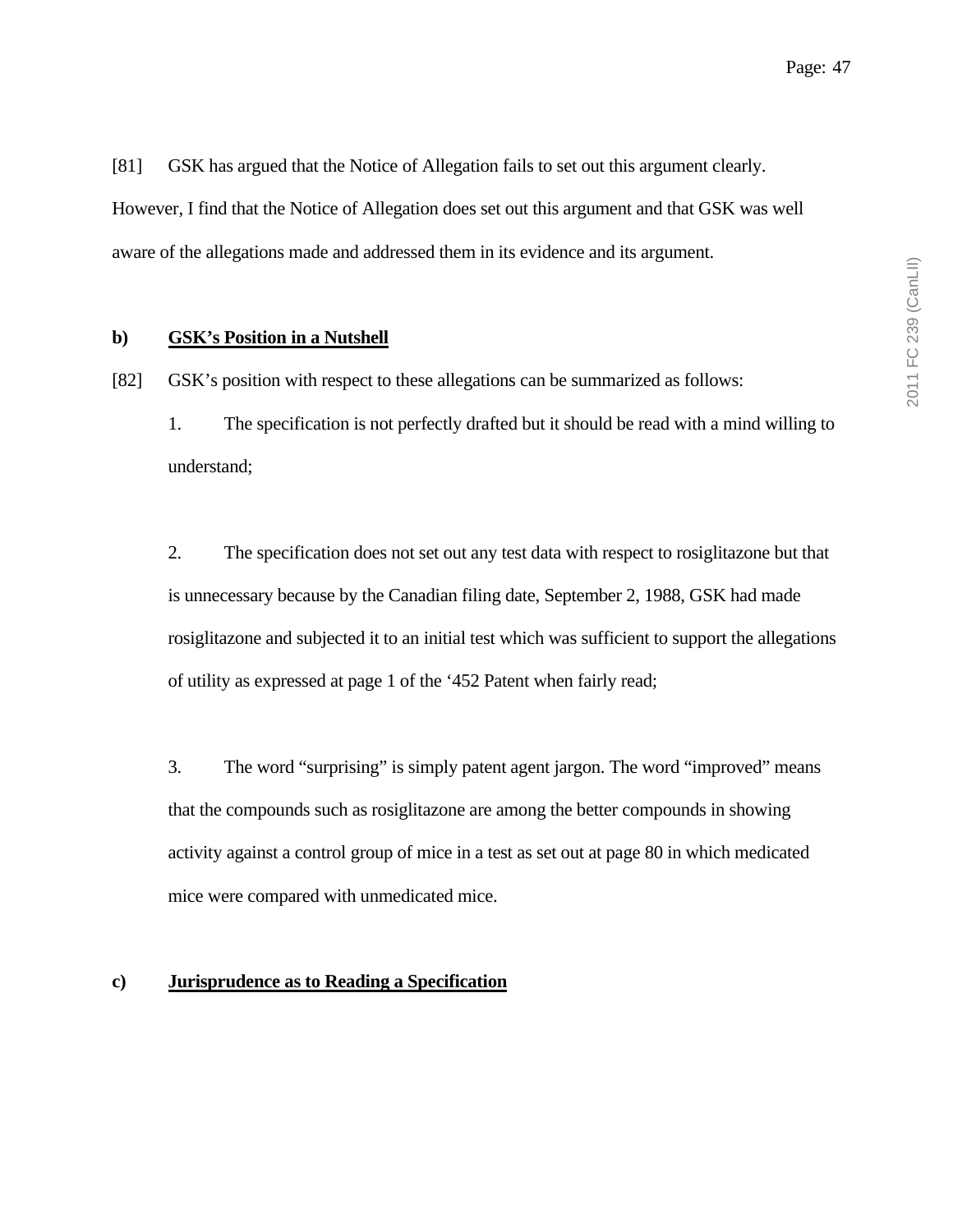[81] GSK has argued that the Notice of Allegation fails to set out this argument clearly. However, I find that the Notice of Allegation does set out this argument and that GSK was well aware of the allegations made and addressed them in its evidence and its argument.

**b) <u>GSK's Position in a Nutshell</u>**

[82] GSK's position with respect to these allegations can be summarized as follows:

1. The specification is not perfectly drafted but it should be read with a mind willing to understand;

2. The specification does not set out any test data with respect to rosiglitazone but that is unnecessary because by the Canadian filing date, September 2, 1988, GSK had made rosiglitazone and subjected it to an initial test which was sufficient to support the allegations of utility as expressed at page 1 of the '452 Patent when fairly read;

3. The word "surprising" is simply patent agent jargon. The word "improved" means that the compounds such as rosiglitazone are among the better compounds in showing activity against a control group of mice in a test as set out at page 80 in which medicated mice were compared with unmedicated mice.

**c) <u>Jurisprudence as to Reading a Specification</u>**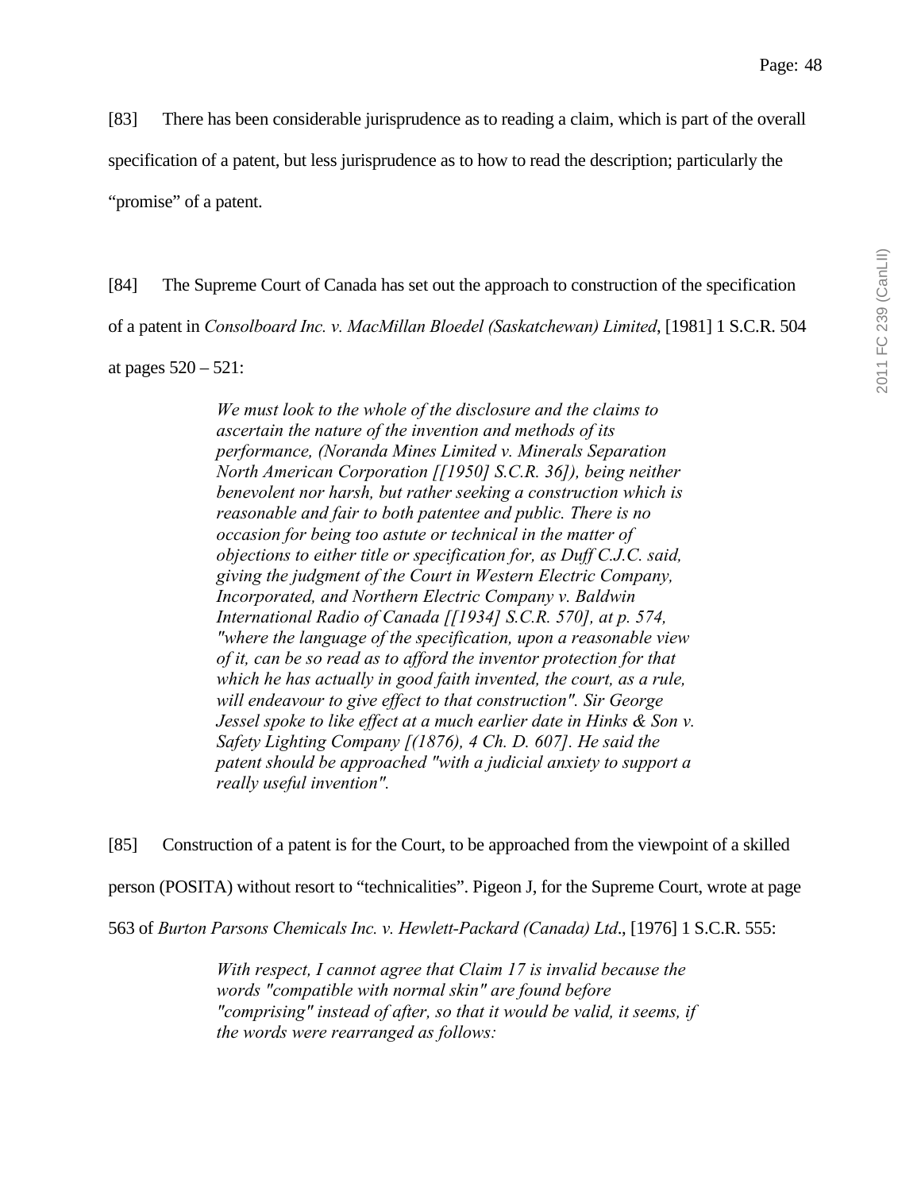[83] There has been considerable jurisprudence as to reading a claim, which is part of the overall specification of a patent, but less jurisprudence as to how to read the description; particularly the "promise" of a patent.

[84] The Supreme Court of Canada has set out the approach to construction of the specification of a patent in *Consolboard Inc. v. MacMillan Bloedel (Saskatchewan) Limited*, [1981] 1 S.C.R. 504 at pages 520 – 521:

> *We must look to the whole of the disclosure and the claims to ascertain the nature of the invention and methods of its performance, (Noranda Mines Limited v. Minerals Separation North American Corporation [[1950] S.C.R. 36]), being neither benevolent nor harsh, but rather seeking a construction which is reasonable and fair to both patentee and public. There is no occasion for being too astute or technical in the matter of objections to either title or specification for, as Duff C.J.C. said, giving the judgment of the Court in Western Electric Company, Incorporated, and Northern Electric Company v. Baldwin International Radio of Canada [[1934] S.C.R. 570], at p. 574, "where the language of the specification, upon a reasonable view of it, can be so read as to afford the inventor protection for that which he has actually in good faith invented, the court, as a rule, will endeavour to give effect to that construction". Sir George Jessel spoke to like effect at a much earlier date in Hinks & Son v. Safety Lighting Company [(1876), 4 Ch. D. 607]. He said the patent should be approached "with a judicial anxiety to support a really useful invention".*

[85] Construction of a patent is for the Court, to be approached from the viewpoint of a skilled person (POSITA) without resort to "technicalities". Pigeon J, for the Supreme Court, wrote at page 563 of *Burton Parsons Chemicals Inc. v. Hewlett-Packard (Canada) Ltd*., [1976] 1 S.C.R. 555:

> *With respect, I cannot agree that Claim 17 is invalid because the words "compatible with normal skin" are found before "comprising" instead of after, so that it would be valid, it seems, if the words were rearranged as follows:*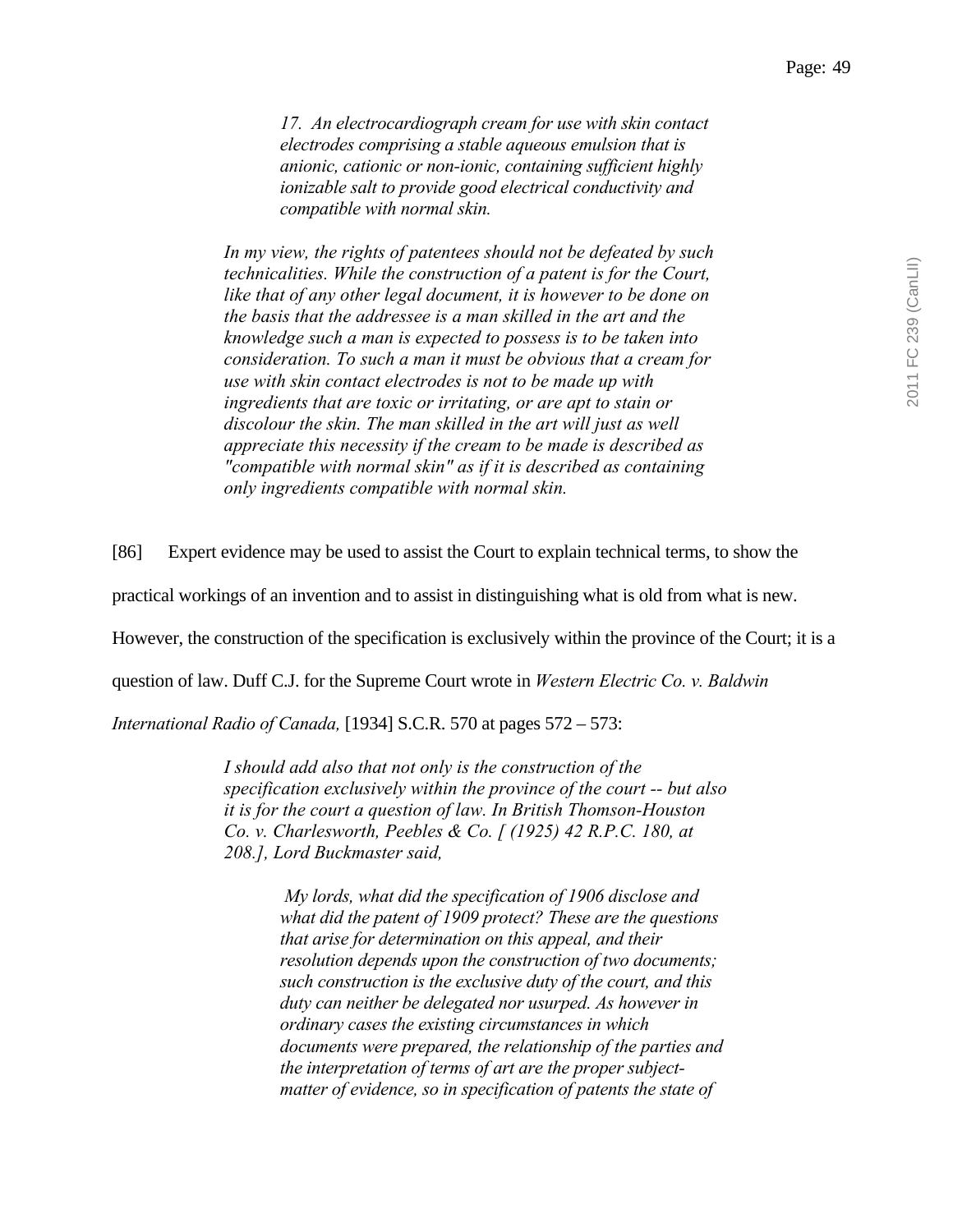> *17. An electrocardiograph cream for use with skin contact electrodes comprising a stable aqueous emulsion that is anionic, cationic or non-ionic, containing sufficient highly ionizable salt to provide good electrical conductivity and compatible with normal skin.*
>
> *In my view, the rights of patentees should not be defeated by such technicalities. While the construction of a patent is for the Court, like that of any other legal document, it is however to be done on the basis that the addressee is a man skilled in the art and the knowledge such a man is expected to possess is to be taken into consideration. To such a man it must be obvious that a cream for use with skin contact electrodes is not to be made up with ingredients that are toxic or irritating, or are apt to stain or discolour the skin. The man skilled in the art will just as well appreciate this necessity if the cream to be made is described as "compatible with normal skin" as if it is described as containing only ingredients compatible with normal skin.*

[86] Expert evidence may be used to assist the Court to explain technical terms, to show the practical workings of an invention and to assist in distinguishing what is old from what is new. However, the construction of the specification is exclusively within the province of the Court; it is a question of law. Duff C.J. for the Supreme Court wrote in *Western Electric Co. v. Baldwin International Radio of Canada,* [1934] S.C.R. 570 at pages 572 – 573:

> *I should add also that not only is the construction of the specification exclusively within the province of the court -- but also it is for the court a question of law. In British Thomson-Houston Co. v. Charlesworth, Peebles & Co. [ (1925) 42 R.P.C. 180, at 208.], Lord Buckmaster said,*
>
> > *My lords, what did the specification of 1906 disclose and what did the patent of 1909 protect? These are the questions that arise for determination on this appeal, and their resolution depends upon the construction of two documents; such construction is the exclusive duty of the court, and this duty can neither be delegated nor usurped. As however in ordinary cases the existing circumstances in which documents were prepared, the relationship of the parties and the interpretation of terms of art are the proper subject-matter of evidence, so in specification of patents the state of*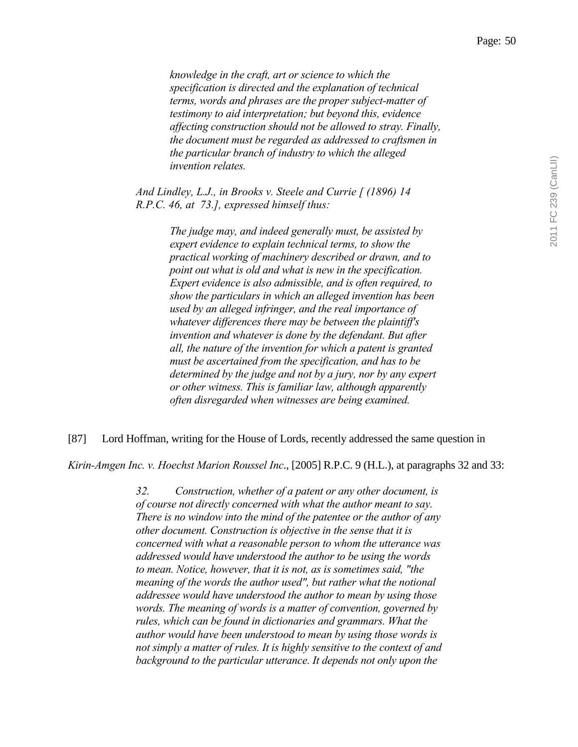> *knowledge in the craft, art or science to which the specification is directed and the explanation of technical terms, words and phrases are the proper subject-matter of testimony to aid interpretation; but beyond this, evidence affecting construction should not be allowed to stray. Finally, the document must be regarded as addressed to craftsmen in the particular branch of industry to which the alleged invention relates.*
>
> *And Lindley, L.J., in Brooks v. Steele and Currie [ (1896) 14 R.P.C. 46, at 73.], expressed himself thus:*
>
> > *The judge may, and indeed generally must, be assisted by expert evidence to explain technical terms, to show the practical working of machinery described or drawn, and to point out what is old and what is new in the specification. Expert evidence is also admissible, and is often required, to show the particulars in which an alleged invention has been used by an alleged infringer, and the real importance of whatever differences there may be between the plaintiff's invention and whatever is done by the defendant. But after all, the nature of the invention for which a patent is granted must be ascertained from the specification, and has to be determined by the judge and not by a jury, nor by any expert or other witness. This is familiar law, although apparently often disregarded when witnesses are being examined.*

[87] Lord Hoffman, writing for the House of Lords, recently addressed the same question in *Kirin-Amgen Inc. v. Hoechst Marion Roussel Inc*., [2005] R.P.C. 9 (H.L.), at paragraphs 32 and 33:

> *32. Construction, whether of a patent or any other document, is of course not directly concerned with what the author meant to say. There is no window into the mind of the patentee or the author of any other document. Construction is objective in the sense that it is concerned with what a reasonable person to whom the utterance was addressed would have understood the author to be using the words to mean. Notice, however, that it is not, as is sometimes said, "the meaning of the words the author used", but rather what the notional addressee would have understood the author to mean by using those words. The meaning of words is a matter of convention, governed by rules, which can be found in dictionaries and grammars. What the author would have been understood to mean by using those words is not simply a matter of rules. It is highly sensitive to the context of and background to the particular utterance. It depends not only upon the*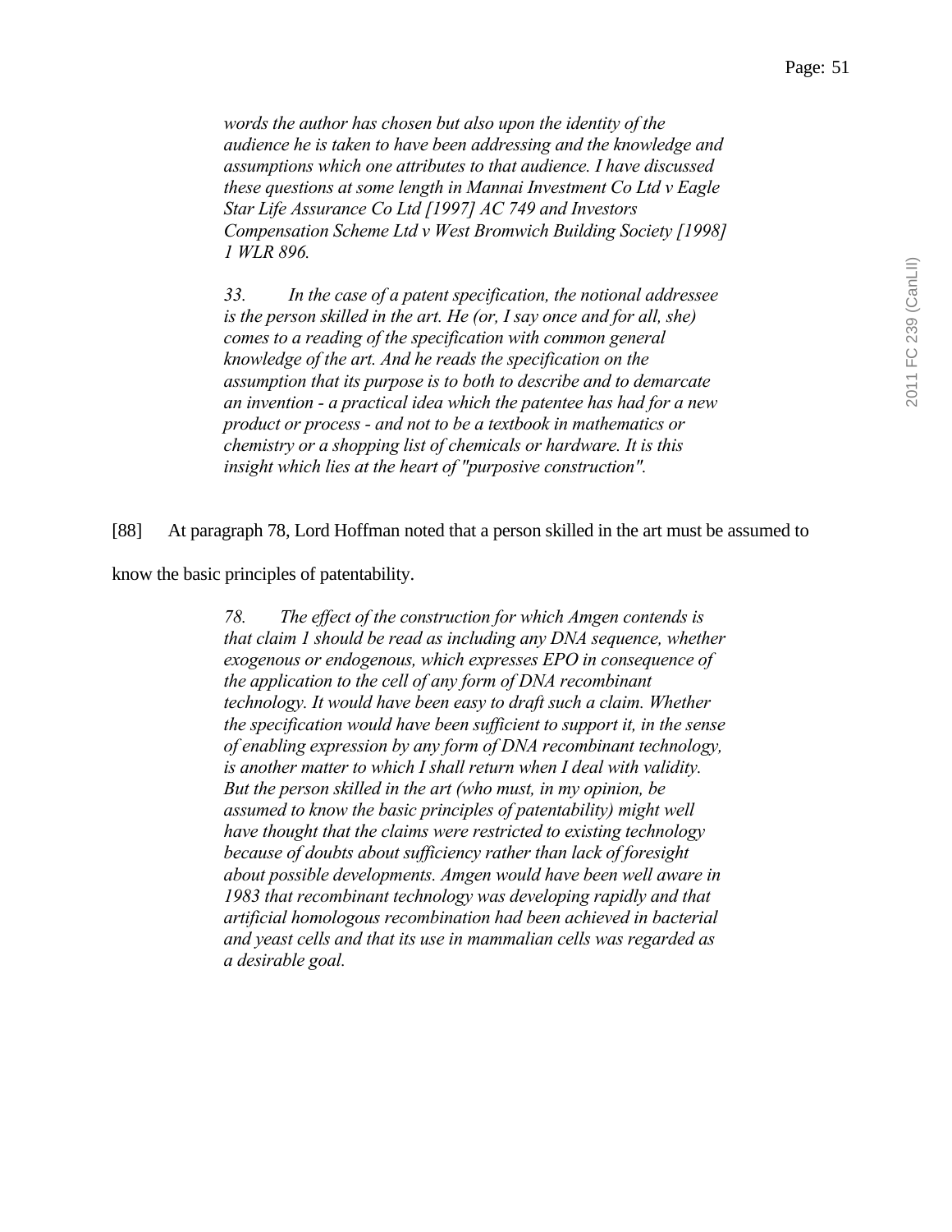*words the author has chosen but also upon the identity of the audience he is taken to have been addressing and the knowledge and assumptions which one attributes to that audience. I have discussed these questions at some length in Mannai Investment Co Ltd v Eagle Star Life Assurance Co Ltd [1997] AC 749 and Investors Compensation Scheme Ltd v West Bromwich Building Society [1998] 1 WLR 896.*

*33. In the case of a patent specification, the notional addressee is the person skilled in the art. He (or, I say once and for all, she) comes to a reading of the specification with common general knowledge of the art. And he reads the specification on the assumption that its purpose is to both to describe and to demarcate an invention - a practical idea which the patentee has had for a new product or process - and not to be a textbook in mathematics or chemistry or a shopping list of chemicals or hardware. It is this insight which lies at the heart of "purposive construction".*

[88] At paragraph 78, Lord Hoffman noted that a person skilled in the art must be assumed to know the basic principles of patentability.

*78. The effect of the construction for which Amgen contends is that claim 1 should be read as including any DNA sequence, whether exogenous or endogenous, which expresses EPO in consequence of the application to the cell of any form of DNA recombinant technology. It would have been easy to draft such a claim. Whether the specification would have been sufficient to support it, in the sense of enabling expression by any form of DNA recombinant technology, is another matter to which I shall return when I deal with validity. But the person skilled in the art (who must, in my opinion, be assumed to know the basic principles of patentability) might well have thought that the claims were restricted to existing technology because of doubts about sufficiency rather than lack of foresight about possible developments. Amgen would have been well aware in 1983 that recombinant technology was developing rapidly and that artificial homologous recombination had been achieved in bacterial and yeast cells and that its use in mammalian cells was regarded as a desirable goal.*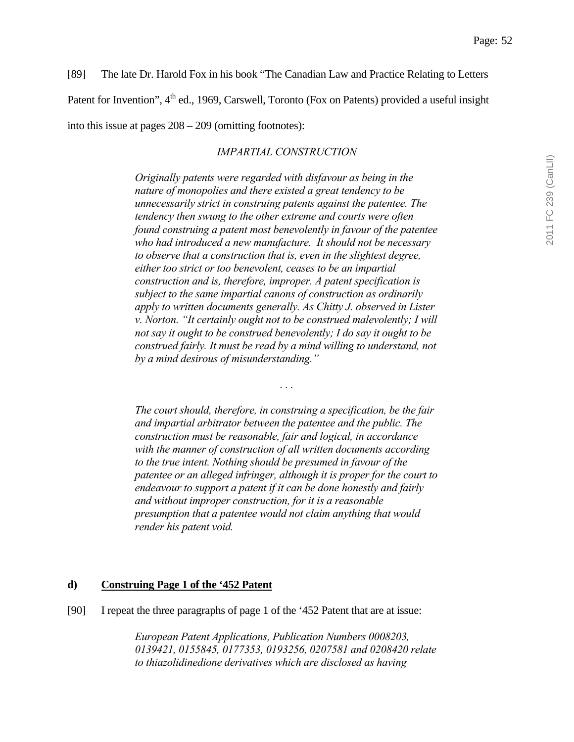[89] The late Dr. Harold Fox in his book "The Canadian Law and Practice Relating to Letters Patent for Invention", 4th ed., 1969, Carswell, Toronto (Fox on Patents) provided a useful insight into this issue at pages 208 – 209 (omitting footnotes):

> *IMPARTIAL CONSTRUCTION*
>
> *Originally patents were regarded with disfavour as being in the nature of monopolies and there existed a great tendency to be unnecessarily strict in construing patents against the patentee. The tendency then swung to the other extreme and courts were often found construing a patent most benevolently in favour of the patentee who had introduced a new manufacture. It should not be necessary to observe that a construction that is, even in the slightest degree, either too strict or too benevolent, ceases to be an impartial construction and is, therefore, improper. A patent specification is subject to the same impartial canons of construction as ordinarily apply to written documents generally. As Chitty J. observed in Lister v. Norton. "It certainly ought not to be construed malevolently; I will not say it ought to be construed benevolently; I do say it ought to be construed fairly. It must be read by a mind willing to understand, not by a mind desirous of misunderstanding."*
>
> . . .
>
> *The court should, therefore, in construing a specification, be the fair and impartial arbitrator between the patentee and the public. The construction must be reasonable, fair and logical, in accordance with the manner of construction of all written documents according to the true intent. Nothing should be presumed in favour of the patentee or an alleged infringer, although it is proper for the court to endeavour to support a patent if it can be done honestly and fairly and without improper construction, for it is a reasonable presumption that a patentee would not claim anything that would render his patent void.*

**d) Construing Page 1 of the '452 Patent**

[90] I repeat the three paragraphs of page 1 of the '452 Patent that are at issue:

> *European Patent Applications, Publication Numbers 0008203, 0139421, 0155845, 0177353, 0193256, 0207581 and 0208420 relate to thiazolidinedione derivatives which are disclosed as having*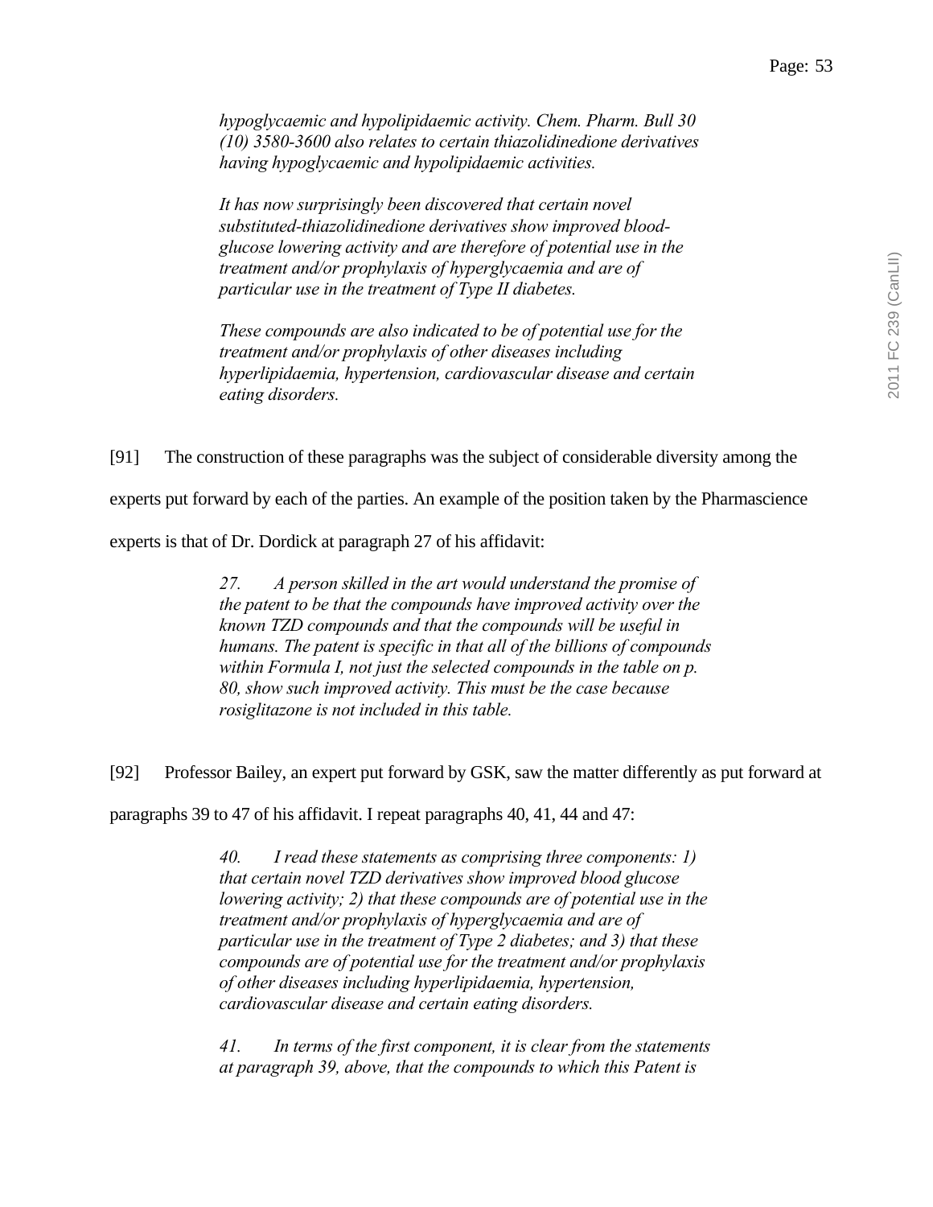*hypoglycaemic and hypolipidaemic activity. Chem. Pharm. Bull 30 (10) 3580-3600 also relates to certain thiazolidinedione derivatives having hypoglycaemic and hypolipidaemic activities.*

> *It has now surprisingly been discovered that certain novel substituted-thiazolidinedione derivatives show improved blood-glucose lowering activity and are therefore of potential use in the treatment and/or prophylaxis of hyperglycaemia and are of particular use in the treatment of Type II diabetes.*
>
> *These compounds are also indicated to be of potential use for the treatment and/or prophylaxis of other diseases including hyperlipidaemia, hypertension, cardiovascular disease and certain eating disorders.*

[91] The construction of these paragraphs was the subject of considerable diversity among the experts put forward by each of the parties. An example of the position taken by the Pharmascience experts is that of Dr. Dordick at paragraph 27 of his affidavit:

> *27. A person skilled in the art would understand the promise of the patent to be that the compounds have improved activity over the known TZD compounds and that the compounds will be useful in humans. The patent is specific in that all of the billions of compounds within Formula I, not just the selected compounds in the table on p. 80, show such improved activity. This must be the case because rosiglitazone is not included in this table.*

[92] Professor Bailey, an expert put forward by GSK, saw the matter differently as put forward at paragraphs 39 to 47 of his affidavit. I repeat paragraphs 40, 41, 44 and 47:

> *40. I read these statements as comprising three components: 1) that certain novel TZD derivatives show improved blood glucose lowering activity; 2) that these compounds are of potential use in the treatment and/or prophylaxis of hyperglycaemia and are of particular use in the treatment of Type 2 diabetes; and 3) that these compounds are of potential use for the treatment and/or prophylaxis of other diseases including hyperlipidaemia, hypertension, cardiovascular disease and certain eating disorders.*
>
> *41. In terms of the first component, it is clear from the statements at paragraph 39, above, that the compounds to which this Patent is*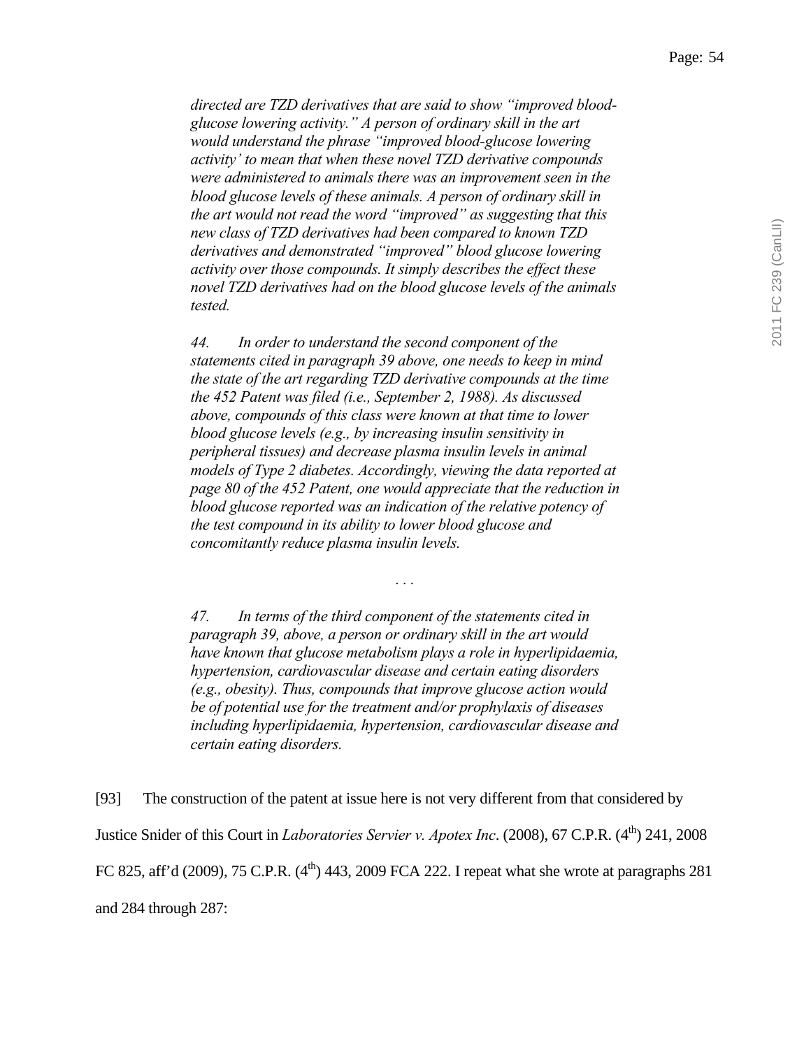*directed are TZD derivatives that are said to show "improved blood-glucose lowering activity." A person of ordinary skill in the art would understand the phrase "improved blood-glucose lowering activity' to mean that when these novel TZD derivative compounds were administered to animals there was an improvement seen in the blood glucose levels of these animals. A person of ordinary skill in the art would not read the word "improved" as suggesting that this new class of TZD derivatives had been compared to known TZD derivatives and demonstrated "improved" blood glucose lowering activity over those compounds. It simply describes the effect these novel TZD derivatives had on the blood glucose levels of the animals tested.*

*44. In order to understand the second component of the statements cited in paragraph 39 above, one needs to keep in mind the state of the art regarding TZD derivative compounds at the time the 452 Patent was filed (i.e., September 2, 1988). As discussed above, compounds of this class were known at that time to lower blood glucose levels (e.g., by increasing insulin sensitivity in peripheral tissues) and decrease plasma insulin levels in animal models of Type 2 diabetes. Accordingly, viewing the data reported at page 80 of the 452 Patent, one would appreciate that the reduction in blood glucose reported was an indication of the relative potency of the test compound in its ability to lower blood glucose and concomitantly reduce plasma insulin levels.*

. . .

*47. In terms of the third component of the statements cited in paragraph 39, above, a person or ordinary skill in the art would have known that glucose metabolism plays a role in hyperlipidaemia, hypertension, cardiovascular disease and certain eating disorders (e.g., obesity). Thus, compounds that improve glucose action would be of potential use for the treatment and/or prophylaxis of diseases including hyperlipidaemia, hypertension, cardiovascular disease and certain eating disorders.*

[93] The construction of the patent at issue here is not very different from that considered by Justice Snider of this Court in *Laboratories Servier v. Apotex Inc*. (2008), 67 C.P.R. (4th) 241, 2008 FC 825, aff'd (2009), 75 C.P.R. (4th) 443, 2009 FCA 222. I repeat what she wrote at paragraphs 281 and 284 through 287: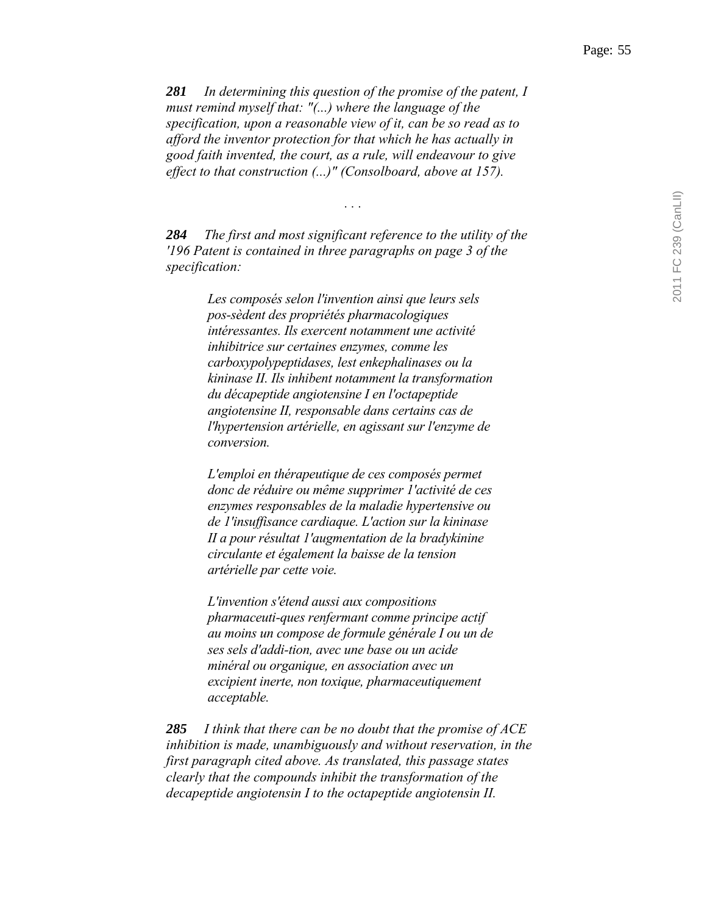***281*** *In determining this question of the promise of the patent, I must remind myself that: "(...) where the language of the specification, upon a reasonable view of it, can be so read as to afford the inventor protection for that which he has actually in good faith invented, the court, as a rule, will endeavour to give effect to that construction (...)" (Consolboard, above at 157).*

. . .

***284*** *The first and most significant reference to the utility of the '196 Patent is contained in three paragraphs on page 3 of the specification:*

> *Les composés selon l'invention ainsi que leurs sels pos-sèdent des propriétés pharmacologiques intéressantes. Ils exercent notamment une activité inhibitrice sur certaines enzymes, comme les carboxypolypeptidases, lest enkephalinases ou la kininase II. Ils inhibent notamment la transformation du décapeptide angiotensine I en l'octapeptide angiotensine II, responsable dans certains cas de l'hypertension artérielle, en agissant sur l'enzyme de conversion.*
>
> *L'emploi en thérapeutique de ces composés permet donc de réduire ou même supprimer 1'activité de ces enzymes responsables de la maladie hypertensive ou de 1'insuffisance cardiaque. L'action sur la kininase II a pour résultat 1'augmentation de la bradykinine circulante et également la baisse de la tension artérielle par cette voie.*
>
> *L'invention s'étend aussi aux compositions pharmaceuti-ques renfermant comme principe actif au moins un compose de formule générale I ou un de ses sels d'addi-tion, avec une base ou un acide minéral ou organique, en association avec un excipient inerte, non toxique, pharmaceutiquement acceptable.*

***285*** *I think that there can be no doubt that the promise of ACE inhibition is made, unambiguously and without reservation, in the first paragraph cited above. As translated, this passage states clearly that the compounds inhibit the transformation of the decapeptide angiotensin I to the octapeptide angiotensin II.*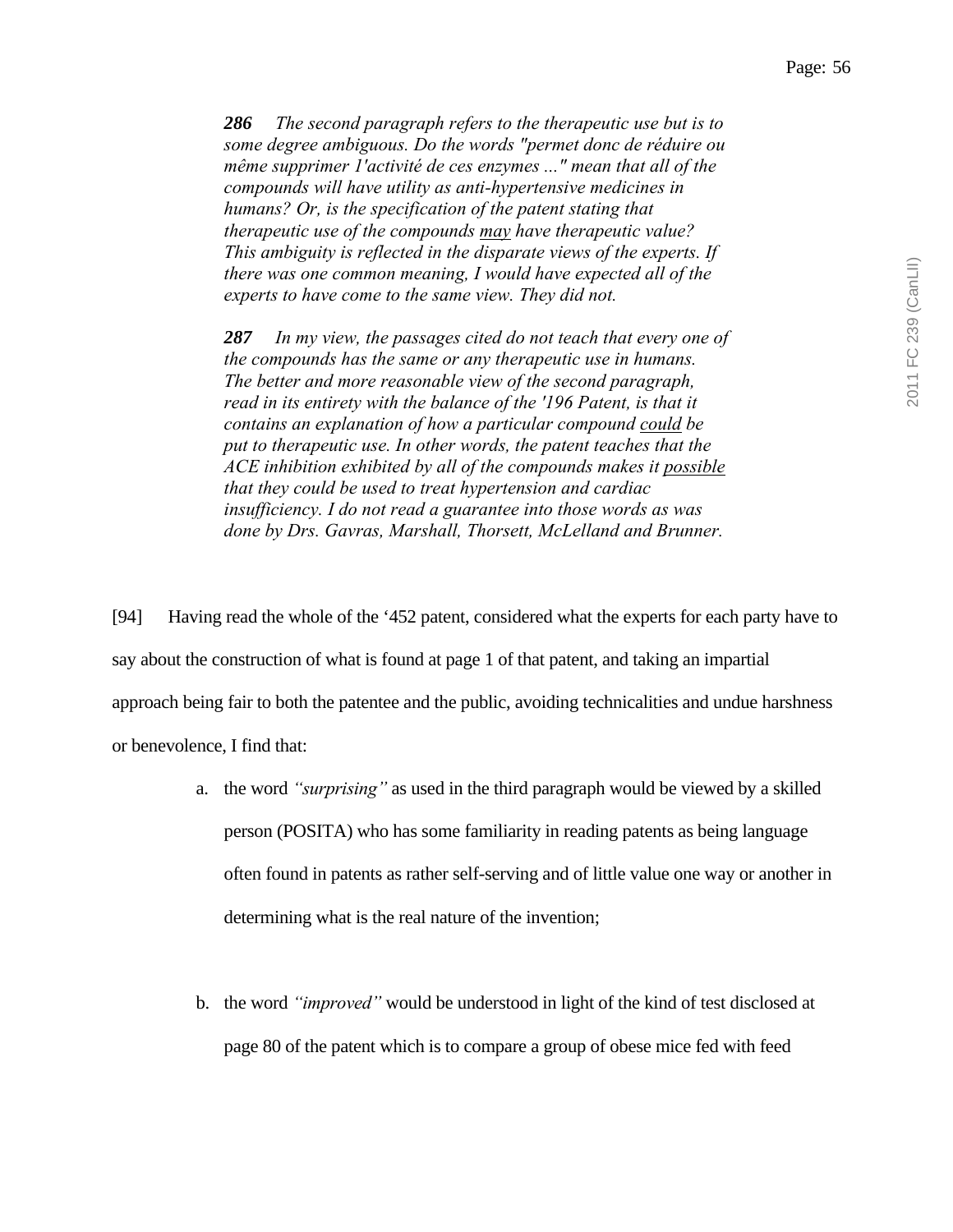> ***286*** *The second paragraph refers to the therapeutic use but is to some degree ambiguous. Do the words "permet donc de réduire ou même supprimer 1'activité de ces enzymes ..." mean that all of the compounds will have utility as anti-hypertensive medicines in humans? Or, is the specification of the patent stating that therapeutic use of the compounds <u>may</u> have therapeutic value? This ambiguity is reflected in the disparate views of the experts. If there was one common meaning, I would have expected all of the experts to have come to the same view. They did not.*
>
> ***287*** *In my view, the passages cited do not teach that every one of the compounds has the same or any therapeutic use in humans. The better and more reasonable view of the second paragraph, read in its entirety with the balance of the '196 Patent, is that it contains an explanation of how a particular compound <u>could</u> be put to therapeutic use. In other words, the patent teaches that the ACE inhibition exhibited by all of the compounds makes it <u>possible</u> that they could be used to treat hypertension and cardiac insufficiency. I do not read a guarantee into those words as was done by Drs. Gavras, Marshall, Thorsett, McLelland and Brunner.*

[94] Having read the whole of the '452 patent, considered what the experts for each party have to say about the construction of what is found at page 1 of that patent, and taking an impartial approach being fair to both the patentee and the public, avoiding technicalities and undue harshness or benevolence, I find that:

a. the word *"surprising"* as used in the third paragraph would be viewed by a skilled person (POSITA) who has some familiarity in reading patents as being language often found in patents as rather self-serving and of little value one way or another in determining what is the real nature of the invention;

b. the word *"improved"* would be understood in light of the kind of test disclosed at page 80 of the patent which is to compare a group of obese mice fed with feed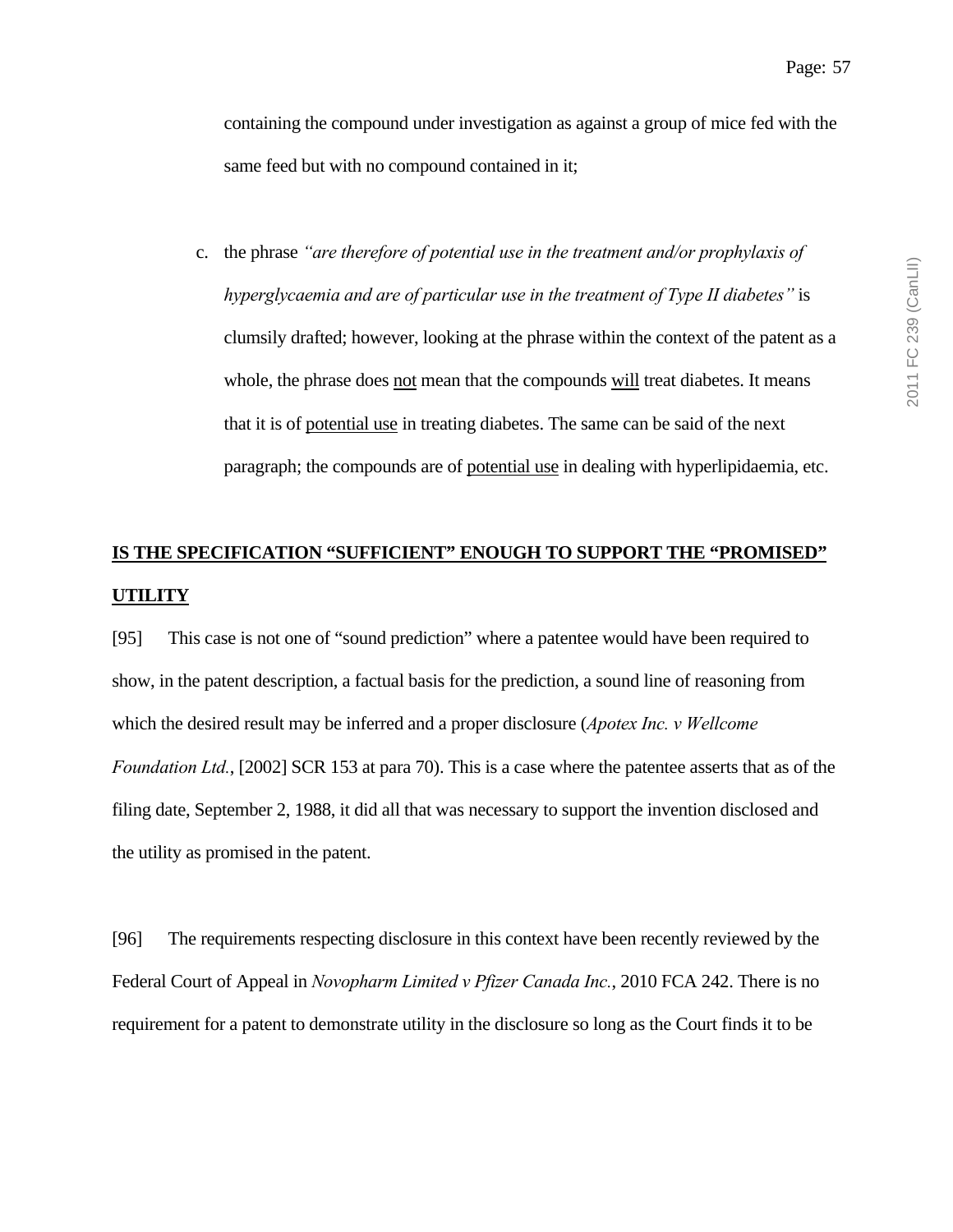containing the compound under investigation as against a group of mice fed with the same feed but with no compound contained in it;

c. the phrase *"are therefore of potential use in the treatment and/or prophylaxis of hyperglycaemia and are of particular use in the treatment of Type II diabetes"* is clumsily drafted; however, looking at the phrase within the context of the patent as a whole, the phrase does not mean that the compounds will treat diabetes. It means that it is of potential use in treating diabetes. The same can be said of the next paragraph; the compounds are of potential use in dealing with hyperlipidaemia, etc.

## IS THE SPECIFICATION "SUFFICIENT" ENOUGH TO SUPPORT THE "PROMISED" UTILITY

[95] This case is not one of "sound prediction" where a patentee would have been required to show, in the patent description, a factual basis for the prediction, a sound line of reasoning from which the desired result may be inferred and a proper disclosure (*Apotex Inc. v Wellcome Foundation Ltd.*, [2002] SCR 153 at para 70). This is a case where the patentee asserts that as of the filing date, September 2, 1988, it did all that was necessary to support the invention disclosed and the utility as promised in the patent.

[96] The requirements respecting disclosure in this context have been recently reviewed by the Federal Court of Appeal in *Novopharm Limited v Pfizer Canada Inc.*, 2010 FCA 242. There is no requirement for a patent to demonstrate utility in the disclosure so long as the Court finds it to be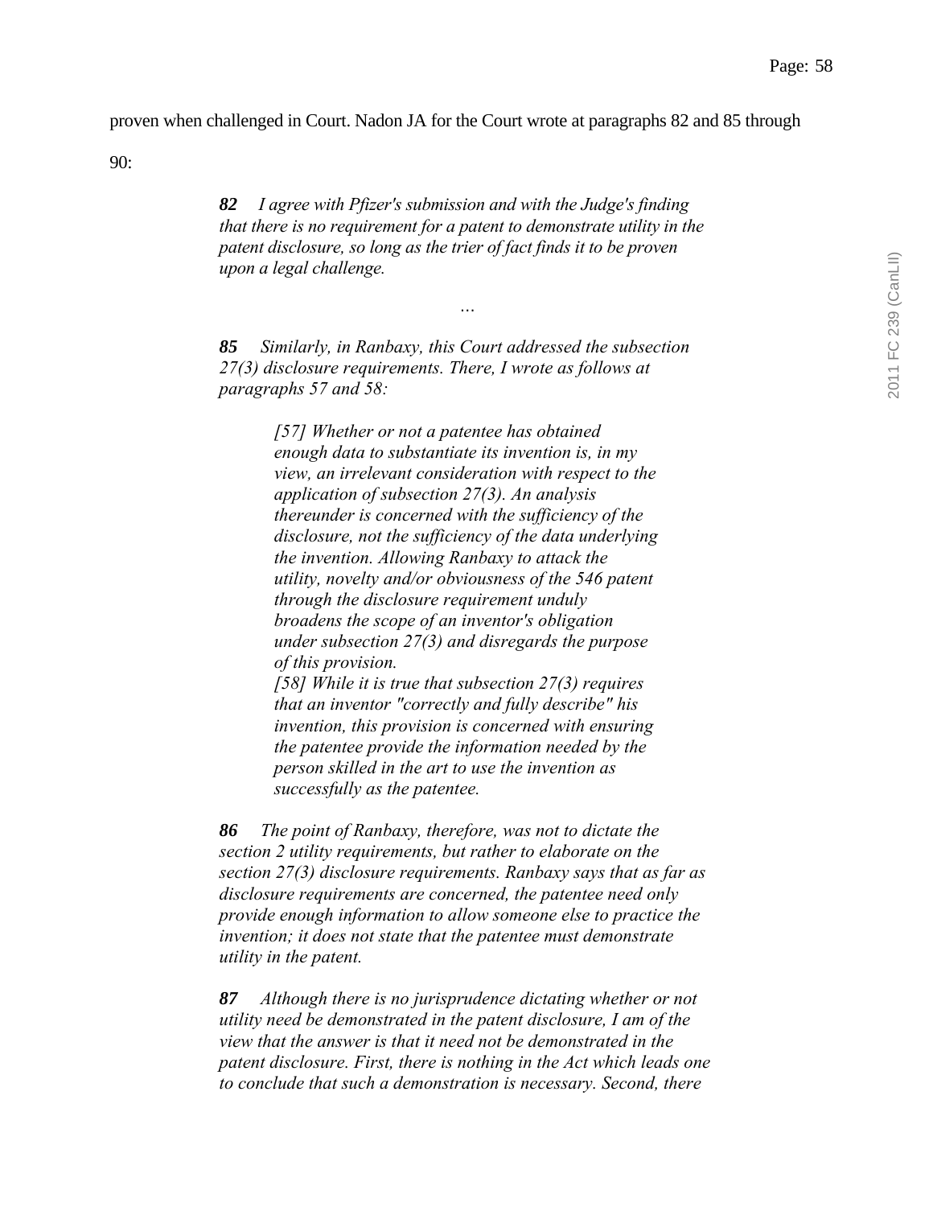proven when challenged in Court. Nadon JA for the Court wrote at paragraphs 82 and 85 through 90:

> ***82*** *I agree with Pfizer's submission and with the Judge's finding that there is no requirement for a patent to demonstrate utility in the patent disclosure, so long as the trier of fact finds it to be proven upon a legal challenge.*
>
> …
>
> ***85*** *Similarly, in Ranbaxy, this Court addressed the subsection 27(3) disclosure requirements. There, I wrote as follows at paragraphs 57 and 58:*
>
> > *[57] Whether or not a patentee has obtained enough data to substantiate its invention is, in my view, an irrelevant consideration with respect to the application of subsection 27(3). An analysis thereunder is concerned with the sufficiency of the disclosure, not the sufficiency of the data underlying the invention. Allowing Ranbaxy to attack the utility, novelty and/or obviousness of the 546 patent through the disclosure requirement unduly broadens the scope of an inventor's obligation under subsection 27(3) and disregards the purpose of this provision.*
> >
> > *[58] While it is true that subsection 27(3) requires that an inventor "correctly and fully describe" his invention, this provision is concerned with ensuring the patentee provide the information needed by the person skilled in the art to use the invention as successfully as the patentee.*
>
> ***86*** *The point of Ranbaxy, therefore, was not to dictate the section 2 utility requirements, but rather to elaborate on the section 27(3) disclosure requirements. Ranbaxy says that as far as disclosure requirements are concerned, the patentee need only provide enough information to allow someone else to practice the invention; it does not state that the patentee must demonstrate utility in the patent.*
>
> ***87*** *Although there is no jurisprudence dictating whether or not utility need be demonstrated in the patent disclosure, I am of the view that the answer is that it need not be demonstrated in the patent disclosure. First, there is nothing in the Act which leads one to conclude that such a demonstration is necessary. Second, there*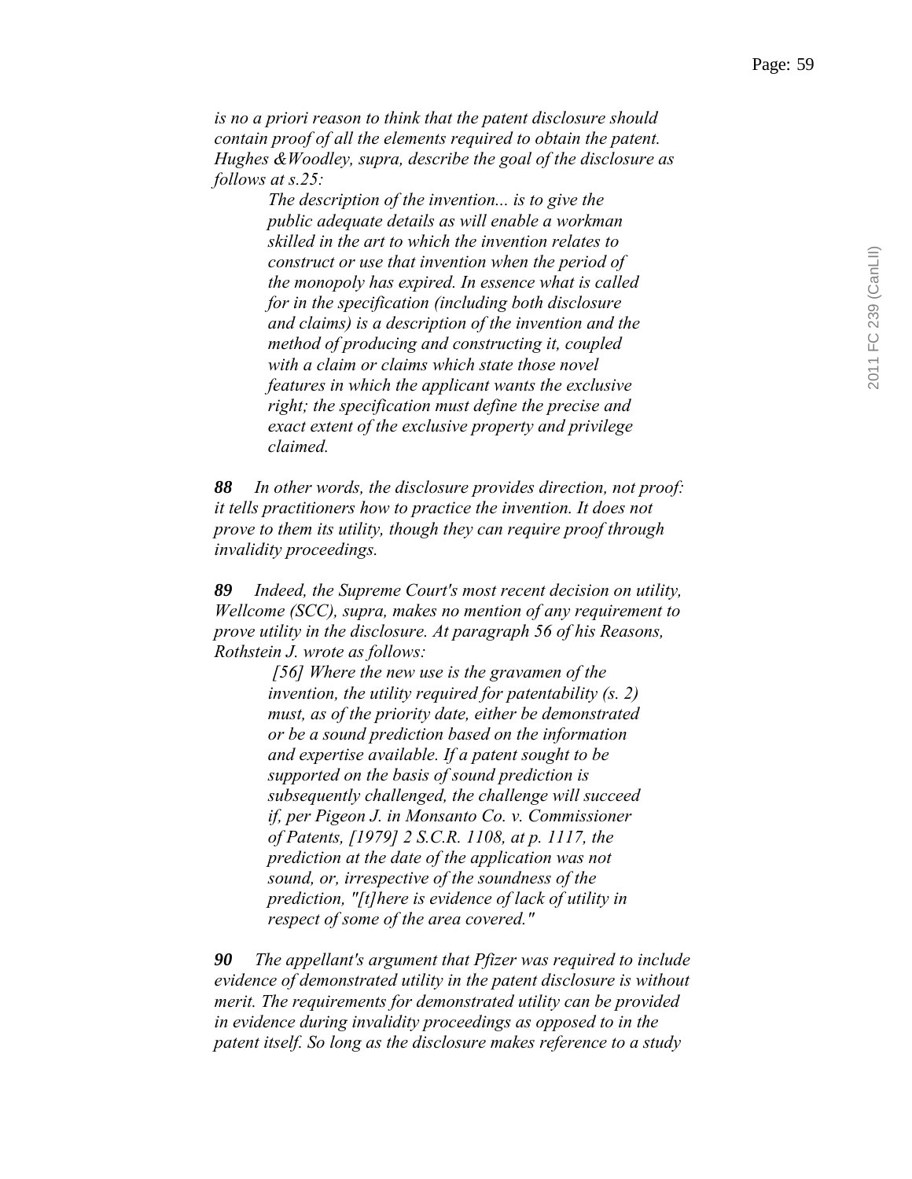*is no a priori reason to think that the patent disclosure should contain proof of all the elements required to obtain the patent. Hughes &Woodley, supra, describe the goal of the disclosure as follows at s.25:*

> *The description of the invention... is to give the public adequate details as will enable a workman skilled in the art to which the invention relates to construct or use that invention when the period of the monopoly has expired. In essence what is called for in the specification (including both disclosure and claims) is a description of the invention and the method of producing and constructing it, coupled with a claim or claims which state those novel features in which the applicant wants the exclusive right; the specification must define the precise and exact extent of the exclusive property and privilege claimed.*

***88*** *In other words, the disclosure provides direction, not proof: it tells practitioners how to practice the invention. It does not prove to them its utility, though they can require proof through invalidity proceedings.*

***89*** *Indeed, the Supreme Court's most recent decision on utility, Wellcome (SCC), supra, makes no mention of any requirement to prove utility in the disclosure. At paragraph 56 of his Reasons, Rothstein J. wrote as follows:*

> *[56] Where the new use is the gravamen of the invention, the utility required for patentability (s. 2) must, as of the priority date, either be demonstrated or be a sound prediction based on the information and expertise available. If a patent sought to be supported on the basis of sound prediction is subsequently challenged, the challenge will succeed if, per Pigeon J. in Monsanto Co. v. Commissioner of Patents, [1979] 2 S.C.R. 1108, at p. 1117, the prediction at the date of the application was not sound, or, irrespective of the soundness of the prediction, "[t]here is evidence of lack of utility in respect of some of the area covered."*

***90*** *The appellant's argument that Pfizer was required to include evidence of demonstrated utility in the patent disclosure is without merit. The requirements for demonstrated utility can be provided in evidence during invalidity proceedings as opposed to in the patent itself. So long as the disclosure makes reference to a study*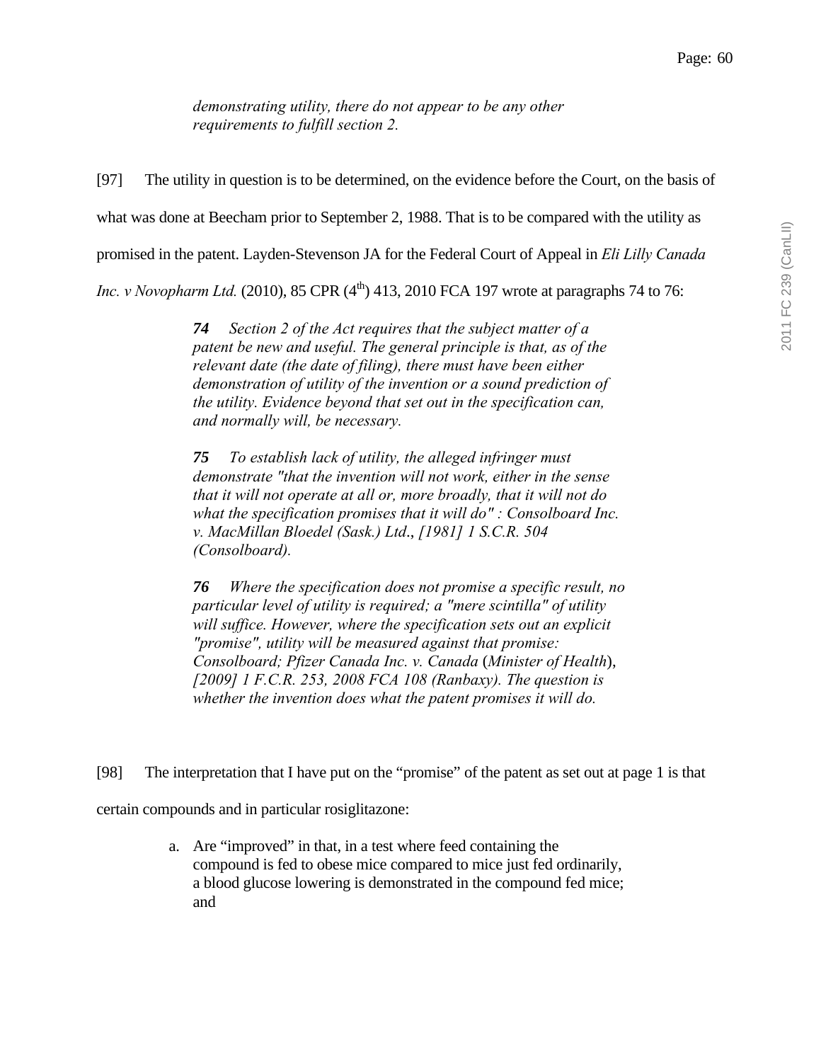> *demonstrating utility, there do not appear to be any other requirements to fulfill section 2.*

[97] The utility in question is to be determined, on the evidence before the Court, on the basis of what was done at Beecham prior to September 2, 1988. That is to be compared with the utility as promised in the patent. Layden-Stevenson JA for the Federal Court of Appeal in *Eli Lilly Canada Inc. v Novopharm Ltd.* (2010), 85 CPR (4th) 413, 2010 FCA 197 wrote at paragraphs 74 to 76:

> ***74*** *Section 2 of the Act requires that the subject matter of a patent be new and useful. The general principle is that, as of the relevant date (the date of filing), there must have been either demonstration of utility of the invention or a sound prediction of the utility. Evidence beyond that set out in the specification can, and normally will, be necessary.*
>
> ***75*** *To establish lack of utility, the alleged infringer must demonstrate "that the invention will not work, either in the sense that it will not operate at all or, more broadly, that it will not do what the specification promises that it will do" : Consolboard Inc. v. MacMillan Bloedel (Sask.) Ltd., [1981] 1 S.C.R. 504 (Consolboard).*
>
> ***76*** *Where the specification does not promise a specific result, no particular level of utility is required; a "mere scintilla" of utility will suffice. However, where the specification sets out an explicit "promise", utility will be measured against that promise: Consolboard; Pfizer Canada Inc. v. Canada (Minister of Health), [2009] 1 F.C.R. 253, 2008 FCA 108 (Ranbaxy). The question is whether the invention does what the patent promises it will do.*

[98] The interpretation that I have put on the "promise" of the patent as set out at page 1 is that certain compounds and in particular rosiglitazone:

> a. Are "improved" in that, in a test where feed containing the compound is fed to obese mice compared to mice just fed ordinarily, a blood glucose lowering is demonstrated in the compound fed mice; and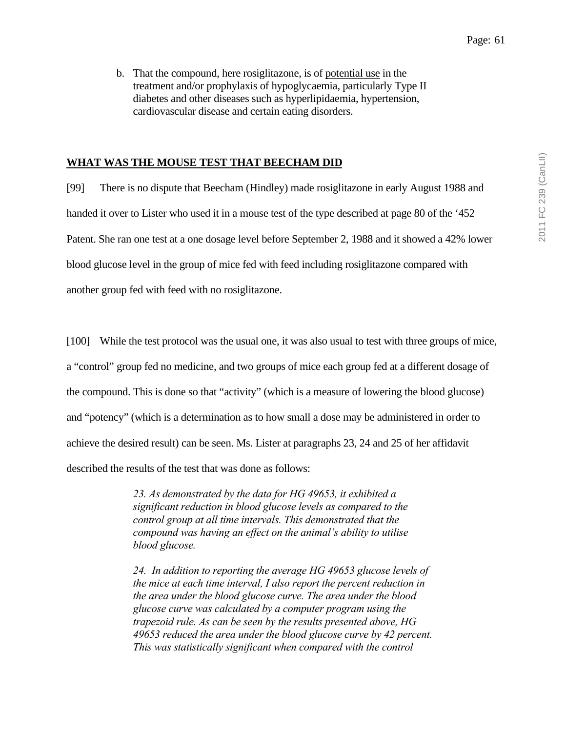b. That the compound, here rosiglitazone, is of potential use in the treatment and/or prophylaxis of hypoglycaemia, particularly Type II diabetes and other diseases such as hyperlipidaemia, hypertension, cardiovascular disease and certain eating disorders.

## WHAT WAS THE MOUSE TEST THAT BEECHAM DID

[99] There is no dispute that Beecham (Hindley) made rosiglitazone in early August 1988 and handed it over to Lister who used it in a mouse test of the type described at page 80 of the '452 Patent. She ran one test at a one dosage level before September 2, 1988 and it showed a 42% lower blood glucose level in the group of mice fed with feed including rosiglitazone compared with another group fed with feed with no rosiglitazone.

[100] While the test protocol was the usual one, it was also usual to test with three groups of mice, a "control" group fed no medicine, and two groups of mice each group fed at a different dosage of the compound. This is done so that "activity" (which is a measure of lowering the blood glucose) and "potency" (which is a determination as to how small a dose may be administered in order to achieve the desired result) can be seen. Ms. Lister at paragraphs 23, 24 and 25 of her affidavit described the results of the test that was done as follows:

> *23. As demonstrated by the data for HG 49653, it exhibited a significant reduction in blood glucose levels as compared to the control group at all time intervals. This demonstrated that the compound was having an effect on the animal's ability to utilise blood glucose.*
>
> *24. In addition to reporting the average HG 49653 glucose levels of the mice at each time interval, I also report the percent reduction in the area under the blood glucose curve. The area under the blood glucose curve was calculated by a computer program using the trapezoid rule. As can be seen by the results presented above, HG 49653 reduced the area under the blood glucose curve by 42 percent. This was statistically significant when compared with the control*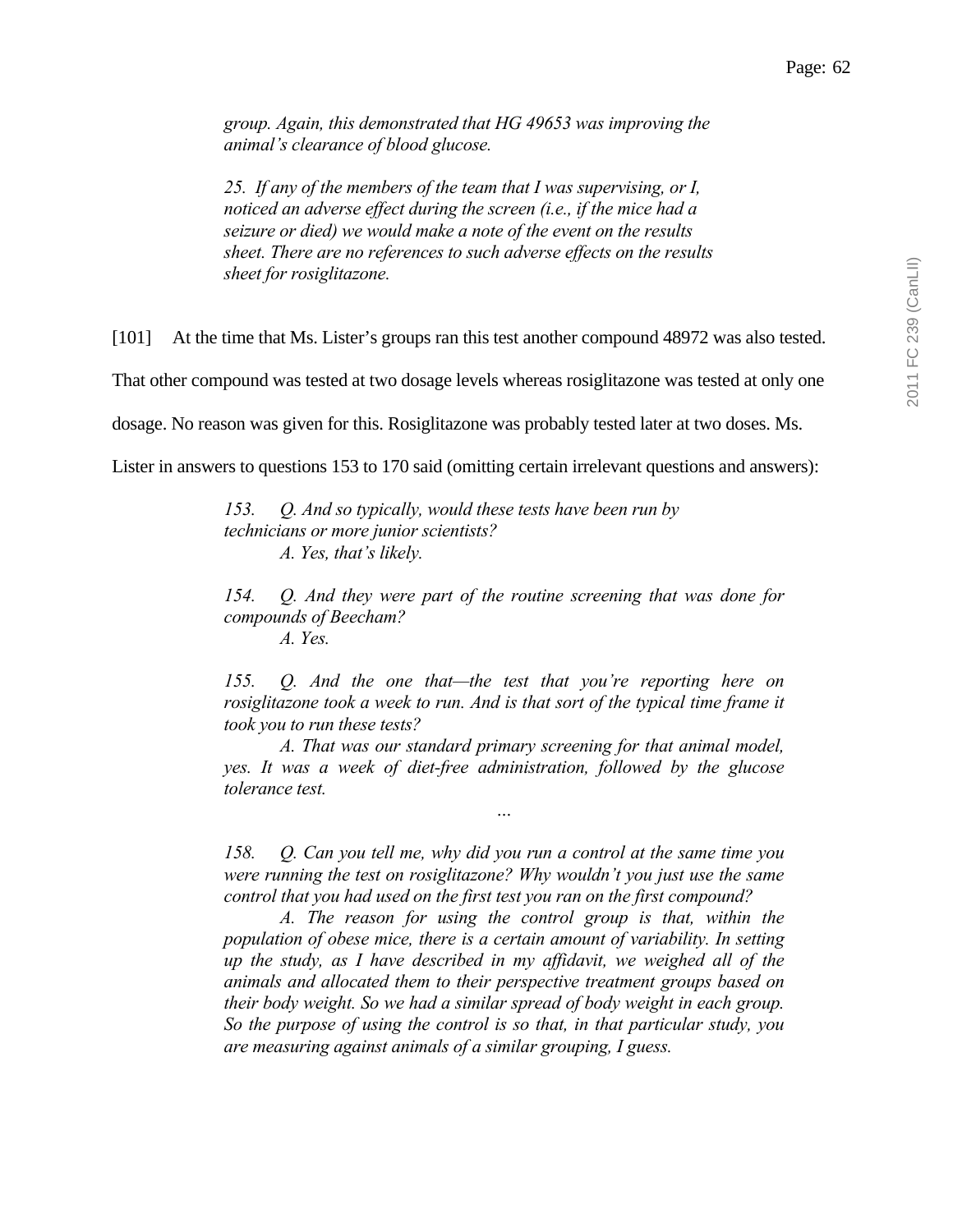*group. Again, this demonstrated that HG 49653 was improving the animal's clearance of blood glucose.*

*25. If any of the members of the team that I was supervising, or I, noticed an adverse effect during the screen (i.e., if the mice had a seizure or died) we would make a note of the event on the results sheet. There are no references to such adverse effects on the results sheet for rosiglitazone.*

[101] At the time that Ms. Lister's groups ran this test another compound 48972 was also tested. That other compound was tested at two dosage levels whereas rosiglitazone was tested at only one dosage. No reason was given for this. Rosiglitazone was probably tested later at two doses. Ms. Lister in answers to questions 153 to 170 said (omitting certain irrelevant questions and answers):

*153. Q. And so typically, would these tests have been run by technicians or more junior scientists?*
*A. Yes, that's likely.*

*154. Q. And they were part of the routine screening that was done for compounds of Beecham?*
*A. Yes.*

*155. Q. And the one that—the test that you're reporting here on rosiglitazone took a week to run. And is that sort of the typical time frame it took you to run these tests?*
*A. That was our standard primary screening for that animal model, yes. It was a week of diet-free administration, followed by the glucose tolerance test.*

*...*

*158. Q. Can you tell me, why did you run a control at the same time you were running the test on rosiglitazone? Why wouldn't you just use the same control that you had used on the first test you ran on the first compound?*
*A. The reason for using the control group is that, within the population of obese mice, there is a certain amount of variability. In setting up the study, as I have described in my affidavit, we weighed all of the animals and allocated them to their perspective treatment groups based on their body weight. So we had a similar spread of body weight in each group. So the purpose of using the control is so that, in that particular study, you are measuring against animals of a similar grouping, I guess.*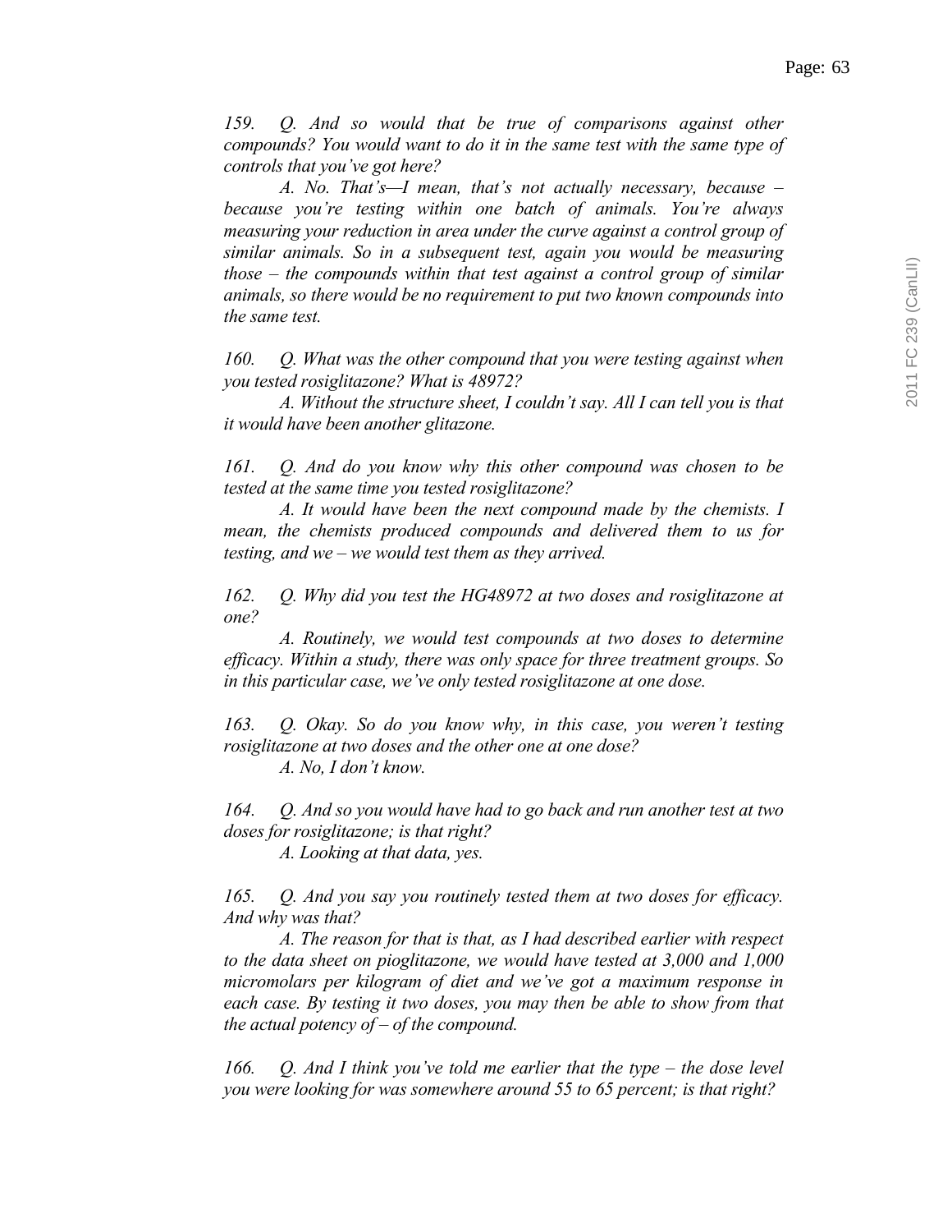*159. Q. And so would that be true of comparisons against other compounds? You would want to do it in the same test with the same type of controls that you've got here?*

*A. No. That's—I mean, that's not actually necessary, because – because you're testing within one batch of animals. You're always measuring your reduction in area under the curve against a control group of similar animals. So in a subsequent test, again you would be measuring those – the compounds within that test against a control group of similar animals, so there would be no requirement to put two known compounds into the same test.*

*160. Q. What was the other compound that you were testing against when you tested rosiglitazone? What is 48972?*

*A. Without the structure sheet, I couldn't say. All I can tell you is that it would have been another glitazone.*

*161. Q. And do you know why this other compound was chosen to be tested at the same time you tested rosiglitazone?*

*A. It would have been the next compound made by the chemists. I mean, the chemists produced compounds and delivered them to us for testing, and we – we would test them as they arrived.*

*162. Q. Why did you test the HG48972 at two doses and rosiglitazone at one?*

*A. Routinely, we would test compounds at two doses to determine efficacy. Within a study, there was only space for three treatment groups. So in this particular case, we've only tested rosiglitazone at one dose.*

*163. Q. Okay. So do you know why, in this case, you weren't testing rosiglitazone at two doses and the other one at one dose?*

*A. No, I don't know.*

*164. Q. And so you would have had to go back and run another test at two doses for rosiglitazone; is that right?*

*A. Looking at that data, yes.*

*165. Q. And you say you routinely tested them at two doses for efficacy. And why was that?*

*A. The reason for that is that, as I had described earlier with respect to the data sheet on pioglitazone, we would have tested at 3,000 and 1,000 micromolars per kilogram of diet and we've got a maximum response in each case. By testing it two doses, you may then be able to show from that the actual potency of – of the compound.*

*166. Q. And I think you've told me earlier that the type – the dose level you were looking for was somewhere around 55 to 65 percent; is that right?*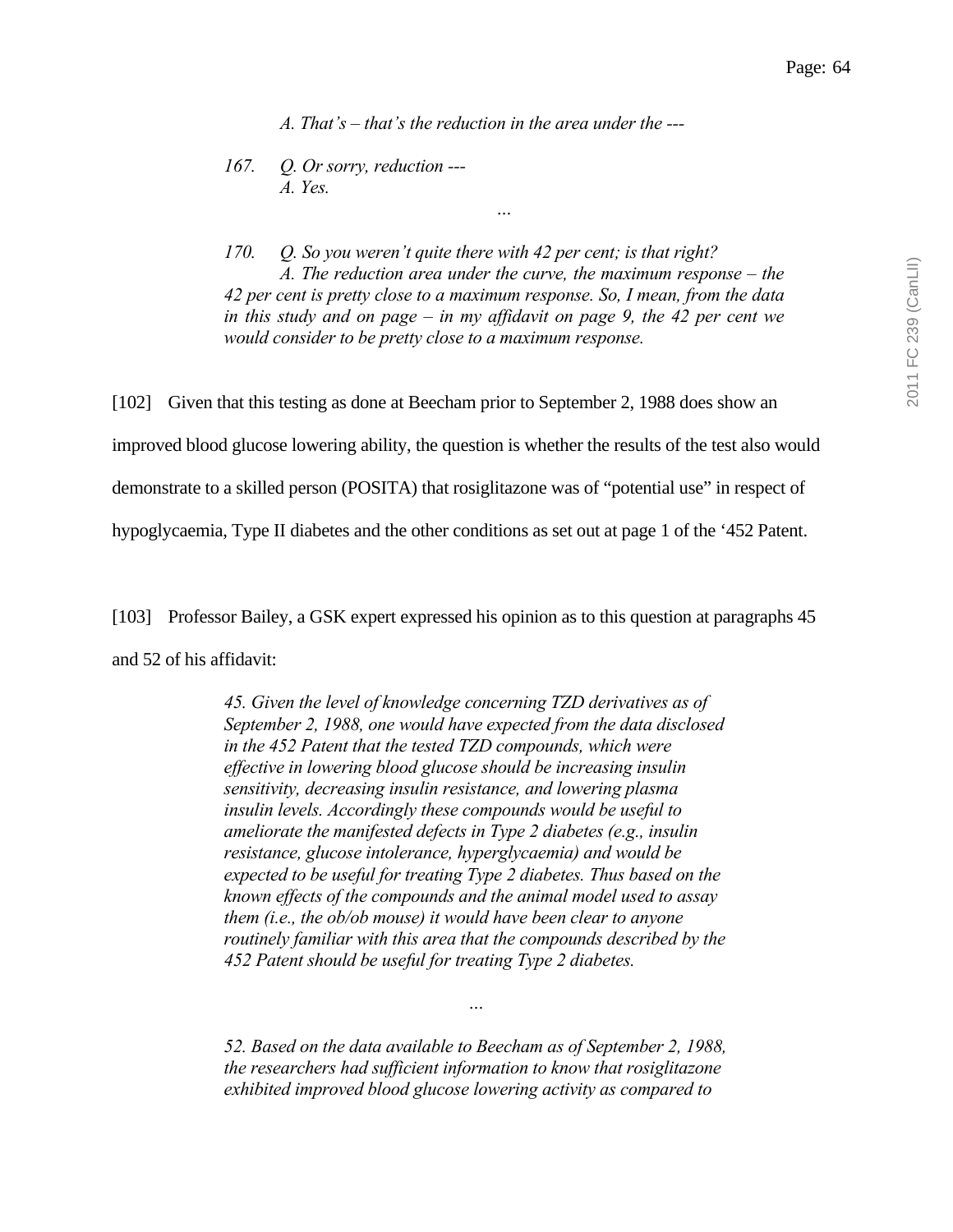*A. That's – that's the reduction in the area under the ---*

*167. Q. Or sorry, reduction ---*
*A. Yes.*

*...*

*170. Q. So you weren't quite there with 42 per cent; is that right?*
*A. The reduction area under the curve, the maximum response – the 42 per cent is pretty close to a maximum response. So, I mean, from the data in this study and on page – in my affidavit on page 9, the 42 per cent we would consider to be pretty close to a maximum response.*

[102] Given that this testing as done at Beecham prior to September 2, 1988 does show an improved blood glucose lowering ability, the question is whether the results of the test also would demonstrate to a skilled person (POSITA) that rosiglitazone was of "potential use" in respect of hypoglycaemia, Type II diabetes and the other conditions as set out at page 1 of the '452 Patent.

[103] Professor Bailey, a GSK expert expressed his opinion as to this question at paragraphs 45 and 52 of his affidavit:

> *45. Given the level of knowledge concerning TZD derivatives as of September 2, 1988, one would have expected from the data disclosed in the 452 Patent that the tested TZD compounds, which were effective in lowering blood glucose should be increasing insulin sensitivity, decreasing insulin resistance, and lowering plasma insulin levels. Accordingly these compounds would be useful to ameliorate the manifested defects in Type 2 diabetes (e.g., insulin resistance, glucose intolerance, hyperglycaemia) and would be expected to be useful for treating Type 2 diabetes. Thus based on the known effects of the compounds and the animal model used to assay them (i.e., the ob/ob mouse) it would have been clear to anyone routinely familiar with this area that the compounds described by the 452 Patent should be useful for treating Type 2 diabetes.*
>
> *...*
>
> *52. Based on the data available to Beecham as of September 2, 1988, the researchers had sufficient information to know that rosiglitazone exhibited improved blood glucose lowering activity as compared to*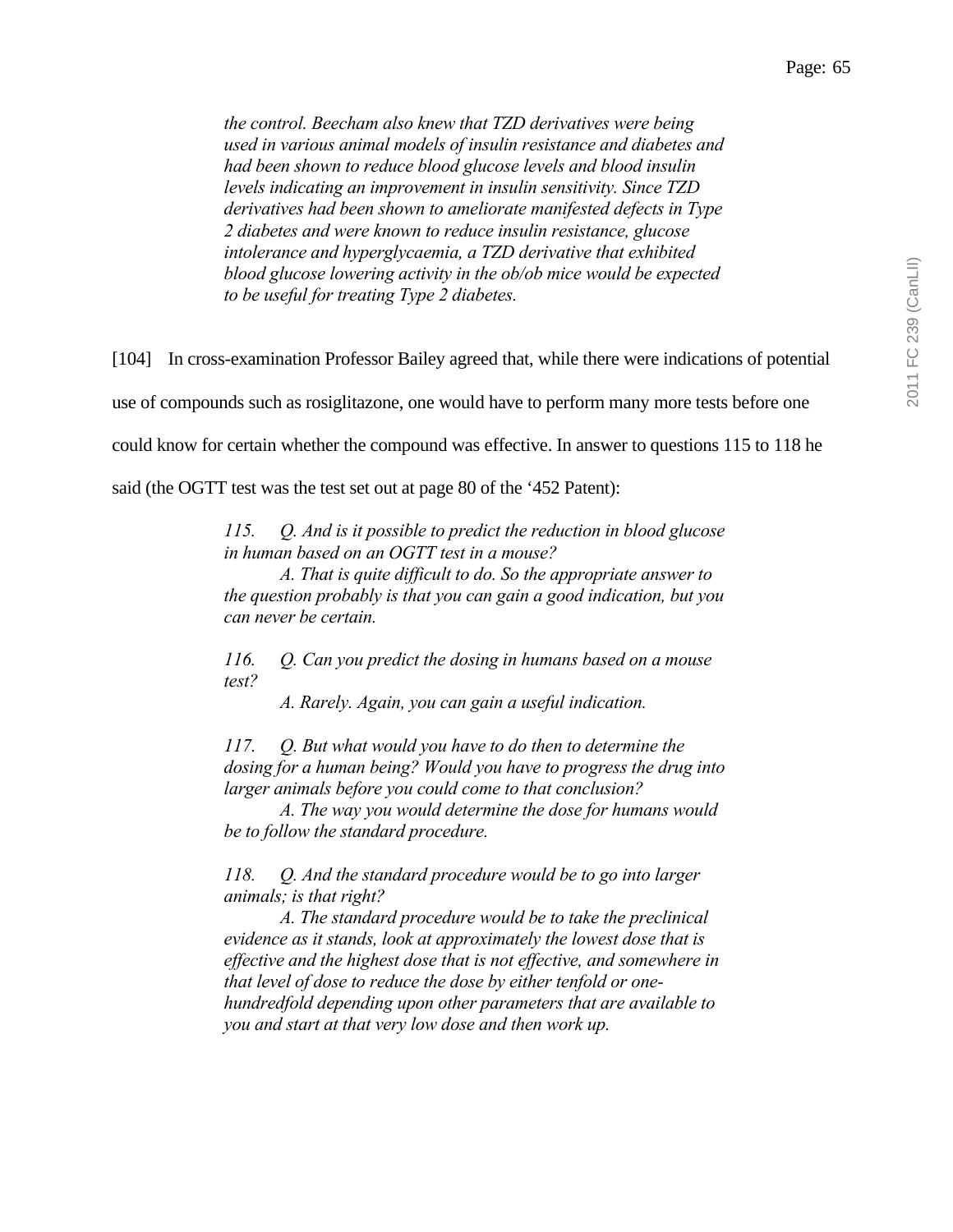*the control. Beecham also knew that TZD derivatives were being used in various animal models of insulin resistance and diabetes and had been shown to reduce blood glucose levels and blood insulin levels indicating an improvement in insulin sensitivity. Since TZD derivatives had been shown to ameliorate manifested defects in Type 2 diabetes and were known to reduce insulin resistance, glucose intolerance and hyperglycaemia, a TZD derivative that exhibited blood glucose lowering activity in the ob/ob mice would be expected to be useful for treating Type 2 diabetes.*

[104] In cross-examination Professor Bailey agreed that, while there were indications of potential use of compounds such as rosiglitazone, one would have to perform many more tests before one could know for certain whether the compound was effective. In answer to questions 115 to 118 he said (the OGTT test was the test set out at page 80 of the '452 Patent):

> *115. Q. And is it possible to predict the reduction in blood glucose in human based on an OGTT test in a mouse?*
>
> *A. That is quite difficult to do. So the appropriate answer to the question probably is that you can gain a good indication, but you can never be certain.*
>
> *116. Q. Can you predict the dosing in humans based on a mouse test?*
>
> *A. Rarely. Again, you can gain a useful indication.*
>
> *117. Q. But what would you have to do then to determine the dosing for a human being? Would you have to progress the drug into larger animals before you could come to that conclusion?*
>
> *A. The way you would determine the dose for humans would be to follow the standard procedure.*
>
> *118. Q. And the standard procedure would be to go into larger animals; is that right?*
>
> *A. The standard procedure would be to take the preclinical evidence as it stands, look at approximately the lowest dose that is effective and the highest dose that is not effective, and somewhere in that level of dose to reduce the dose by either tenfold or one-hundredfold depending upon other parameters that are available to you and start at that very low dose and then work up.*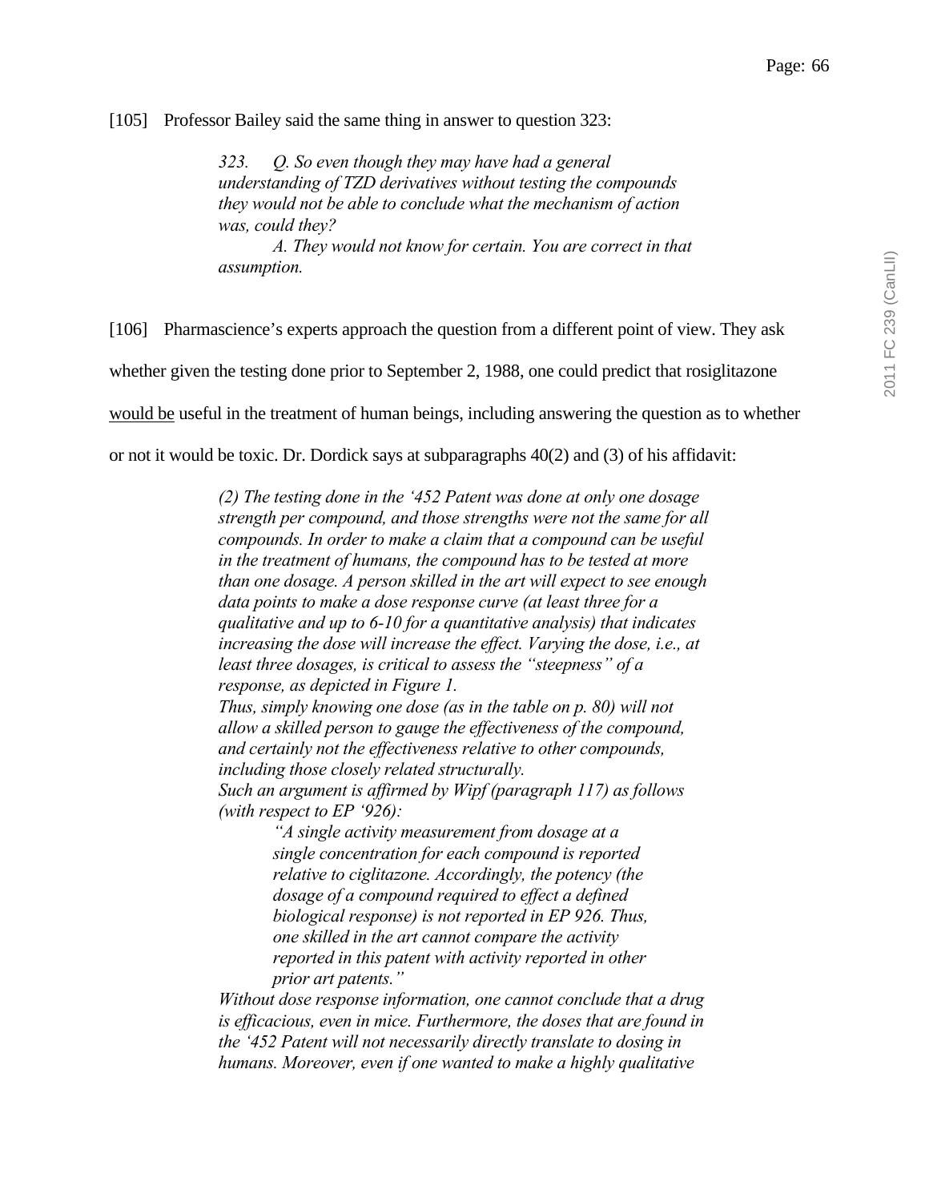[105] Professor Bailey said the same thing in answer to question 323:

> *323. Q. So even though they may have had a general understanding of TZD derivatives without testing the compounds they would not be able to conclude what the mechanism of action was, could they?*
>
> *A. They would not know for certain. You are correct in that assumption.*

[106] Pharmascience's experts approach the question from a different point of view. They ask whether given the testing done prior to September 2, 1988, one could predict that rosiglitazone would be useful in the treatment of human beings, including answering the question as to whether or not it would be toxic. Dr. Dordick says at subparagraphs 40(2) and (3) of his affidavit:

> *(2) The testing done in the '452 Patent was done at only one dosage strength per compound, and those strengths were not the same for all compounds. In order to make a claim that a compound can be useful in the treatment of humans, the compound has to be tested at more than one dosage. A person skilled in the art will expect to see enough data points to make a dose response curve (at least three for a qualitative and up to 6-10 for a quantitative analysis) that indicates increasing the dose will increase the effect. Varying the dose, i.e., at least three dosages, is critical to assess the "steepness" of a response, as depicted in Figure 1.*
>
> *Thus, simply knowing one dose (as in the table on p. 80) will not allow a skilled person to gauge the effectiveness of the compound, and certainly not the effectiveness relative to other compounds, including those closely related structurally.*
>
> *Such an argument is affirmed by Wipf (paragraph 117) as follows (with respect to EP '926):*
>
> > *"A single activity measurement from dosage at a single concentration for each compound is reported relative to ciglitazone. Accordingly, the potency (the dosage of a compound required to effect a defined biological response) is not reported in EP 926. Thus, one skilled in the art cannot compare the activity reported in this patent with activity reported in other prior art patents."*
>
> *Without dose response information, one cannot conclude that a drug is efficacious, even in mice. Furthermore, the doses that are found in the '452 Patent will not necessarily directly translate to dosing in humans. Moreover, even if one wanted to make a highly qualitative*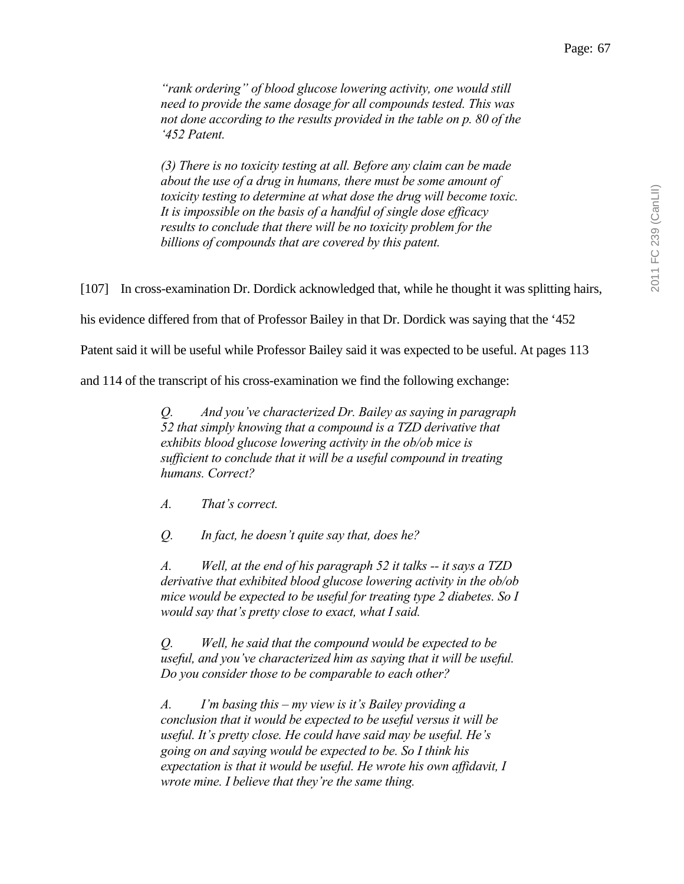*"rank ordering" of blood glucose lowering activity, one would still need to provide the same dosage for all compounds tested. This was not done according to the results provided in the table on p. 80 of the '452 Patent.*

*(3) There is no toxicity testing at all. Before any claim can be made about the use of a drug in humans, there must be some amount of toxicity testing to determine at what dose the drug will become toxic. It is impossible on the basis of a handful of single dose efficacy results to conclude that there will be no toxicity problem for the billions of compounds that are covered by this patent.*

[107] In cross-examination Dr. Dordick acknowledged that, while he thought it was splitting hairs, his evidence differed from that of Professor Bailey in that Dr. Dordick was saying that the '452 Patent said it will be useful while Professor Bailey said it was expected to be useful. At pages 113 and 114 of the transcript of his cross-examination we find the following exchange:

> *Q. And you've characterized Dr. Bailey as saying in paragraph 52 that simply knowing that a compound is a TZD derivative that exhibits blood glucose lowering activity in the ob/ob mice is sufficient to conclude that it will be a useful compound in treating humans. Correct?*
>
> *A. That's correct.*
>
> *Q. In fact, he doesn't quite say that, does he?*
>
> *A. Well, at the end of his paragraph 52 it talks -- it says a TZD derivative that exhibited blood glucose lowering activity in the ob/ob mice would be expected to be useful for treating type 2 diabetes. So I would say that's pretty close to exact, what I said.*
>
> *Q. Well, he said that the compound would be expected to be useful, and you've characterized him as saying that it will be useful. Do you consider those to be comparable to each other?*
>
> *A. I'm basing this – my view is it's Bailey providing a conclusion that it would be expected to be useful versus it will be useful. It's pretty close. He could have said may be useful. He's going on and saying would be expected to be. So I think his expectation is that it would be useful. He wrote his own affidavit, I wrote mine. I believe that they're the same thing.*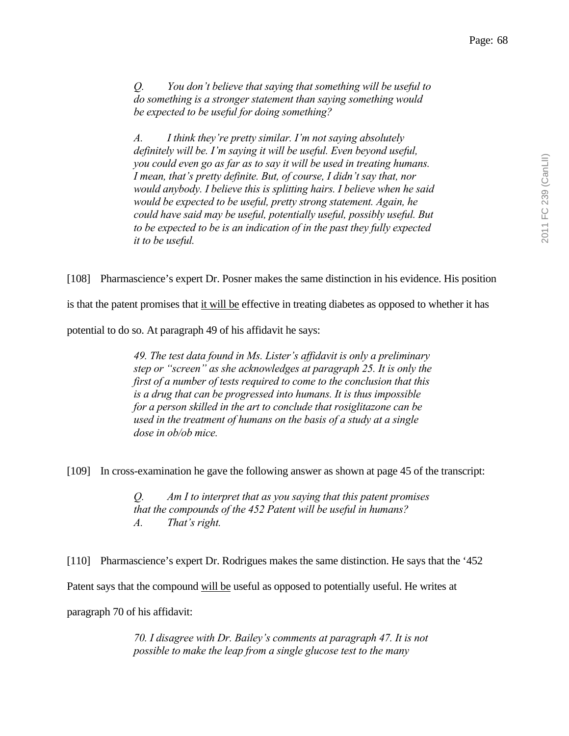> *Q. You don't believe that saying that something will be useful to do something is a stronger statement than saying something would be expected to be useful for doing something?*
>
> *A. I think they're pretty similar. I'm not saying absolutely definitely will be. I'm saying it will be useful. Even beyond useful, you could even go as far as to say it will be used in treating humans. I mean, that's pretty definite. But, of course, I didn't say that, nor would anybody. I believe this is splitting hairs. I believe when he said would be expected to be useful, pretty strong statement. Again, he could have said may be useful, potentially useful, possibly useful. But to be expected to be is an indication of in the past they fully expected it to be useful.*

[108] Pharmascience's expert Dr. Posner makes the same distinction in his evidence. His position is that the patent promises that <u>it will be</u> effective in treating diabetes as opposed to whether it has potential to do so. At paragraph 49 of his affidavit he says:

> *49. The test data found in Ms. Lister's affidavit is only a preliminary step or "screen" as she acknowledges at paragraph 25. It is only the first of a number of tests required to come to the conclusion that this is a drug that can be progressed into humans. It is thus impossible for a person skilled in the art to conclude that rosiglitazone can be used in the treatment of humans on the basis of a study at a single dose in ob/ob mice.*

[109] In cross-examination he gave the following answer as shown at page 45 of the transcript:

> *Q. Am I to interpret that as you saying that this patent promises that the compounds of the 452 Patent will be useful in humans?*
> *A. That's right.*

[110] Pharmascience's expert Dr. Rodrigues makes the same distinction. He says that the '452 Patent says that the compound <u>will be</u> useful as opposed to potentially useful. He writes at paragraph 70 of his affidavit:

> *70. I disagree with Dr. Bailey's comments at paragraph 47. It is not possible to make the leap from a single glucose test to the many*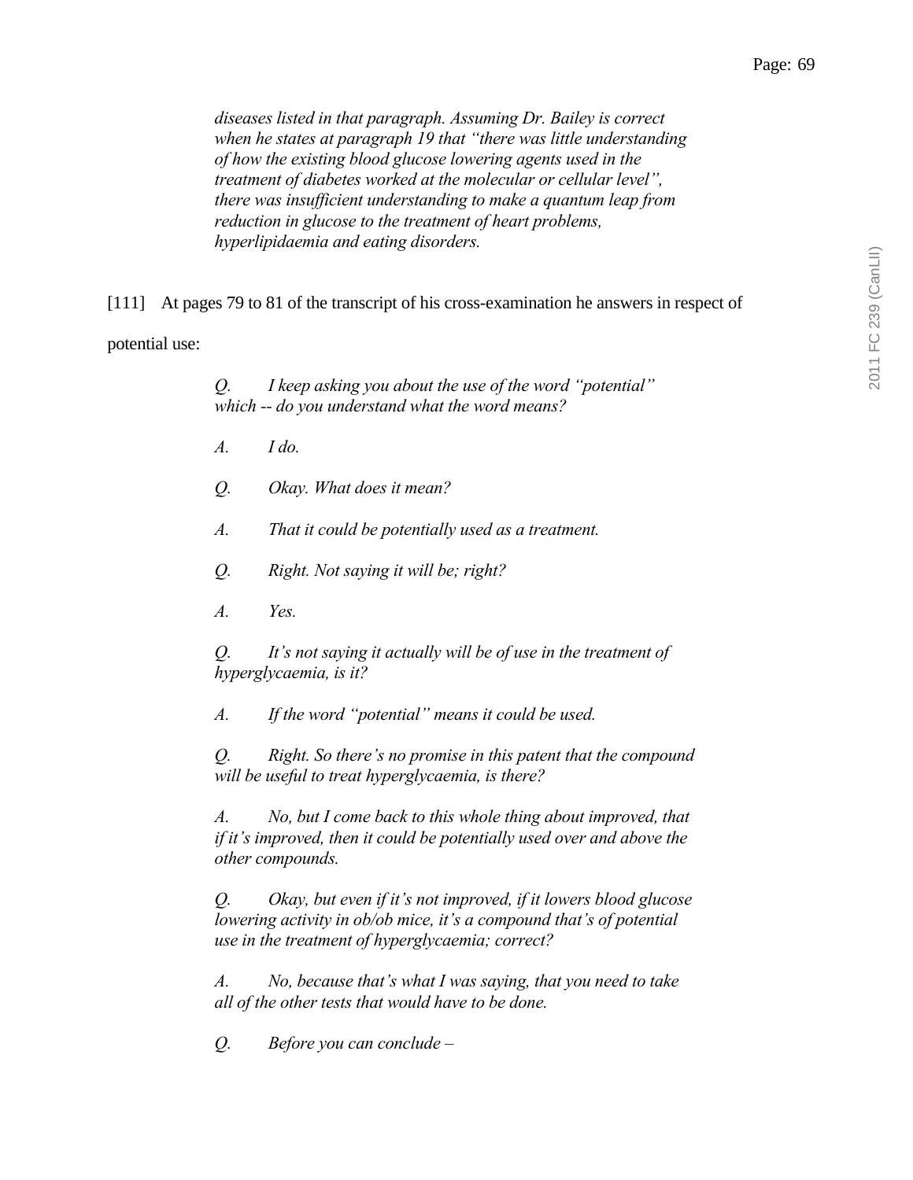*diseases listed in that paragraph. Assuming Dr. Bailey is correct when he states at paragraph 19 that "there was little understanding of how the existing blood glucose lowering agents used in the treatment of diabetes worked at the molecular or cellular level", there was insufficient understanding to make a quantum leap from reduction in glucose to the treatment of heart problems, hyperlipidaemia and eating disorders.*

[111] At pages 79 to 81 of the transcript of his cross-examination he answers in respect of potential use:

> *Q. I keep asking you about the use of the word "potential" which -- do you understand what the word means?*
>
> *A. I do.*
>
> *Q. Okay. What does it mean?*
>
> *A. That it could be potentially used as a treatment.*
>
> *Q. Right. Not saying it will be; right?*
>
> *A. Yes.*
>
> *Q. It's not saying it actually will be of use in the treatment of hyperglycaemia, is it?*
>
> *A. If the word "potential" means it could be used.*
>
> *Q. Right. So there's no promise in this patent that the compound will be useful to treat hyperglycaemia, is there?*
>
> *A. No, but I come back to this whole thing about improved, that if it's improved, then it could be potentially used over and above the other compounds.*
>
> *Q. Okay, but even if it's not improved, if it lowers blood glucose lowering activity in ob/ob mice, it's a compound that's of potential use in the treatment of hyperglycaemia; correct?*
>
> *A. No, because that's what I was saying, that you need to take all of the other tests that would have to be done.*
>
> *Q. Before you can conclude –*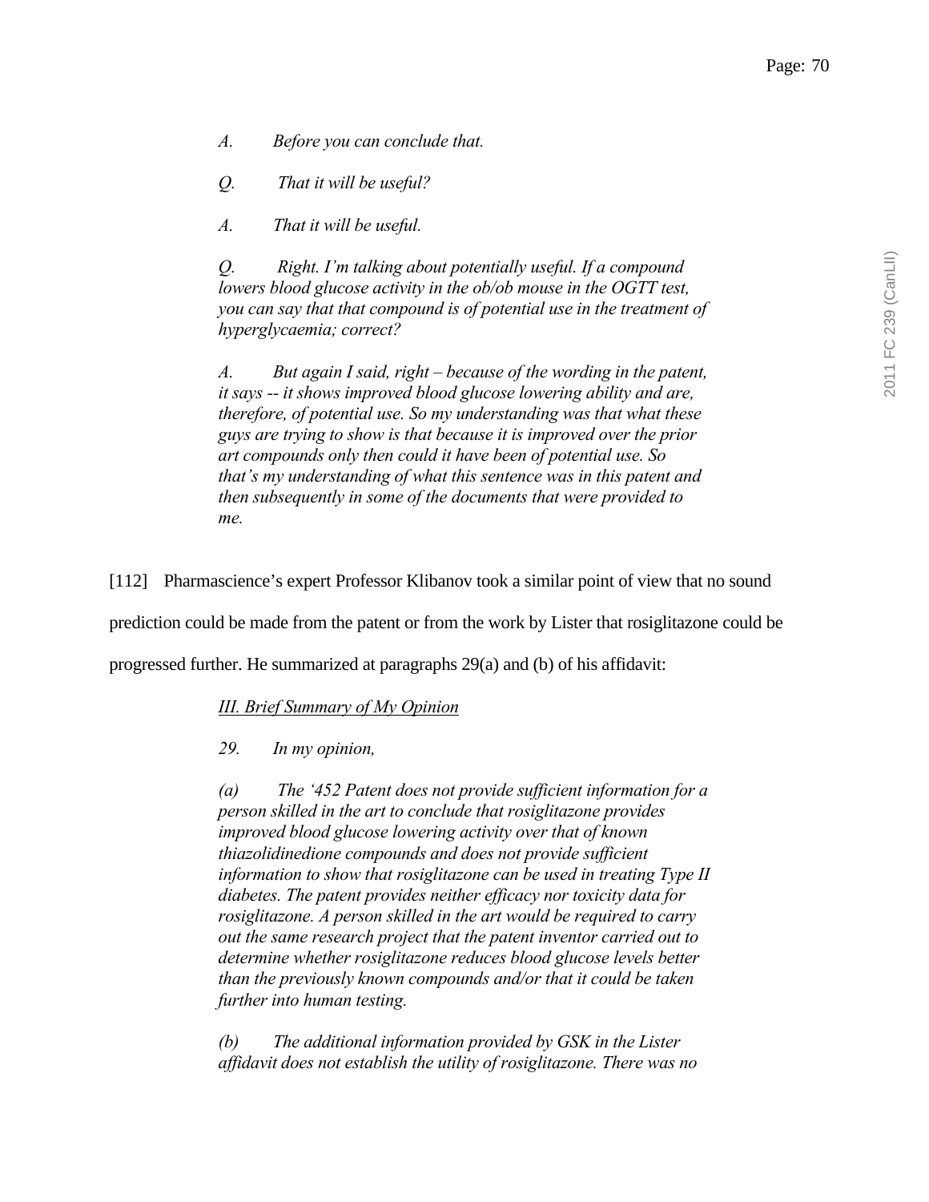*A. Before you can conclude that.*

*Q. That it will be useful?*

*A. That it will be useful.*

*Q. Right. I'm talking about potentially useful. If a compound lowers blood glucose activity in the ob/ob mouse in the OGTT test, you can say that that compound is of potential use in the treatment of hyperglycaemia; correct?*

*A. But again I said, right – because of the wording in the patent, it says -- it shows improved blood glucose lowering ability and are, therefore, of potential use. So my understanding was that what these guys are trying to show is that because it is improved over the prior art compounds only then could it have been of potential use. So that's my understanding of what this sentence was in this patent and then subsequently in some of the documents that were provided to me.*

[112] Pharmascience's expert Professor Klibanov took a similar point of view that no sound prediction could be made from the patent or from the work by Lister that rosiglitazone could be progressed further. He summarized at paragraphs 29(a) and (b) of his affidavit:

*III. Brief Summary of My Opinion*

*29. In my opinion,*

*(a) The '452 Patent does not provide sufficient information for a person skilled in the art to conclude that rosiglitazone provides improved blood glucose lowering activity over that of known thiazolidinedione compounds and does not provide sufficient information to show that rosiglitazone can be used in treating Type II diabetes. The patent provides neither efficacy nor toxicity data for rosiglitazone. A person skilled in the art would be required to carry out the same research project that the patent inventor carried out to determine whether rosiglitazone reduces blood glucose levels better than the previously known compounds and/or that it could be taken further into human testing.*

*(b) The additional information provided by GSK in the Lister affidavit does not establish the utility of rosiglitazone. There was no*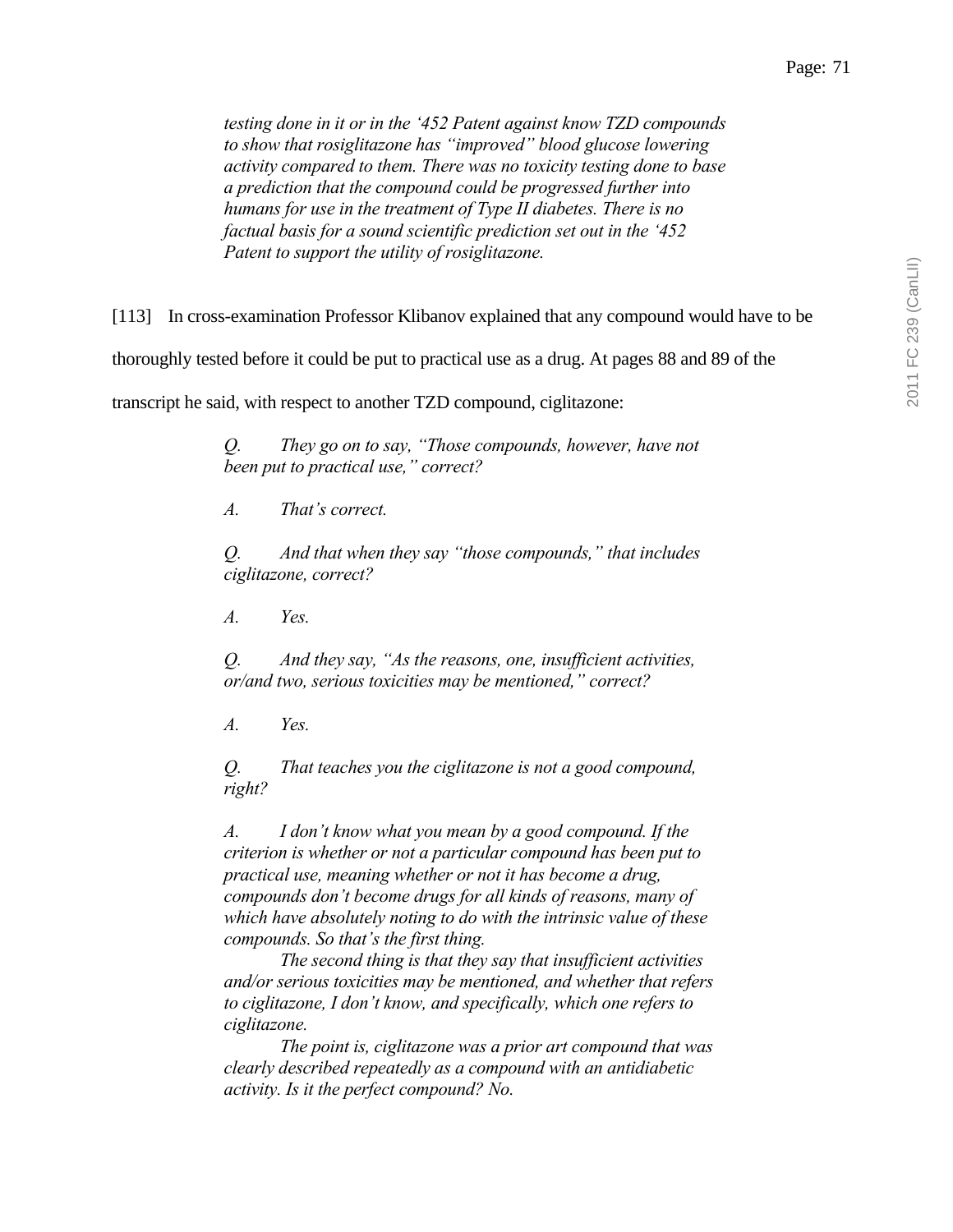> *testing done in it or in the '452 Patent against know TZD compounds to show that rosiglitazone has "improved" blood glucose lowering activity compared to them. There was no toxicity testing done to base a prediction that the compound could be progressed further into humans for use in the treatment of Type II diabetes. There is no factual basis for a sound scientific prediction set out in the '452 Patent to support the utility of rosiglitazone.*

[113] In cross-examination Professor Klibanov explained that any compound would have to be thoroughly tested before it could be put to practical use as a drug. At pages 88 and 89 of the transcript he said, with respect to another TZD compound, ciglitazone:

> *Q. They go on to say, "Those compounds, however, have not been put to practical use," correct?*
>
> *A. That's correct.*
>
> *Q. And that when they say "those compounds," that includes ciglitazone, correct?*
>
> *A. Yes.*
>
> *Q. And they say, "As the reasons, one, insufficient activities, or/and two, serious toxicities may be mentioned," correct?*
>
> *A. Yes.*
>
> *Q. That teaches you the ciglitazone is not a good compound, right?*
>
> *A. I don't know what you mean by a good compound. If the criterion is whether or not a particular compound has been put to practical use, meaning whether or not it has become a drug, compounds don't become drugs for all kinds of reasons, many of which have absolutely noting to do with the intrinsic value of these compounds. So that's the first thing.*
>
> *The second thing is that they say that insufficient activities and/or serious toxicities may be mentioned, and whether that refers to ciglitazone, I don't know, and specifically, which one refers to ciglitazone.*
>
> *The point is, ciglitazone was a prior art compound that was clearly described repeatedly as a compound with an antidiabetic activity. Is it the perfect compound? No.*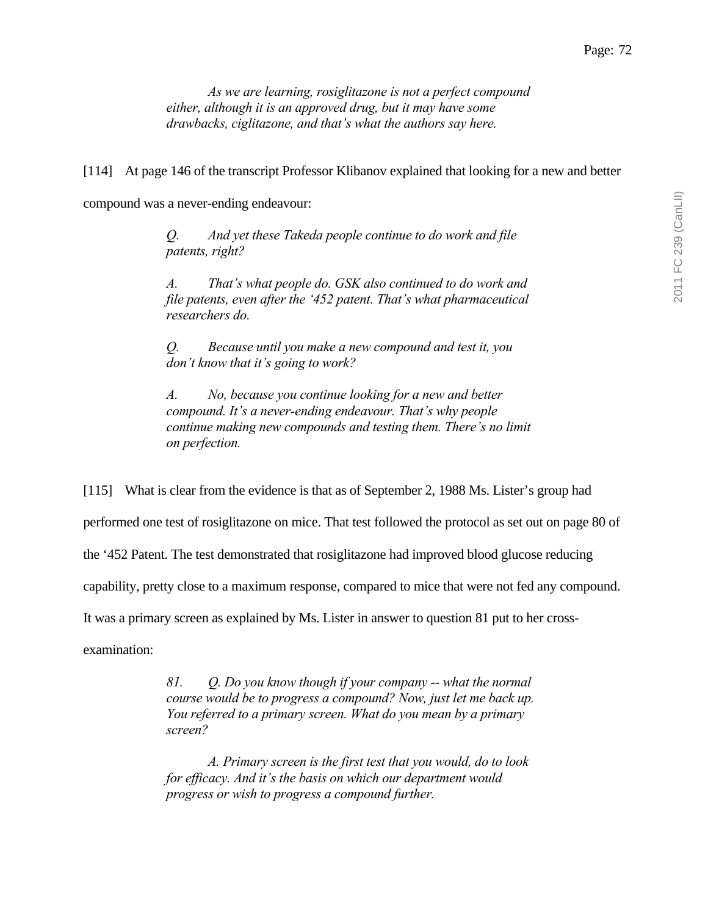> *As we are learning, rosiglitazone is not a perfect compound either, although it is an approved drug, but it may have some drawbacks, ciglitazone, and that's what the authors say here.*

[114] At page 146 of the transcript Professor Klibanov explained that looking for a new and better compound was a never-ending endeavour:

> *Q. And yet these Takeda people continue to do work and file patents, right?*
>
> *A. That's what people do. GSK also continued to do work and file patents, even after the '452 patent. That's what pharmaceutical researchers do.*
>
> *Q. Because until you make a new compound and test it, you don't know that it's going to work?*
>
> *A. No, because you continue looking for a new and better compound. It's a never-ending endeavour. That's why people continue making new compounds and testing them. There's no limit on perfection.*

[115] What is clear from the evidence is that as of September 2, 1988 Ms. Lister's group had performed one test of rosiglitazone on mice. That test followed the protocol as set out on page 80 of the '452 Patent. The test demonstrated that rosiglitazone had improved blood glucose reducing capability, pretty close to a maximum response, compared to mice that were not fed any compound. It was a primary screen as explained by Ms. Lister in answer to question 81 put to her cross-examination:

> *81. Q. Do you know though if your company -- what the normal course would be to progress a compound? Now, just let me back up. You referred to a primary screen. What do you mean by a primary screen?*
>
> *A. Primary screen is the first test that you would, do to look for efficacy. And it's the basis on which our department would progress or wish to progress a compound further.*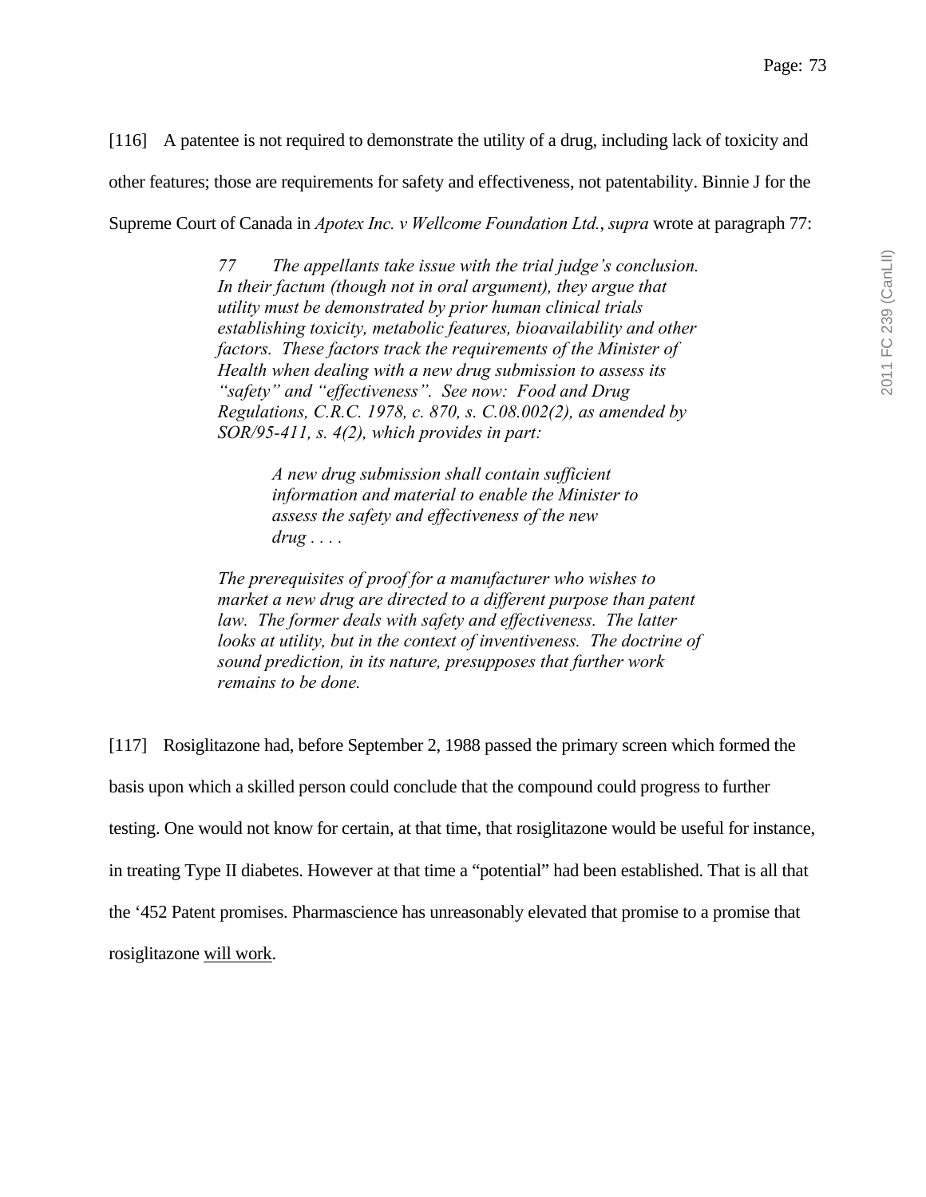[116] A patentee is not required to demonstrate the utility of a drug, including lack of toxicity and other features; those are requirements for safety and effectiveness, not patentability. Binnie J for the Supreme Court of Canada in *Apotex Inc. v Wellcome Foundation Ltd.*, *supra* wrote at paragraph 77:

> *77 The appellants take issue with the trial judge's conclusion. In their factum (though not in oral argument), they argue that utility must be demonstrated by prior human clinical trials establishing toxicity, metabolic features, bioavailability and other factors. These factors track the requirements of the Minister of Health when dealing with a new drug submission to assess its "safety" and "effectiveness". See now: Food and Drug Regulations, C.R.C. 1978, c. 870, s. C.08.002(2), as amended by SOR/95-411, s. 4(2), which provides in part:*
>
> > *A new drug submission shall contain sufficient information and material to enable the Minister to assess the safety and effectiveness of the new drug . . . .*
>
> *The prerequisites of proof for a manufacturer who wishes to market a new drug are directed to a different purpose than patent law. The former deals with safety and effectiveness. The latter looks at utility, but in the context of inventiveness. The doctrine of sound prediction, in its nature, presupposes that further work remains to be done.*

[117] Rosiglitazone had, before September 2, 1988 passed the primary screen which formed the basis upon which a skilled person could conclude that the compound could progress to further testing. One would not know for certain, at that time, that rosiglitazone would be useful for instance, in treating Type II diabetes. However at that time a "potential" had been established. That is all that the '452 Patent promises. Pharmascience has unreasonably elevated that promise to a promise that rosiglitazone <u>will work</u>.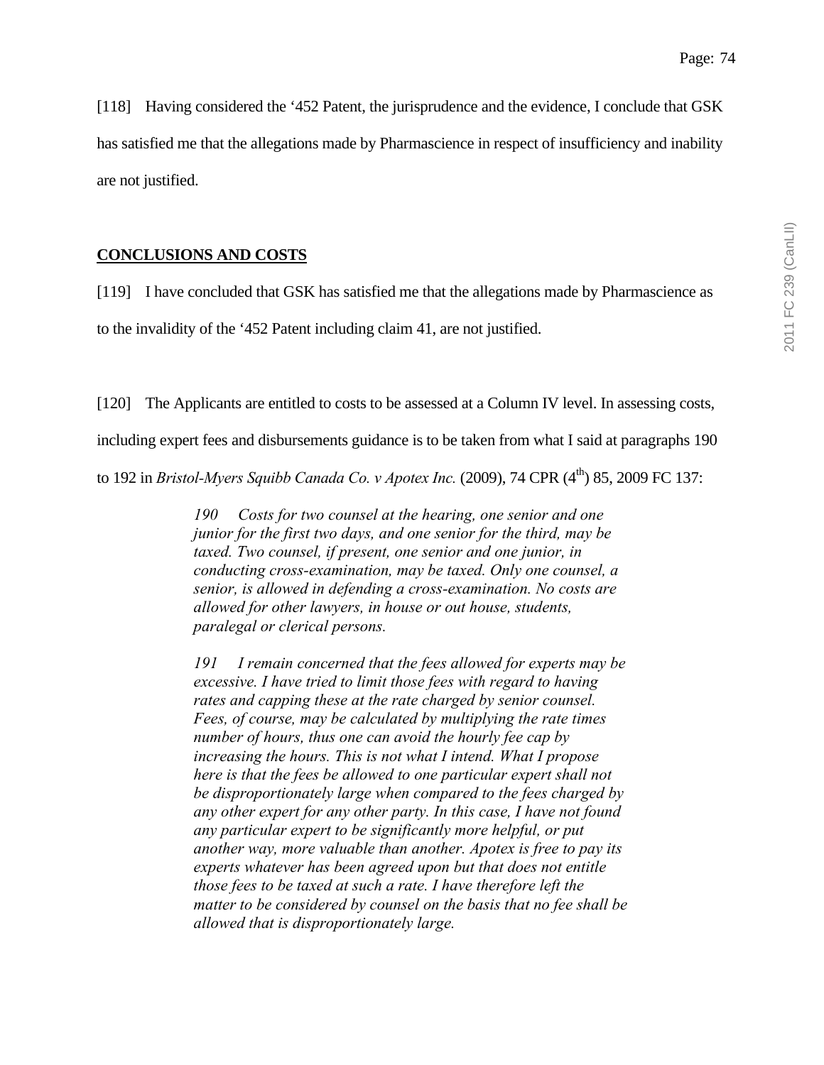[118] Having considered the ‘452 Patent, the jurisprudence and the evidence, I conclude that GSK has satisfied me that the allegations made by Pharmascience in respect of insufficiency and inability are not justified.

## CONCLUSIONS AND COSTS

[119] I have concluded that GSK has satisfied me that the allegations made by Pharmascience as to the invalidity of the ‘452 Patent including claim 41, are not justified.

[120] The Applicants are entitled to costs to be assessed at a Column IV level. In assessing costs, including expert fees and disbursements guidance is to be taken from what I said at paragraphs 190 to 192 in *Bristol-Myers Squibb Canada Co. v Apotex Inc.* (2009), 74 CPR (4th) 85, 2009 FC 137:

> *190 Costs for two counsel at the hearing, one senior and one junior for the first two days, and one senior for the third, may be taxed. Two counsel, if present, one senior and one junior, in conducting cross-examination, may be taxed. Only one counsel, a senior, is allowed in defending a cross-examination. No costs are allowed for other lawyers, in house or out house, students, paralegal or clerical persons.*
>
> *191 I remain concerned that the fees allowed for experts may be excessive. I have tried to limit those fees with regard to having rates and capping these at the rate charged by senior counsel. Fees, of course, may be calculated by multiplying the rate times number of hours, thus one can avoid the hourly fee cap by increasing the hours. This is not what I intend. What I propose here is that the fees be allowed to one particular expert shall not be disproportionately large when compared to the fees charged by any other expert for any other party. In this case, I have not found any particular expert to be significantly more helpful, or put another way, more valuable than another. Apotex is free to pay its experts whatever has been agreed upon but that does not entitle those fees to be taxed at such a rate. I have therefore left the matter to be considered by counsel on the basis that no fee shall be allowed that is disproportionately large.*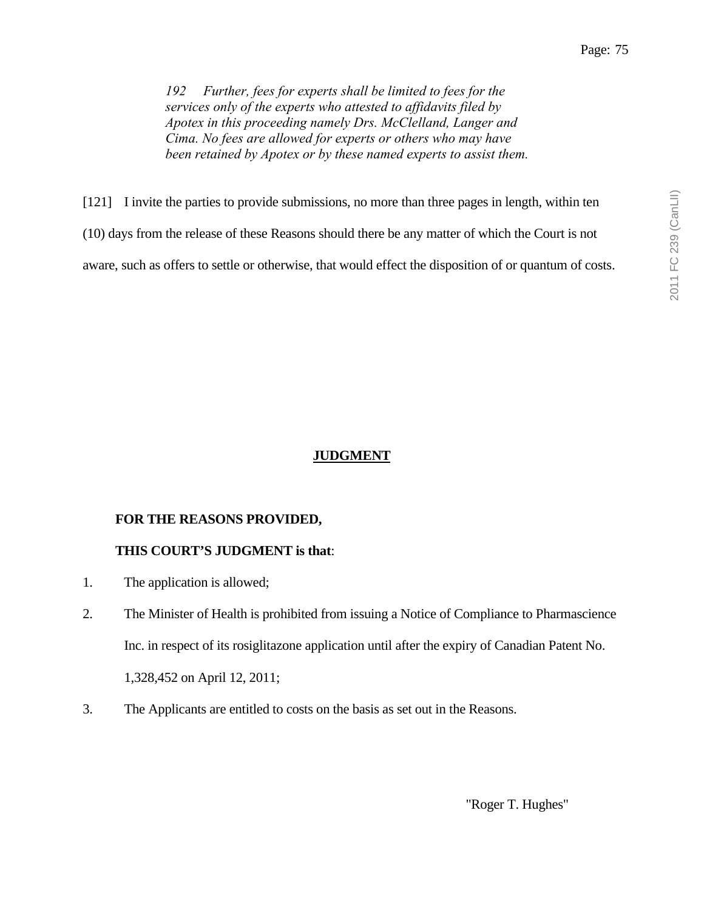> *192     Further, fees for experts shall be limited to fees for the services only of the experts who attested to affidavits filed by Apotex in this proceeding namely Drs. McClelland, Langer and Cima. No fees are allowed for experts or others who may have been retained by Apotex or by these named experts to assist them.*

[121] I invite the parties to provide submissions, no more than three pages in length, within ten (10) days from the release of these Reasons should there be any matter of which the Court is not aware, such as offers to settle or otherwise, that would effect the disposition of or quantum of costs.

## JUDGMENT

**FOR THE REASONS PROVIDED,**

**THIS COURT'S JUDGMENT is that**:

1. The application is allowed;
2. The Minister of Health is prohibited from issuing a Notice of Compliance to Pharmascience Inc. in respect of its rosiglitazone application until after the expiry of Canadian Patent No. 1,328,452 on April 12, 2011;
3. The Applicants are entitled to costs on the basis as set out in the Reasons.

"Roger T. Hughes"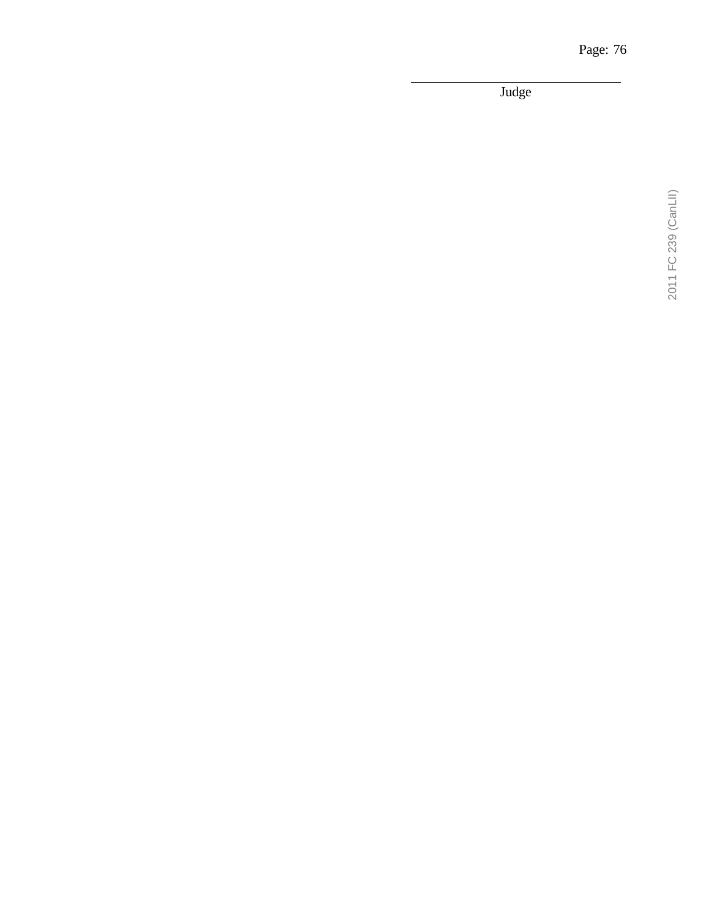\_\_\_\_\_\_\_\_\_\_\_\_\_\_\_\_\_\_\_\_\_\_\_\_\_\_\_\_\_\_\_\_\_\_\_\_

Judge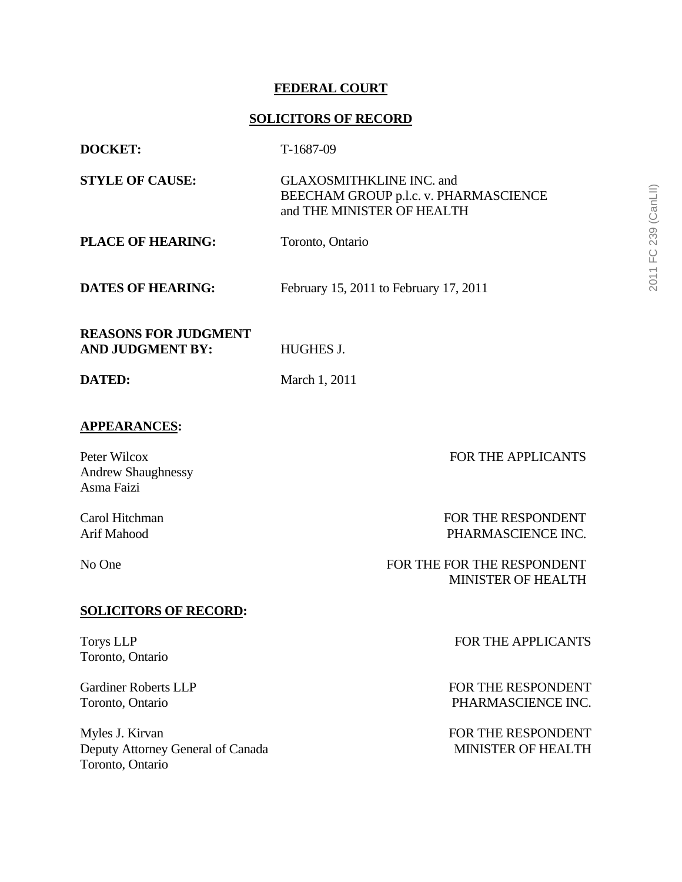# FEDERAL COURT

## SOLICITORS OF RECORD

| | |
|---|---|
| **DOCKET:** | T-1687-09 |
| **STYLE OF CAUSE:** | GLAXOSMITHKLINE INC. and BEECHAM GROUP p.l.c. v. PHARMASCIENCE and THE MINISTER OF HEALTH |
| **PLACE OF HEARING:** | Toronto, Ontario |
| **DATES OF HEARING:** | February 15, 2011 to February 17, 2011 |
| **REASONS FOR JUDGMENT AND JUDGMENT BY:** | HUGHES J. |
| **DATED:** | March 1, 2011 |

## APPEARANCES:

| | |
|---|---|
| Peter Wilcox<br>Andrew Shaughnessy<br>Asma Faizi | FOR THE APPLICANTS |
| Carol Hitchman<br>Arif Mahood | FOR THE RESPONDENT PHARMASCIENCE INC. |
| No One | FOR THE FOR THE RESPONDENT MINISTER OF HEALTH |

## SOLICITORS OF RECORD:

| | |
|---|---|
| Torys LLP<br>Toronto, Ontario | FOR THE APPLICANTS |
| Gardiner Roberts LLP<br>Toronto, Ontario | FOR THE RESPONDENT PHARMASCIENCE INC. |
| Myles J. Kirvan<br>Deputy Attorney General of Canada<br>Toronto, Ontario | FOR THE RESPONDENT MINISTER OF HEALTH |